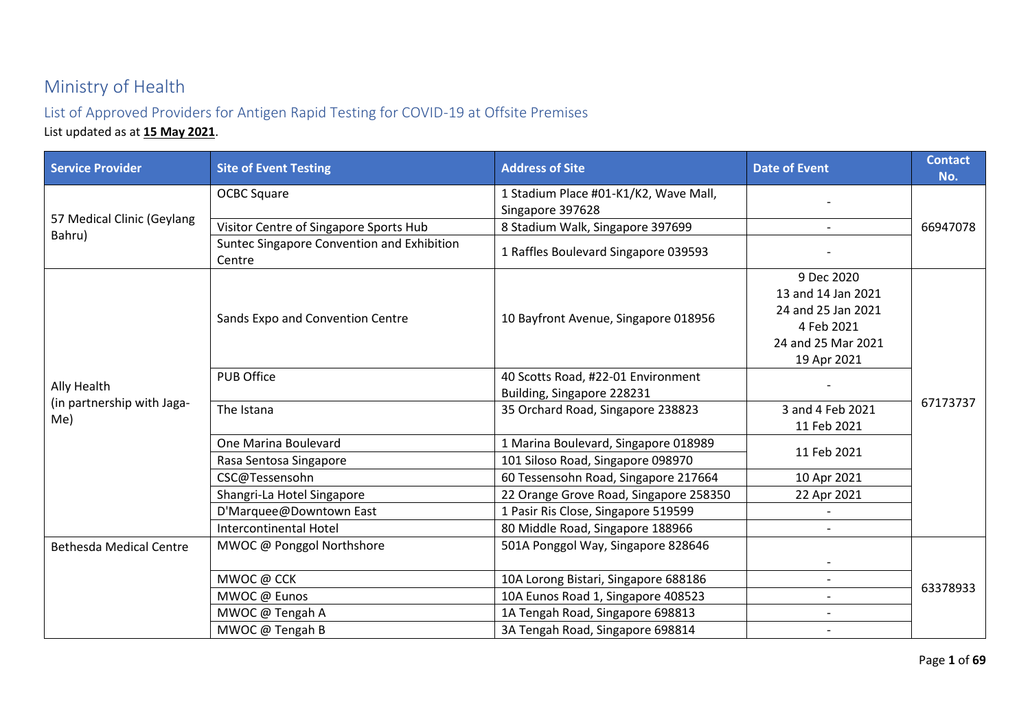# Ministry of Health

## List of Approved Providers for Antigen Rapid Testing for COVID-19 at Offsite Premises

List updated as at **15 May 2021**.

| Service Provider | Site of Event Testing | Address of Site | Date of Event | Contact No. |
|---|---|---|---|---|
| 57 Medical Clinic (Geylang Bahru) | OCBC Square | 1 Stadium Place #01-K1/K2, Wave Mall, Singapore 397628 | - | 66947078 |
| | Visitor Centre of Singapore Sports Hub | 8 Stadium Walk, Singapore 397699 | - | |
| | Suntec Singapore Convention and Exhibition Centre | 1 Raffles Boulevard Singapore 039593 | - | |
| Ally Health (in partnership with Jaga-Me) | Sands Expo and Convention Centre | 10 Bayfront Avenue, Singapore 018956 | 9 Dec 2020<br>13 and 14 Jan 2021<br>24 and 25 Jan 2021<br>4 Feb 2021<br>24 and 25 Mar 2021<br>19 Apr 2021 | 67173737 |
| | PUB Office | 40 Scotts Road, #22-01 Environment Building, Singapore 228231 | - | |
| | The Istana | 35 Orchard Road, Singapore 238823 | 3 and 4 Feb 2021<br>11 Feb 2021 | |
| | One Marina Boulevard | 1 Marina Boulevard, Singapore 018989 | 11 Feb 2021 | |
| | Rasa Sentosa Singapore | 101 Siloso Road, Singapore 098970 | 11 Feb 2021 | |
| | CSC@Tessensohn | 60 Tessensohn Road, Singapore 217664 | 10 Apr 2021 | |
| | Shangri-La Hotel Singapore | 22 Orange Grove Road, Singapore 258350 | 22 Apr 2021 | |
| | D'Marquee@Downtown East | 1 Pasir Ris Close, Singapore 519599 | - | |
| | Intercontinental Hotel | 80 Middle Road, Singapore 188966 | - | |
| Bethesda Medical Centre | MWOC @ Ponggol Northshore | 501A Ponggol Way, Singapore 828646 | - | 63378933 |
| | MWOC @ CCK | 10A Lorong Bistari, Singapore 688186 | - | |
| | MWOC @ Eunos | 10A Eunos Road 1, Singapore 408523 | - | |
| | MWOC @ Tengah A | 1A Tengah Road, Singapore 698813 | - | |
| | MWOC @ Tengah B | 3A Tengah Road, Singapore 698814 | - | |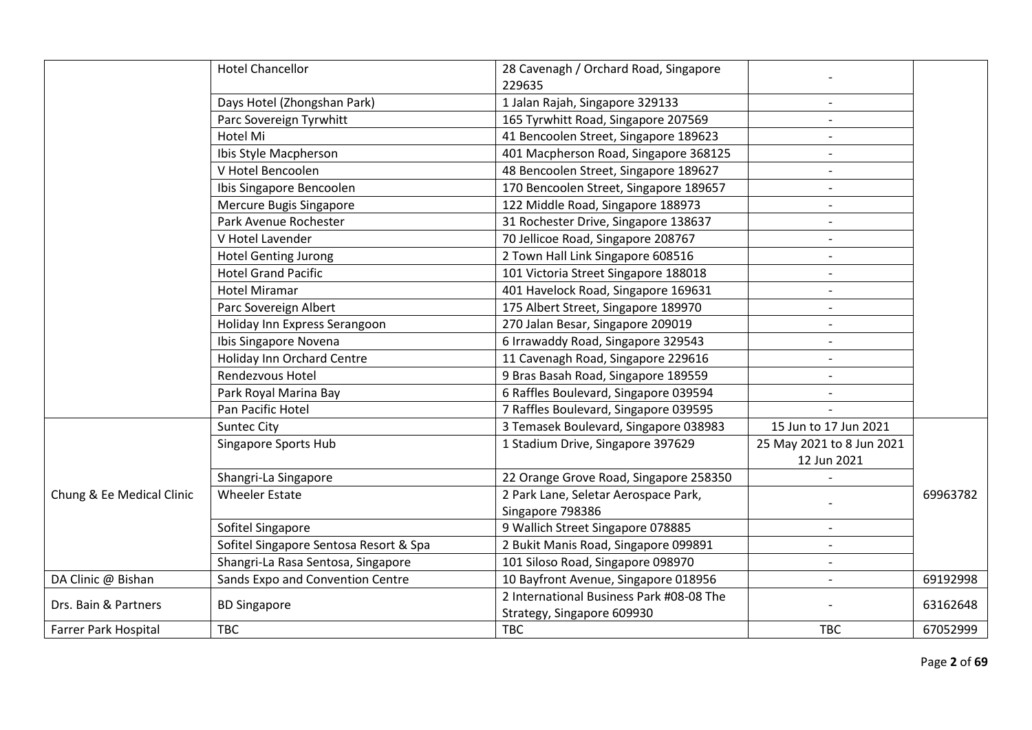| | | | | |
|---|---|---|---|---|
| | Hotel Chancellor | 28 Cavenagh / Orchard Road, Singapore 229635 | - | |
| | Days Hotel (Zhongshan Park) | 1 Jalan Rajah, Singapore 329133 | - | |
| | Parc Sovereign Tyrwhitt | 165 Tyrwhitt Road, Singapore 207569 | - | |
| | Hotel Mi | 41 Bencoolen Street, Singapore 189623 | - | |
| | Ibis Style Macpherson | 401 Macpherson Road, Singapore 368125 | - | |
| | V Hotel Bencoolen | 48 Bencoolen Street, Singapore 189627 | - | |
| | Ibis Singapore Bencoolen | 170 Bencoolen Street, Singapore 189657 | - | |
| | Mercure Bugis Singapore | 122 Middle Road, Singapore 188973 | - | |
| | Park Avenue Rochester | 31 Rochester Drive, Singapore 138637 | - | |
| | V Hotel Lavender | 70 Jellicoe Road, Singapore 208767 | - | |
| | Hotel Genting Jurong | 2 Town Hall Link Singapore 608516 | - | |
| | Hotel Grand Pacific | 101 Victoria Street Singapore 188018 | - | |
| | Hotel Miramar | 401 Havelock Road, Singapore 169631 | - | |
| | Parc Sovereign Albert | 175 Albert Street, Singapore 189970 | - | |
| | Holiday Inn Express Serangoon | 270 Jalan Besar, Singapore 209019 | - | |
| | Ibis Singapore Novena | 6 Irrawaddy Road, Singapore 329543 | - | |
| | Holiday Inn Orchard Centre | 11 Cavenagh Road, Singapore 229616 | - | |
| | Rendezvous Hotel | 9 Bras Basah Road, Singapore 189559 | - | |
| | Park Royal Marina Bay | 6 Raffles Boulevard, Singapore 039594 | - | |
| | Pan Pacific Hotel | 7 Raffles Boulevard, Singapore 039595 | - | |
| Chung & Ee Medical Clinic | Suntec City | 3 Temasek Boulevard, Singapore 038983 | 15 Jun to 17 Jun 2021 | 69963782 |
| | Singapore Sports Hub | 1 Stadium Drive, Singapore 397629 | 25 May 2021 to 8 Jun 2021<br>12 Jun 2021 | |
| | Shangri-La Singapore | 22 Orange Grove Road, Singapore 258350 | - | |
| | Wheeler Estate | 2 Park Lane, Seletar Aerospace Park, Singapore 798386 | - | |
| | Sofitel Singapore | 9 Wallich Street Singapore 078885 | - | |
| | Sofitel Singapore Sentosa Resort & Spa | 2 Bukit Manis Road, Singapore 099891 | - | |
| | Shangri-La Rasa Sentosa, Singapore | 101 Siloso Road, Singapore 098970 | - | |
| DA Clinic @ Bishan | Sands Expo and Convention Centre | 10 Bayfront Avenue, Singapore 018956 | - | 69192998 |
| Drs. Bain & Partners | BD Singapore | 2 International Business Park #08-08 The Strategy, Singapore 609930 | - | 63162648 |
| Farrer Park Hospital | TBC | TBC | TBC | 67052999 |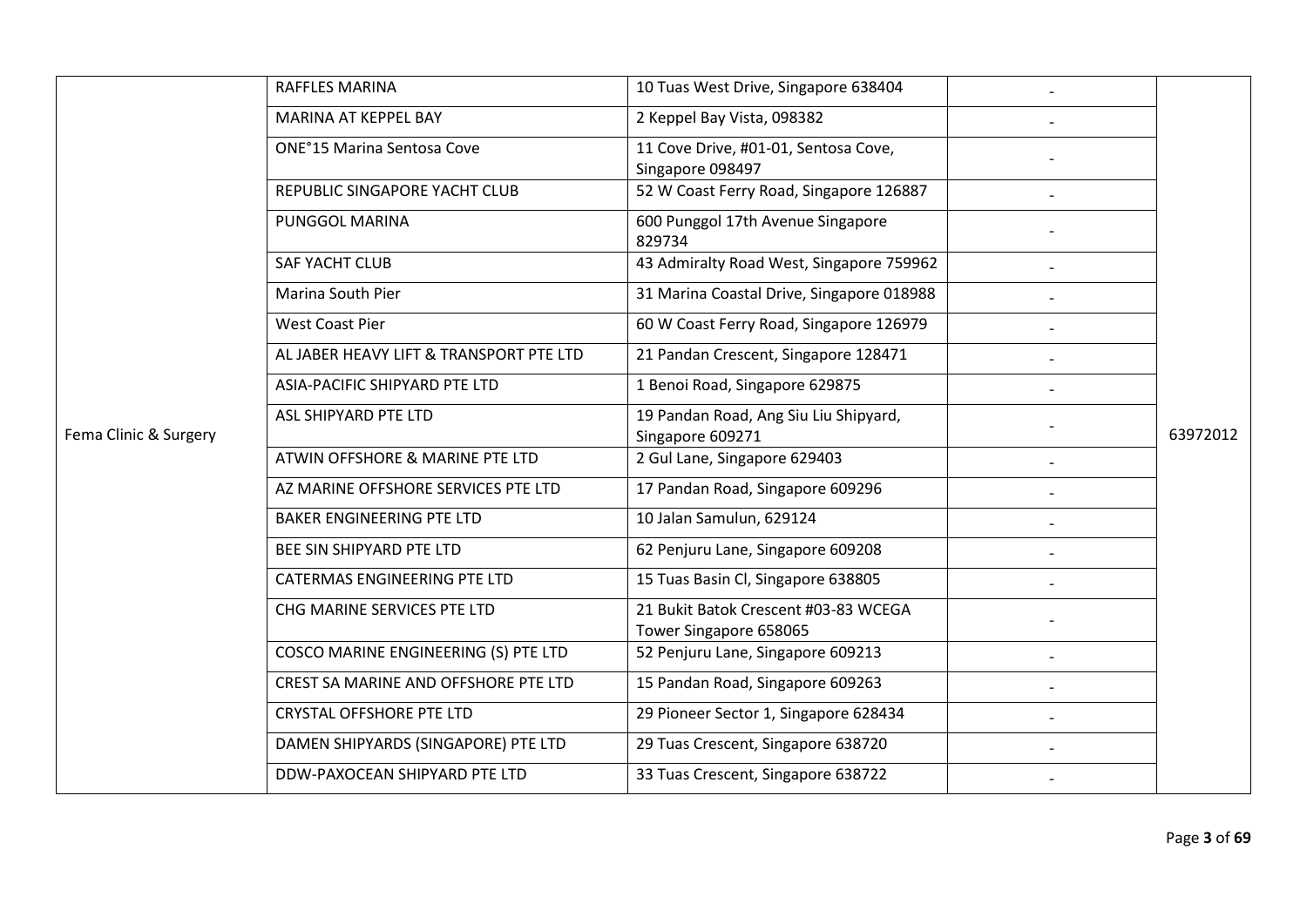| | | | | |
|---|---|---|---|---|
| Fema Clinic & Surgery | RAFFLES MARINA | 10 Tuas West Drive, Singapore 638404 | - | 63972012 |
| | MARINA AT KEPPEL BAY | 2 Keppel Bay Vista, 098382 | - | |
| | ONE°15 Marina Sentosa Cove | 11 Cove Drive, #01-01, Sentosa Cove, Singapore 098497 | - | |
| | REPUBLIC SINGAPORE YACHT CLUB | 52 W Coast Ferry Road, Singapore 126887 | - | |
| | PUNGGOL MARINA | 600 Punggol 17th Avenue Singapore 829734 | - | |
| | SAF YACHT CLUB | 43 Admiralty Road West, Singapore 759962 | - | |
| | Marina South Pier | 31 Marina Coastal Drive, Singapore 018988 | - | |
| | West Coast Pier | 60 W Coast Ferry Road, Singapore 126979 | - | |
| | AL JABER HEAVY LIFT & TRANSPORT PTE LTD | 21 Pandan Crescent, Singapore 128471 | - | |
| | ASIA-PACIFIC SHIPYARD PTE LTD | 1 Benoi Road, Singapore 629875 | - | |
| | ASL SHIPYARD PTE LTD | 19 Pandan Road, Ang Siu Liu Shipyard, Singapore 609271 | - | |
| | ATWIN OFFSHORE & MARINE PTE LTD | 2 Gul Lane, Singapore 629403 | - | |
| | AZ MARINE OFFSHORE SERVICES PTE LTD | 17 Pandan Road, Singapore 609296 | - | |
| | BAKER ENGINEERING PTE LTD | 10 Jalan Samulun, 629124 | - | |
| | BEE SIN SHIPYARD PTE LTD | 62 Penjuru Lane, Singapore 609208 | - | |
| | CATERMAS ENGINEERING PTE LTD | 15 Tuas Basin Cl, Singapore 638805 | - | |
| | CHG MARINE SERVICES PTE LTD | 21 Bukit Batok Crescent #03-83 WCEGA Tower Singapore 658065 | - | |
| | COSCO MARINE ENGINEERING (S) PTE LTD | 52 Penjuru Lane, Singapore 609213 | - | |
| | CREST SA MARINE AND OFFSHORE PTE LTD | 15 Pandan Road, Singapore 609263 | - | |
| | CRYSTAL OFFSHORE PTE LTD | 29 Pioneer Sector 1, Singapore 628434 | - | |
| | DAMEN SHIPYARDS (SINGAPORE) PTE LTD | 29 Tuas Crescent, Singapore 638720 | - | |
| | DDW-PAXOCEAN SHIPYARD PTE LTD | 33 Tuas Crescent, Singapore 638722 | - | |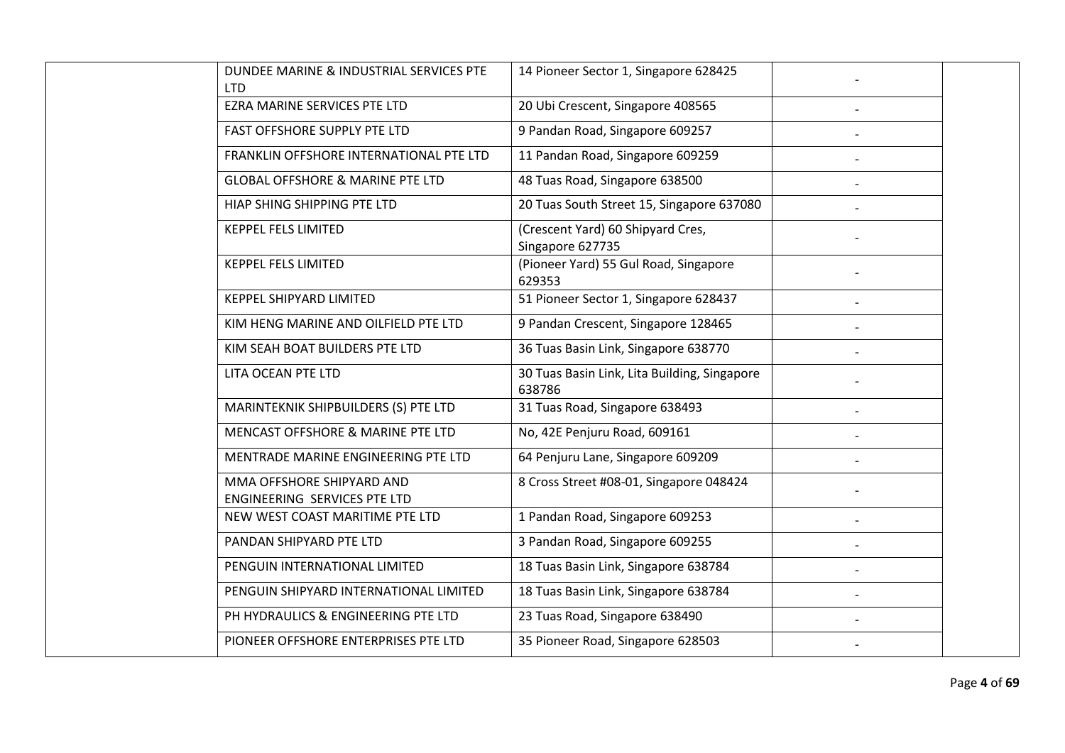| | | | | |
|---|---|---|---|---|
| | DUNDEE MARINE & INDUSTRIAL SERVICES PTE LTD | 14 Pioneer Sector 1, Singapore 628425 | - | |
| | EZRA MARINE SERVICES PTE LTD | 20 Ubi Crescent, Singapore 408565 | - | |
| | FAST OFFSHORE SUPPLY PTE LTD | 9 Pandan Road, Singapore 609257 | - | |
| | FRANKLIN OFFSHORE INTERNATIONAL PTE LTD | 11 Pandan Road, Singapore 609259 | - | |
| | GLOBAL OFFSHORE & MARINE PTE LTD | 48 Tuas Road, Singapore 638500 | - | |
| | HIAP SHING SHIPPING PTE LTD | 20 Tuas South Street 15, Singapore 637080 | - | |
| | KEPPEL FELS LIMITED | (Crescent Yard) 60 Shipyard Cres, Singapore 627735 | - | |
| | KEPPEL FELS LIMITED | (Pioneer Yard) 55 Gul Road, Singapore 629353 | - | |
| | KEPPEL SHIPYARD LIMITED | 51 Pioneer Sector 1, Singapore 628437 | - | |
| | KIM HENG MARINE AND OILFIELD PTE LTD | 9 Pandan Crescent, Singapore 128465 | - | |
| | KIM SEAH BOAT BUILDERS PTE LTD | 36 Tuas Basin Link, Singapore 638770 | - | |
| | LITA OCEAN PTE LTD | 30 Tuas Basin Link, Lita Building, Singapore 638786 | - | |
| | MARINTEKNIK SHIPBUILDERS (S) PTE LTD | 31 Tuas Road, Singapore 638493 | - | |
| | MENCAST OFFSHORE & MARINE PTE LTD | No, 42E Penjuru Road, 609161 | - | |
| | MENTRADE MARINE ENGINEERING PTE LTD | 64 Penjuru Lane, Singapore 609209 | - | |
| | MMA OFFSHORE SHIPYARD AND ENGINEERING SERVICES PTE LTD | 8 Cross Street #08-01, Singapore 048424 | - | |
| | NEW WEST COAST MARITIME PTE LTD | 1 Pandan Road, Singapore 609253 | - | |
| | PANDAN SHIPYARD PTE LTD | 3 Pandan Road, Singapore 609255 | - | |
| | PENGUIN INTERNATIONAL LIMITED | 18 Tuas Basin Link, Singapore 638784 | - | |
| | PENGUIN SHIPYARD INTERNATIONAL LIMITED | 18 Tuas Basin Link, Singapore 638784 | - | |
| | PH HYDRAULICS & ENGINEERING PTE LTD | 23 Tuas Road, Singapore 638490 | - | |
| | PIONEER OFFSHORE ENTERPRISES PTE LTD | 35 Pioneer Road, Singapore 628503 | - | |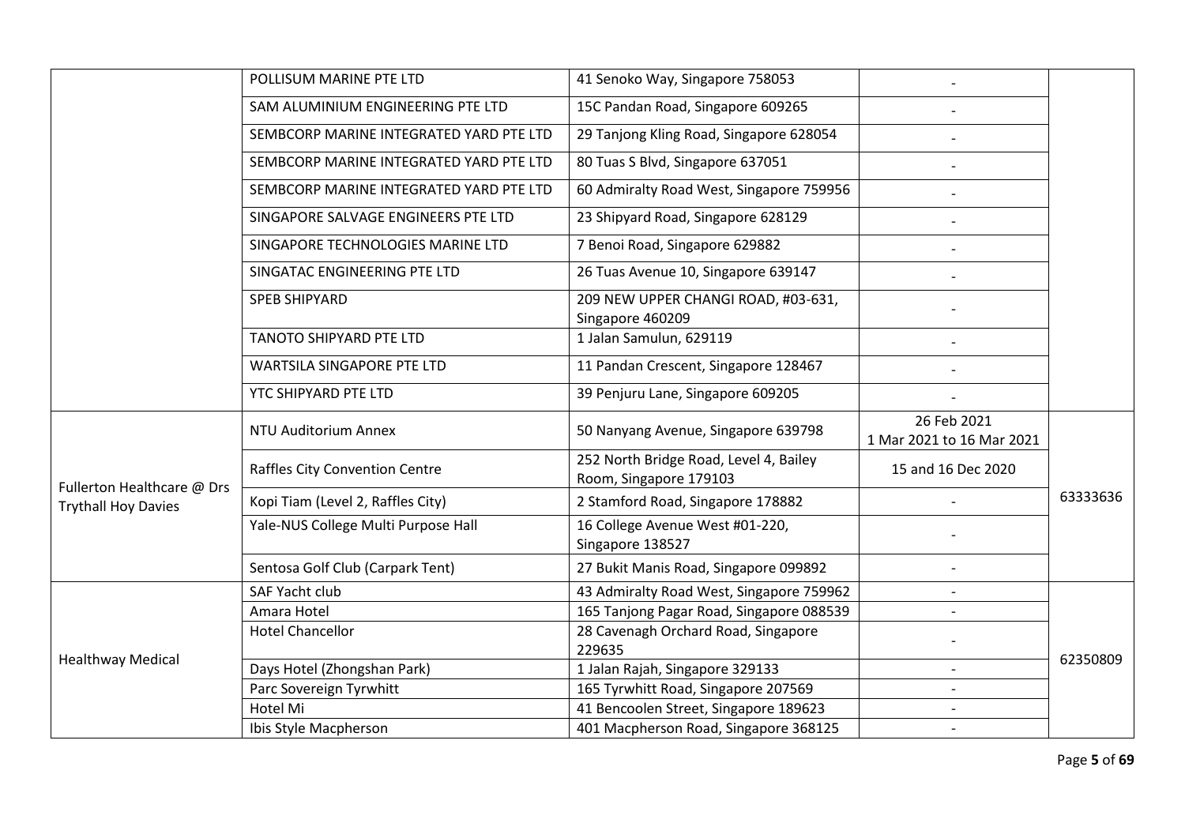| | | | | |
|---|---|---|---|---|
| | POLLISUM MARINE PTE LTD | 41 Senoko Way, Singapore 758053 | - | |
| | SAM ALUMINIUM ENGINEERING PTE LTD | 15C Pandan Road, Singapore 609265 | - | |
| | SEMBCORP MARINE INTEGRATED YARD PTE LTD | 29 Tanjong Kling Road, Singapore 628054 | - | |
| | SEMBCORP MARINE INTEGRATED YARD PTE LTD | 80 Tuas S Blvd, Singapore 637051 | - | |
| | SEMBCORP MARINE INTEGRATED YARD PTE LTD | 60 Admiralty Road West, Singapore 759956 | - | |
| | SINGAPORE SALVAGE ENGINEERS PTE LTD | 23 Shipyard Road, Singapore 628129 | - | |
| | SINGAPORE TECHNOLOGIES MARINE LTD | 7 Benoi Road, Singapore 629882 | - | |
| | SINGATAC ENGINEERING PTE LTD | 26 Tuas Avenue 10, Singapore 639147 | - | |
| | SPEB SHIPYARD | 209 NEW UPPER CHANGI ROAD, #03-631, Singapore 460209 | - | |
| | TANOTO SHIPYARD PTE LTD | 1 Jalan Samulun, 629119 | - | |
| | WARTSILA SINGAPORE PTE LTD | 11 Pandan Crescent, Singapore 128467 | - | |
| | YTC SHIPYARD PTE LTD | 39 Penjuru Lane, Singapore 609205 | - | |
| Fullerton Healthcare @ Drs Trythall Hoy Davies | NTU Auditorium Annex | 50 Nanyang Avenue, Singapore 639798 | 26 Feb 2021<br>1 Mar 2021 to 16 Mar 2021 | 63333636 |
| | Raffles City Convention Centre | 252 North Bridge Road, Level 4, Bailey Room, Singapore 179103 | 15 and 16 Dec 2020 | |
| | Kopi Tiam (Level 2, Raffles City) | 2 Stamford Road, Singapore 178882 | - | |
| | Yale-NUS College Multi Purpose Hall | 16 College Avenue West #01-220, Singapore 138527 | - | |
| | Sentosa Golf Club (Carpark Tent) | 27 Bukit Manis Road, Singapore 099892 | - | |
| Healthway Medical | SAF Yacht club | 43 Admiralty Road West, Singapore 759962 | - | 62350809 |
| | Amara Hotel | 165 Tanjong Pagar Road, Singapore 088539 | - | |
| | Hotel Chancellor | 28 Cavenagh Orchard Road, Singapore 229635 | - | |
| | Days Hotel (Zhongshan Park) | 1 Jalan Rajah, Singapore 329133 | - | |
| | Parc Sovereign Tyrwhitt | 165 Tyrwhitt Road, Singapore 207569 | - | |
| | Hotel Mi | 41 Bencoolen Street, Singapore 189623 | - | |
| | Ibis Style Macpherson | 401 Macpherson Road, Singapore 368125 | - | |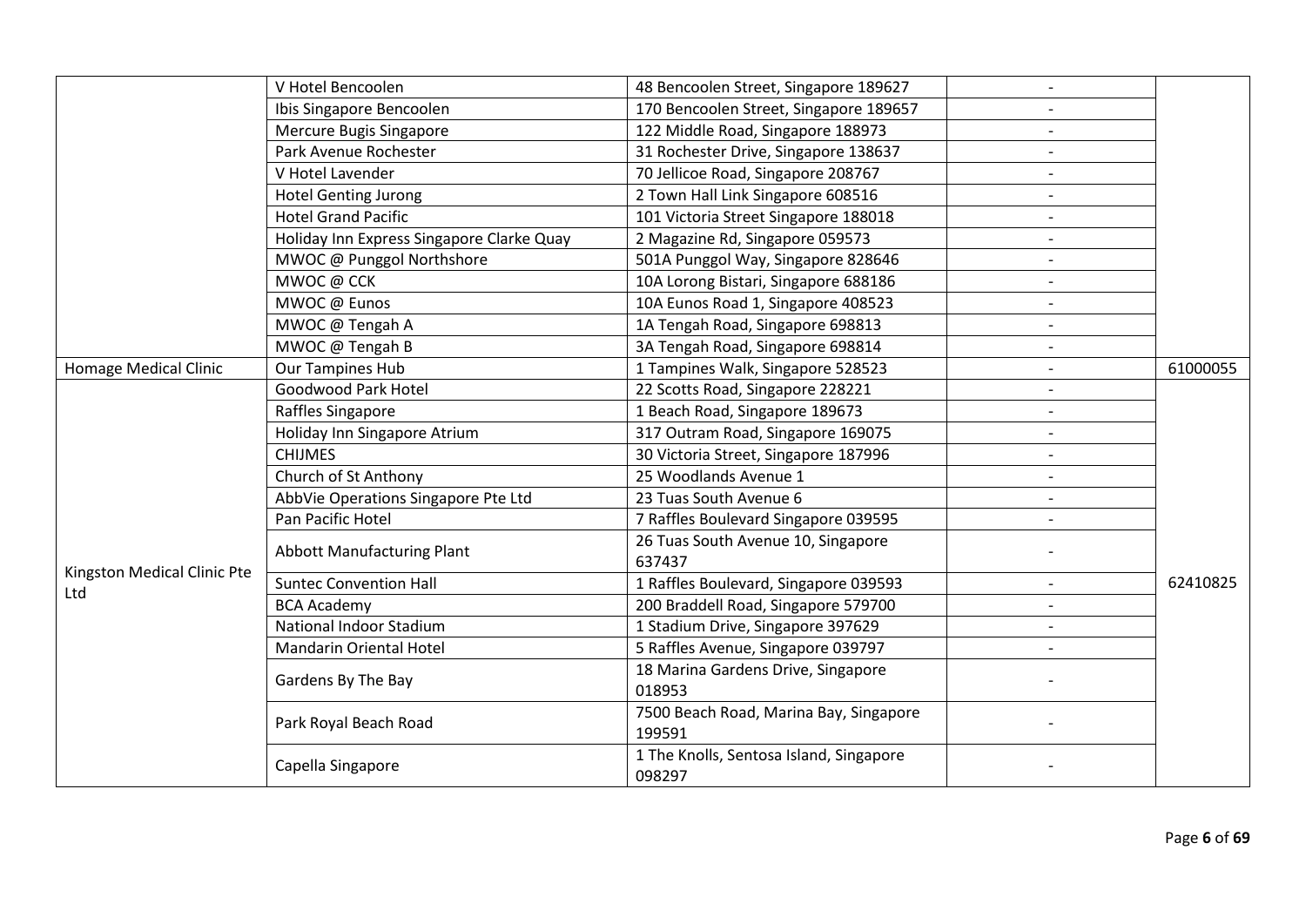| | | | | |
|---|---|---|---|---|
| | V Hotel Bencoolen | 48 Bencoolen Street, Singapore 189627 | - | |
| | Ibis Singapore Bencoolen | 170 Bencoolen Street, Singapore 189657 | - | |
| | Mercure Bugis Singapore | 122 Middle Road, Singapore 188973 | - | |
| | Park Avenue Rochester | 31 Rochester Drive, Singapore 138637 | - | |
| | V Hotel Lavender | 70 Jellicoe Road, Singapore 208767 | - | |
| | Hotel Genting Jurong | 2 Town Hall Link Singapore 608516 | - | |
| | Hotel Grand Pacific | 101 Victoria Street Singapore 188018 | - | |
| | Holiday Inn Express Singapore Clarke Quay | 2 Magazine Rd, Singapore 059573 | - | |
| | MWOC @ Punggol Northshore | 501A Punggol Way, Singapore 828646 | - | |
| | MWOC @ CCK | 10A Lorong Bistari, Singapore 688186 | - | |
| | MWOC @ Eunos | 10A Eunos Road 1, Singapore 408523 | - | |
| | MWOC @ Tengah A | 1A Tengah Road, Singapore 698813 | - | |
| | MWOC @ Tengah B | 3A Tengah Road, Singapore 698814 | - | |
| Homage Medical Clinic | Our Tampines Hub | 1 Tampines Walk, Singapore 528523 | - | 61000055 |
| Kingston Medical Clinic Pte Ltd | Goodwood Park Hotel | 22 Scotts Road, Singapore 228221 | - | 62410825 |
| | Raffles Singapore | 1 Beach Road, Singapore 189673 | - | |
| | Holiday Inn Singapore Atrium | 317 Outram Road, Singapore 169075 | - | |
| | CHIJMES | 30 Victoria Street, Singapore 187996 | - | |
| | Church of St Anthony | 25 Woodlands Avenue 1 | - | |
| | AbbVie Operations Singapore Pte Ltd | 23 Tuas South Avenue 6 | - | |
| | Pan Pacific Hotel | 7 Raffles Boulevard Singapore 039595 | - | |
| | Abbott Manufacturing Plant | 26 Tuas South Avenue 10, Singapore 637437 | - | |
| | Suntec Convention Hall | 1 Raffles Boulevard, Singapore 039593 | - | |
| | BCA Academy | 200 Braddell Road, Singapore 579700 | - | |
| | National Indoor Stadium | 1 Stadium Drive, Singapore 397629 | - | |
| | Mandarin Oriental Hotel | 5 Raffles Avenue, Singapore 039797 | - | |
| | Gardens By The Bay | 18 Marina Gardens Drive, Singapore 018953 | - | |
| | Park Royal Beach Road | 7500 Beach Road, Marina Bay, Singapore 199591 | - | |
| | Capella Singapore | 1 The Knolls, Sentosa Island, Singapore 098297 | - | |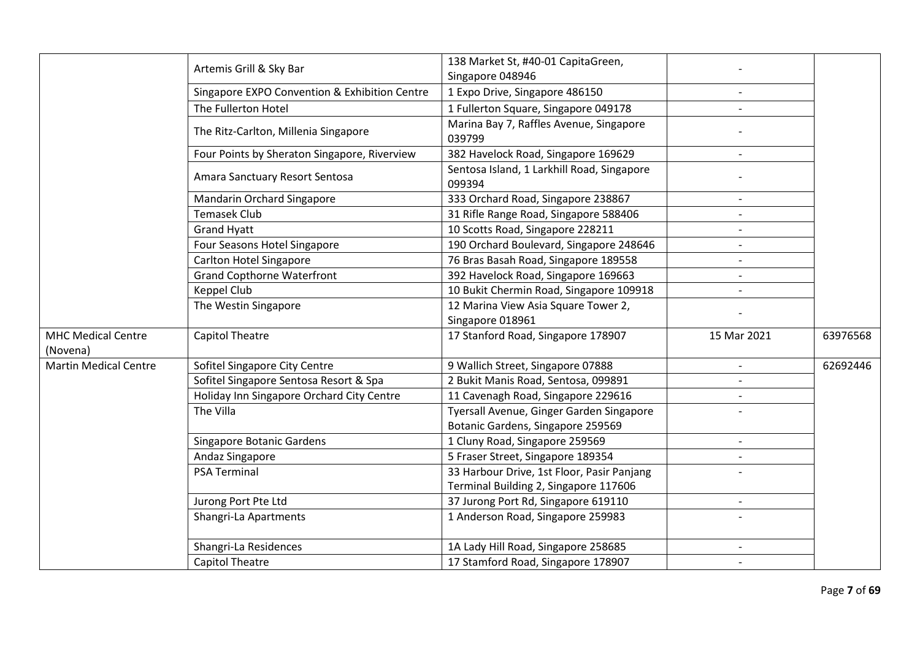| | | | | |
|---|---|---|---|---|
| | Artemis Grill & Sky Bar | 138 Market St, #40-01 CapitaGreen, Singapore 048946 | - | |
| | Singapore EXPO Convention & Exhibition Centre | 1 Expo Drive, Singapore 486150 | - | |
| | The Fullerton Hotel | 1 Fullerton Square, Singapore 049178 | - | |
| | The Ritz-Carlton, Millenia Singapore | Marina Bay 7, Raffles Avenue, Singapore 039799 | - | |
| | Four Points by Sheraton Singapore, Riverview | 382 Havelock Road, Singapore 169629 | - | |
| | Amara Sanctuary Resort Sentosa | Sentosa Island, 1 Larkhill Road, Singapore 099394 | - | |
| | Mandarin Orchard Singapore | 333 Orchard Road, Singapore 238867 | - | |
| | Temasek Club | 31 Rifle Range Road, Singapore 588406 | - | |
| | Grand Hyatt | 10 Scotts Road, Singapore 228211 | - | |
| | Four Seasons Hotel Singapore | 190 Orchard Boulevard, Singapore 248646 | - | |
| | Carlton Hotel Singapore | 76 Bras Basah Road, Singapore 189558 | - | |
| | Grand Copthorne Waterfront | 392 Havelock Road, Singapore 169663 | - | |
| | Keppel Club | 10 Bukit Chermin Road, Singapore 109918 | - | |
| | The Westin Singapore | 12 Marina View Asia Square Tower 2, Singapore 018961 | - | |
| MHC Medical Centre (Novena) | Capitol Theatre | 17 Stanford Road, Singapore 178907 | 15 Mar 2021 | 63976568 |
| Martin Medical Centre | Sofitel Singapore City Centre | 9 Wallich Street, Singapore 07888 | - | 62692446 |
| | Sofitel Singapore Sentosa Resort & Spa | 2 Bukit Manis Road, Sentosa, 099891 | - | |
| | Holiday Inn Singapore Orchard City Centre | 11 Cavenagh Road, Singapore 229616 | - | |
| | The Villa | Tyersall Avenue, Ginger Garden Singapore Botanic Gardens, Singapore 259569 | - | |
| | Singapore Botanic Gardens | 1 Cluny Road, Singapore 259569 | - | |
| | Andaz Singapore | 5 Fraser Street, Singapore 189354 | - | |
| | PSA Terminal | 33 Harbour Drive, 1st Floor, Pasir Panjang Terminal Building 2, Singapore 117606 | - | |
| | Jurong Port Pte Ltd | 37 Jurong Port Rd, Singapore 619110 | - | |
| | Shangri-La Apartments | 1 Anderson Road, Singapore 259983 | - | |
| | Shangri-La Residences | 1A Lady Hill Road, Singapore 258685 | - | |
| | Capitol Theatre | 17 Stamford Road, Singapore 178907 | - | |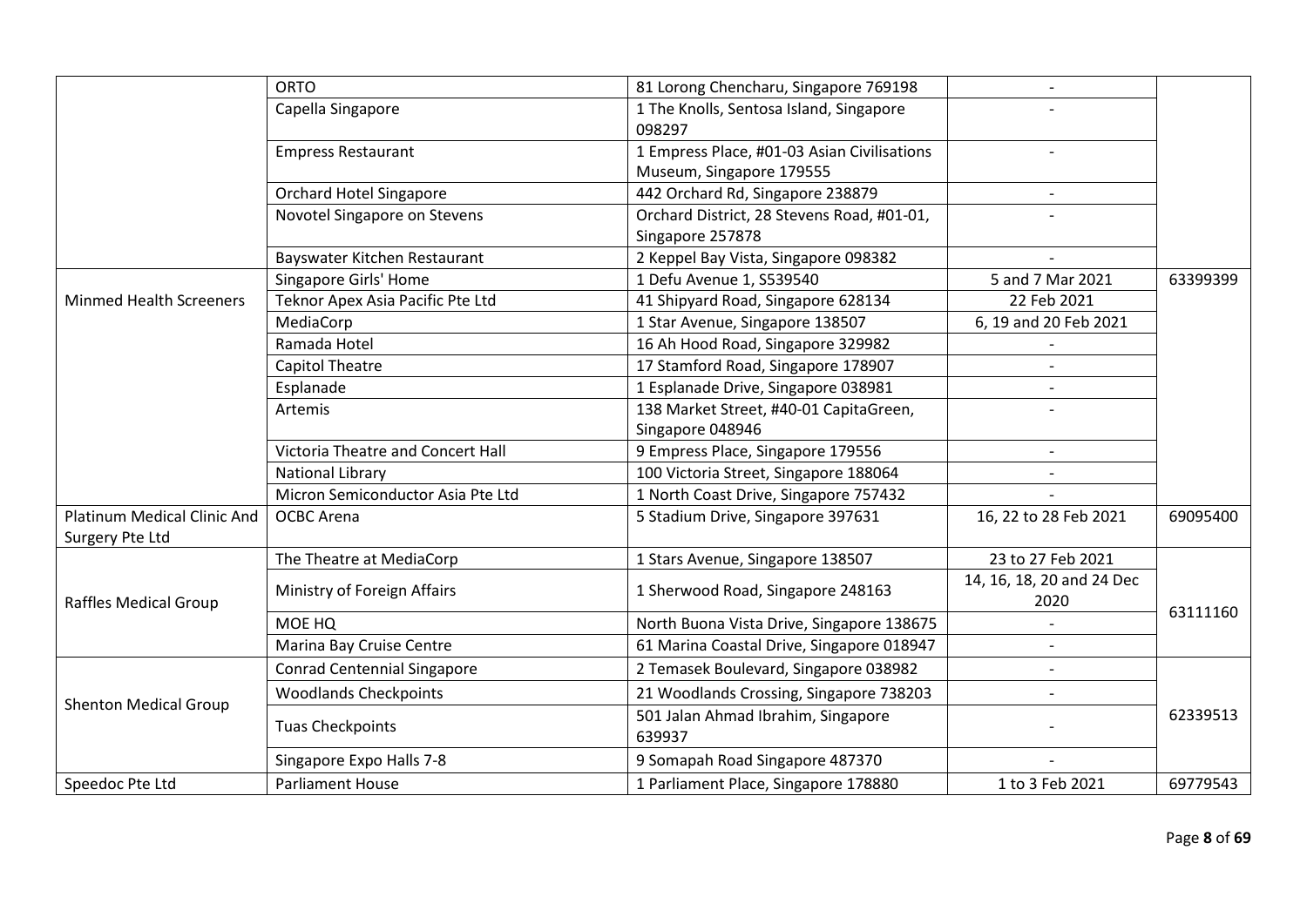| | | | | |
|---|---|---|---|---|
| | ORTO | 81 Lorong Chencharu, Singapore 769198 | - | |
| | Capella Singapore | 1 The Knolls, Sentosa Island, Singapore 098297 | - | |
| | Empress Restaurant | 1 Empress Place, #01-03 Asian Civilisations Museum, Singapore 179555 | - | |
| | Orchard Hotel Singapore | 442 Orchard Rd, Singapore 238879 | - | |
| | Novotel Singapore on Stevens | Orchard District, 28 Stevens Road, #01-01, Singapore 257878 | - | |
| | Bayswater Kitchen Restaurant | 2 Keppel Bay Vista, Singapore 098382 | - | |
| Minmed Health Screeners | Singapore Girls' Home | 1 Defu Avenue 1, S539540 | 5 and 7 Mar 2021 | 63399399 |
| | Teknor Apex Asia Pacific Pte Ltd | 41 Shipyard Road, Singapore 628134 | 22 Feb 2021 | |
| | MediaCorp | 1 Star Avenue, Singapore 138507 | 6, 19 and 20 Feb 2021 | |
| | Ramada Hotel | 16 Ah Hood Road, Singapore 329982 | - | |
| | Capitol Theatre | 17 Stamford Road, Singapore 178907 | - | |
| | Esplanade | 1 Esplanade Drive, Singapore 038981 | - | |
| | Artemis | 138 Market Street, #40-01 CapitaGreen, Singapore 048946 | - | |
| | Victoria Theatre and Concert Hall | 9 Empress Place, Singapore 179556 | - | |
| | National Library | 100 Victoria Street, Singapore 188064 | - | |
| | Micron Semiconductor Asia Pte Ltd | 1 North Coast Drive, Singapore 757432 | - | |
| Platinum Medical Clinic And Surgery Pte Ltd | OCBC Arena | 5 Stadium Drive, Singapore 397631 | 16, 22 to 28 Feb 2021 | 69095400 |
| Raffles Medical Group | The Theatre at MediaCorp | 1 Stars Avenue, Singapore 138507 | 23 to 27 Feb 2021 | 63111160 |
| | Ministry of Foreign Affairs | 1 Sherwood Road, Singapore 248163 | 14, 16, 18, 20 and 24 Dec 2020 | |
| | MOE HQ | North Buona Vista Drive, Singapore 138675 | - | |
| | Marina Bay Cruise Centre | 61 Marina Coastal Drive, Singapore 018947 | - | |
| Shenton Medical Group | Conrad Centennial Singapore | 2 Temasek Boulevard, Singapore 038982 | - | 62339513 |
| | Woodlands Checkpoints | 21 Woodlands Crossing, Singapore 738203 | - | |
| | Tuas Checkpoints | 501 Jalan Ahmad Ibrahim, Singapore 639937 | - | |
| | Singapore Expo Halls 7-8 | 9 Somapah Road Singapore 487370 | - | |
| Speedoc Pte Ltd | Parliament House | 1 Parliament Place, Singapore 178880 | 1 to 3 Feb 2021 | 69779543 |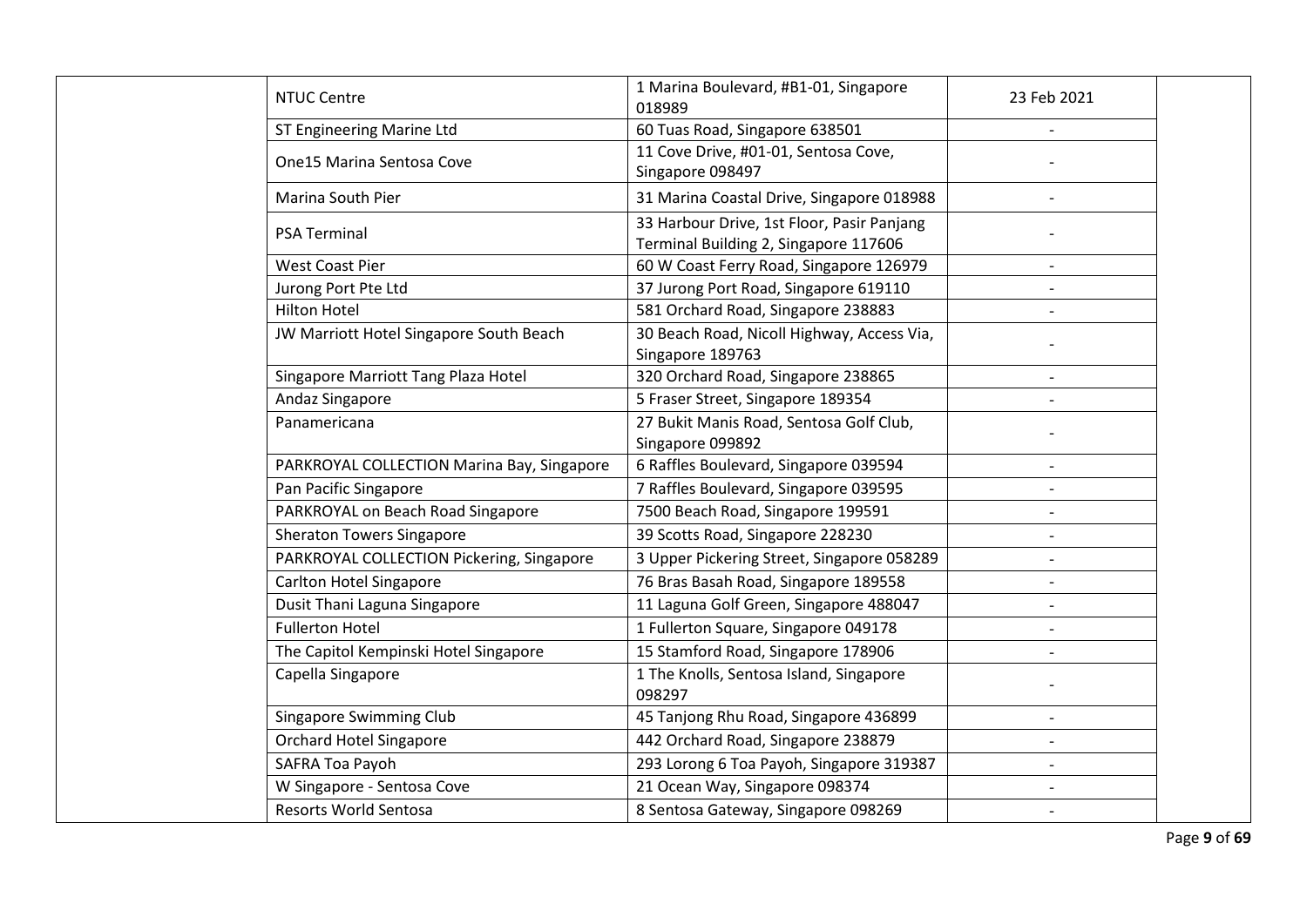| | | | | |
|---|---|---|---|---|
| | NTUC Centre | 1 Marina Boulevard, #B1-01, Singapore 018989 | 23 Feb 2021 | |
| | ST Engineering Marine Ltd | 60 Tuas Road, Singapore 638501 | - | |
| | One15 Marina Sentosa Cove | 11 Cove Drive, #01-01, Sentosa Cove, Singapore 098497 | - | |
| | Marina South Pier | 31 Marina Coastal Drive, Singapore 018988 | - | |
| | PSA Terminal | 33 Harbour Drive, 1st Floor, Pasir Panjang Terminal Building 2, Singapore 117606 | - | |
| | West Coast Pier | 60 W Coast Ferry Road, Singapore 126979 | - | |
| | Jurong Port Pte Ltd | 37 Jurong Port Road, Singapore 619110 | - | |
| | Hilton Hotel | 581 Orchard Road, Singapore 238883 | - | |
| | JW Marriott Hotel Singapore South Beach | 30 Beach Road, Nicoll Highway, Access Via, Singapore 189763 | - | |
| | Singapore Marriott Tang Plaza Hotel | 320 Orchard Road, Singapore 238865 | - | |
| | Andaz Singapore | 5 Fraser Street, Singapore 189354 | - | |
| | Panamericana | 27 Bukit Manis Road, Sentosa Golf Club, Singapore 099892 | - | |
| | PARKROYAL COLLECTION Marina Bay, Singapore | 6 Raffles Boulevard, Singapore 039594 | - | |
| | Pan Pacific Singapore | 7 Raffles Boulevard, Singapore 039595 | - | |
| | PARKROYAL on Beach Road Singapore | 7500 Beach Road, Singapore 199591 | - | |
| | Sheraton Towers Singapore | 39 Scotts Road, Singapore 228230 | - | |
| | PARKROYAL COLLECTION Pickering, Singapore | 3 Upper Pickering Street, Singapore 058289 | - | |
| | Carlton Hotel Singapore | 76 Bras Basah Road, Singapore 189558 | - | |
| | Dusit Thani Laguna Singapore | 11 Laguna Golf Green, Singapore 488047 | - | |
| | Fullerton Hotel | 1 Fullerton Square, Singapore 049178 | - | |
| | The Capitol Kempinski Hotel Singapore | 15 Stamford Road, Singapore 178906 | - | |
| | Capella Singapore | 1 The Knolls, Sentosa Island, Singapore 098297 | - | |
| | Singapore Swimming Club | 45 Tanjong Rhu Road, Singapore 436899 | - | |
| | Orchard Hotel Singapore | 442 Orchard Road, Singapore 238879 | - | |
| | SAFRA Toa Payoh | 293 Lorong 6 Toa Payoh, Singapore 319387 | - | |
| | W Singapore - Sentosa Cove | 21 Ocean Way, Singapore 098374 | - | |
| | Resorts World Sentosa | 8 Sentosa Gateway, Singapore 098269 | - | |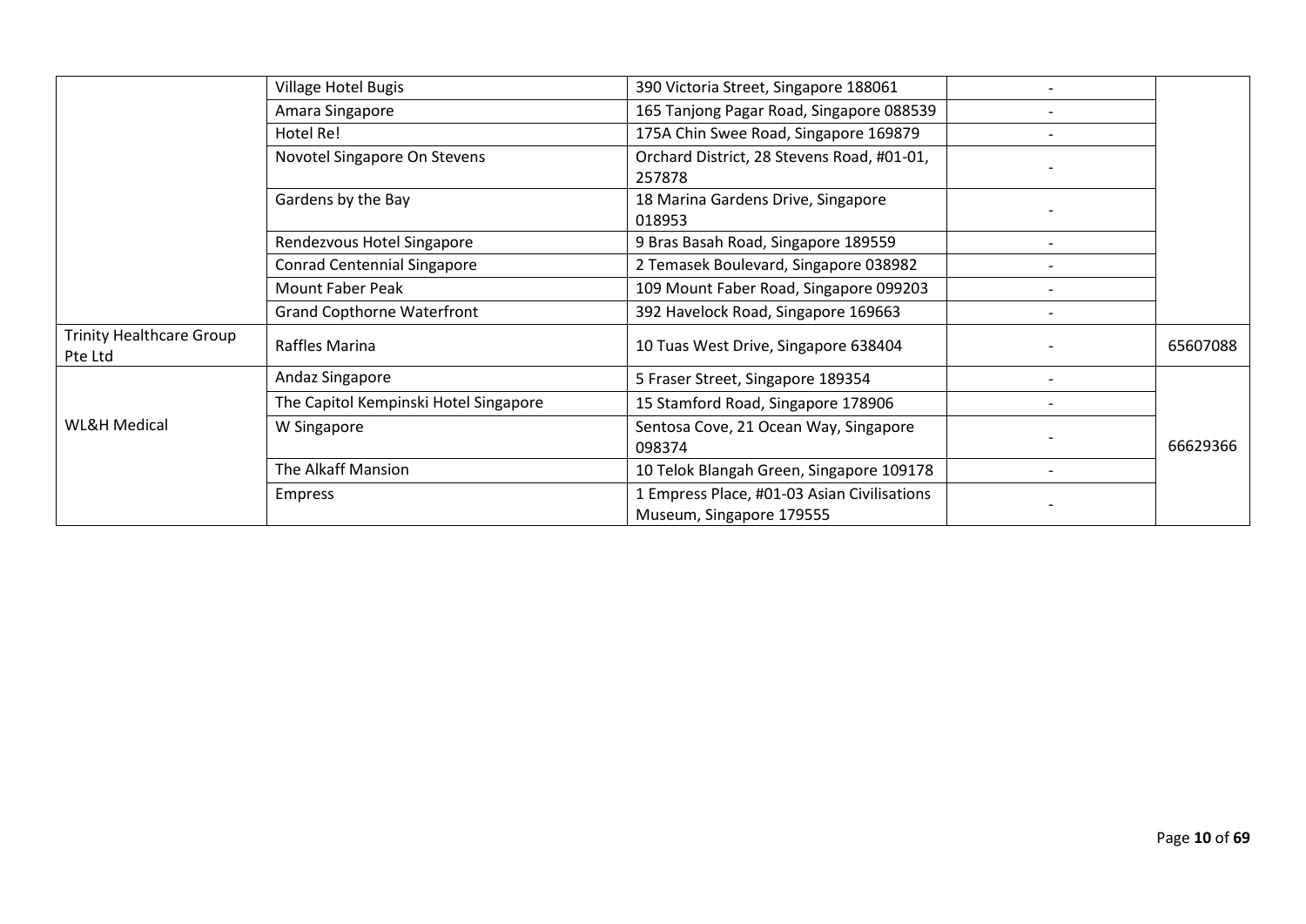| | | | | |
|---|---|---|---|---|
| | Village Hotel Bugis | 390 Victoria Street, Singapore 188061 | - | |
| | Amara Singapore | 165 Tanjong Pagar Road, Singapore 088539 | - | |
| | Hotel Re! | 175A Chin Swee Road, Singapore 169879 | - | |
| | Novotel Singapore On Stevens | Orchard District, 28 Stevens Road, #01-01, 257878 | - | |
| | Gardens by the Bay | 18 Marina Gardens Drive, Singapore 018953 | - | |
| | Rendezvous Hotel Singapore | 9 Bras Basah Road, Singapore 189559 | - | |
| | Conrad Centennial Singapore | 2 Temasek Boulevard, Singapore 038982 | - | |
| | Mount Faber Peak | 109 Mount Faber Road, Singapore 099203 | - | |
| | Grand Copthorne Waterfront | 392 Havelock Road, Singapore 169663 | - | |
| Trinity Healthcare Group Pte Ltd | Raffles Marina | 10 Tuas West Drive, Singapore 638404 | - | 65607088 |
| WL&H Medical | Andaz Singapore | 5 Fraser Street, Singapore 189354 | - | 66629366 |
| | The Capitol Kempinski Hotel Singapore | 15 Stamford Road, Singapore 178906 | - | |
| | W Singapore | Sentosa Cove, 21 Ocean Way, Singapore 098374 | - | |
| | The Alkaff Mansion | 10 Telok Blangah Green, Singapore 109178 | - | |
| | Empress | 1 Empress Place, #01-03 Asian Civilisations Museum, Singapore 179555 | - | |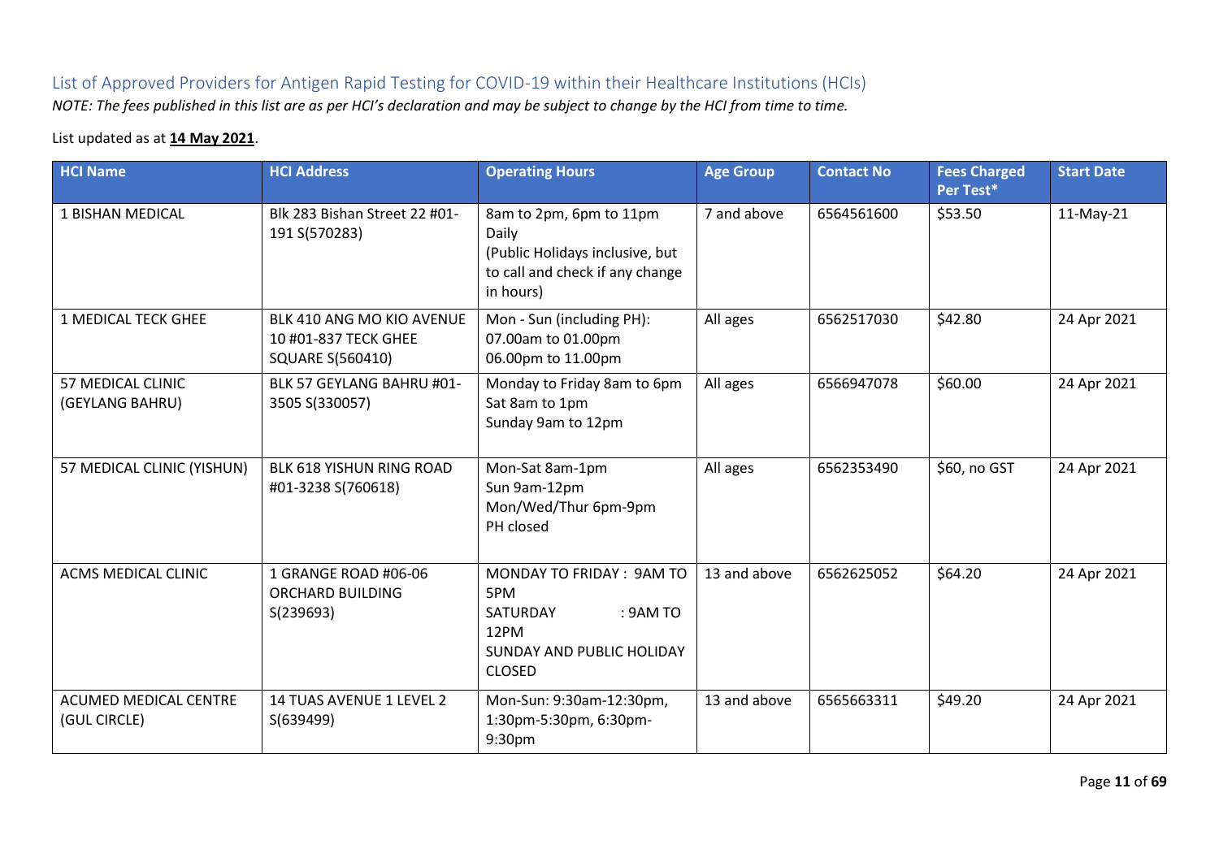List of Approved Providers for Antigen Rapid Testing for COVID-19 within their Healthcare Institutions (HCIs)

*NOTE: The fees published in this list are as per HCI's declaration and may be subject to change by the HCI from time to time.*

List updated as at **14 May 2021**.

| HCI Name | HCI Address | Operating Hours | Age Group | Contact No | Fees Charged Per Test* | Start Date |
|---|---|---|---|---|---|---|
| 1 BISHAN MEDICAL | Blk 283 Bishan Street 22 #01-191 S(570283) | 8am to 2pm, 6pm to 11pm Daily (Public Holidays inclusive, but to call and check if any change in hours) | 7 and above | 6564561600 | $53.50 | 11-May-21 |
| 1 MEDICAL TECK GHEE | BLK 410 ANG MO KIO AVENUE 10 #01-837 TECK GHEE SQUARE S(560410) | Mon - Sun (including PH): 07.00am to 01.00pm 06.00pm to 11.00pm | All ages | 6562517030 | $42.80 | 24 Apr 2021 |
| 57 MEDICAL CLINIC (GEYLANG BAHRU) | BLK 57 GEYLANG BAHRU #01-3505 S(330057) | Monday to Friday 8am to 6pm Sat 8am to 1pm Sunday 9am to 12pm | All ages | 6566947078 | $60.00 | 24 Apr 2021 |
| 57 MEDICAL CLINIC (YISHUN) | BLK 618 YISHUN RING ROAD #01-3238 S(760618) | Mon-Sat 8am-1pm Sun 9am-12pm Mon/Wed/Thur 6pm-9pm PH closed | All ages | 6562353490 | $60, no GST | 24 Apr 2021 |
| ACMS MEDICAL CLINIC | 1 GRANGE ROAD #06-06 ORCHARD BUILDING S(239693) | MONDAY TO FRIDAY : 9AM TO 5PM SATURDAY : 9AM TO 12PM SUNDAY AND PUBLIC HOLIDAY CLOSED | 13 and above | 6562625052 | $64.20 | 24 Apr 2021 |
| ACUMED MEDICAL CENTRE (GUL CIRCLE) | 14 TUAS AVENUE 1 LEVEL 2 S(639499) | Mon-Sun: 9:30am-12:30pm, 1:30pm-5:30pm, 6:30pm-9:30pm | 13 and above | 6565663311 | $49.20 | 24 Apr 2021 |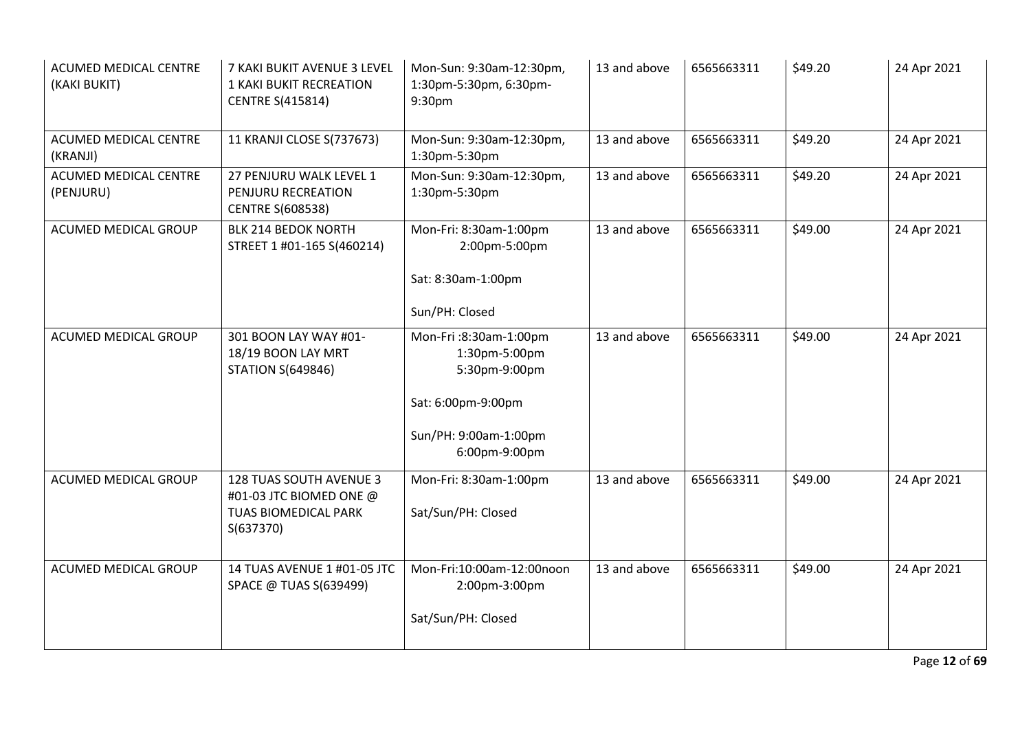| | | | | | | |
|---|---|---|---|---|---|---|
| ACUMED MEDICAL CENTRE (KAKI BUKIT) | 7 KAKI BUKIT AVENUE 3 LEVEL 1 KAKI BUKIT RECREATION CENTRE S(415814) | Mon-Sun: 9:30am-12:30pm, 1:30pm-5:30pm, 6:30pm-9:30pm | 13 and above | 6565663311 | $49.20 | 24 Apr 2021 |
| ACUMED MEDICAL CENTRE (KRANJI) | 11 KRANJI CLOSE S(737673) | Mon-Sun: 9:30am-12:30pm, 1:30pm-5:30pm | 13 and above | 6565663311 | $49.20 | 24 Apr 2021 |
| ACUMED MEDICAL CENTRE (PENJURU) | 27 PENJURU WALK LEVEL 1 PENJURU RECREATION CENTRE S(608538) | Mon-Sun: 9:30am-12:30pm, 1:30pm-5:30pm | 13 and above | 6565663311 | $49.20 | 24 Apr 2021 |
| ACUMED MEDICAL GROUP | BLK 214 BEDOK NORTH STREET 1 #01-165 S(460214) | Mon-Fri: 8:30am-1:00pm 2:00pm-5:00pm<br><br>Sat: 8:30am-1:00pm<br><br>Sun/PH: Closed | 13 and above | 6565663311 | $49.00 | 24 Apr 2021 |
| ACUMED MEDICAL GROUP | 301 BOON LAY WAY #01-18/19 BOON LAY MRT STATION S(649846) | Mon-Fri :8:30am-1:00pm 1:30pm-5:00pm 5:30pm-9:00pm<br><br>Sat: 6:00pm-9:00pm<br><br>Sun/PH: 9:00am-1:00pm 6:00pm-9:00pm | 13 and above | 6565663311 | $49.00 | 24 Apr 2021 |
| ACUMED MEDICAL GROUP | 128 TUAS SOUTH AVENUE 3 #01-03 JTC BIOMED ONE @ TUAS BIOMEDICAL PARK S(637370) | Mon-Fri: 8:30am-1:00pm<br><br>Sat/Sun/PH: Closed | 13 and above | 6565663311 | $49.00 | 24 Apr 2021 |
| ACUMED MEDICAL GROUP | 14 TUAS AVENUE 1 #01-05 JTC SPACE @ TUAS S(639499) | Mon-Fri:10:00am-12:00noon 2:00pm-3:00pm<br><br>Sat/Sun/PH: Closed | 13 and above | 6565663311 | $49.00 | 24 Apr 2021 |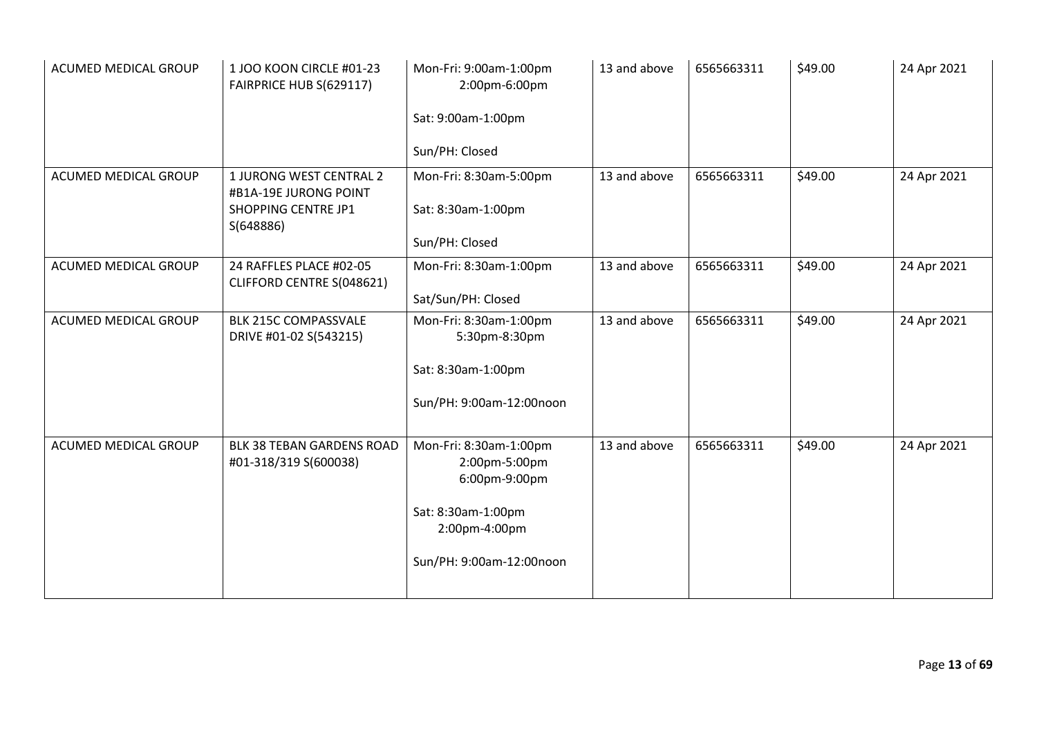| | | | | | | |
|---|---|---|---|---|---|---|
| ACUMED MEDICAL GROUP | 1 JOO KOON CIRCLE #01-23 FAIRPRICE HUB S(629117) | Mon-Fri: 9:00am-1:00pm 2:00pm-6:00pm<br><br>Sat: 9:00am-1:00pm<br><br>Sun/PH: Closed | 13 and above | 6565663311 | $49.00 | 24 Apr 2021 |
| ACUMED MEDICAL GROUP | 1 JURONG WEST CENTRAL 2 #B1A-19E JURONG POINT SHOPPING CENTRE JP1 S(648886) | Mon-Fri: 8:30am-5:00pm<br><br>Sat: 8:30am-1:00pm<br><br>Sun/PH: Closed | 13 and above | 6565663311 | $49.00 | 24 Apr 2021 |
| ACUMED MEDICAL GROUP | 24 RAFFLES PLACE #02-05 CLIFFORD CENTRE S(048621) | Mon-Fri: 8:30am-1:00pm<br><br>Sat/Sun/PH: Closed | 13 and above | 6565663311 | $49.00 | 24 Apr 2021 |
| ACUMED MEDICAL GROUP | BLK 215C COMPASSVALE DRIVE #01-02 S(543215) | Mon-Fri: 8:30am-1:00pm 5:30pm-8:30pm<br><br>Sat: 8:30am-1:00pm<br><br>Sun/PH: 9:00am-12:00noon | 13 and above | 6565663311 | $49.00 | 24 Apr 2021 |
| ACUMED MEDICAL GROUP | BLK 38 TEBAN GARDENS ROAD #01-318/319 S(600038) | Mon-Fri: 8:30am-1:00pm 2:00pm-5:00pm 6:00pm-9:00pm<br><br>Sat: 8:30am-1:00pm 2:00pm-4:00pm<br><br>Sun/PH: 9:00am-12:00noon | 13 and above | 6565663311 | $49.00 | 24 Apr 2021 |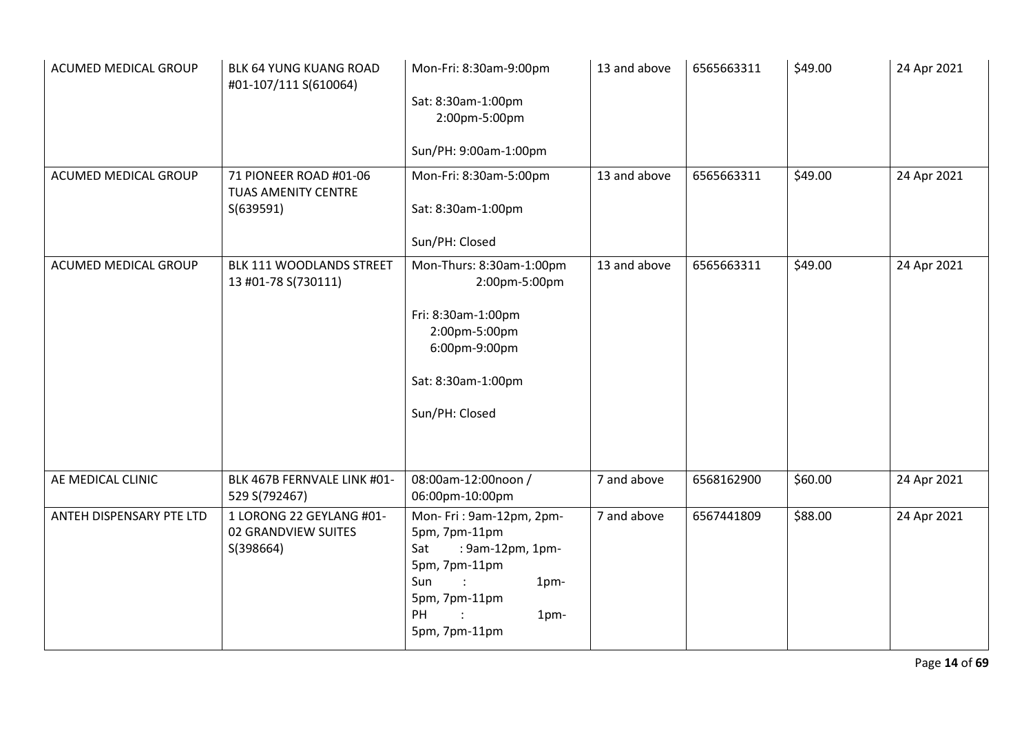| | | | | | | |
|---|---|---|---|---|---|---|
| ACUMED MEDICAL GROUP | BLK 64 YUNG KUANG ROAD #01-107/111 S(610064) | Mon-Fri: 8:30am-9:00pm<br><br>Sat: 8:30am-1:00pm<br>2:00pm-5:00pm<br><br>Sun/PH: 9:00am-1:00pm | 13 and above | 6565663311 | $49.00 | 24 Apr 2021 |
| ACUMED MEDICAL GROUP | 71 PIONEER ROAD #01-06 TUAS AMENITY CENTRE S(639591) | Mon-Fri: 8:30am-5:00pm<br><br>Sat: 8:30am-1:00pm<br><br>Sun/PH: Closed | 13 and above | 6565663311 | $49.00 | 24 Apr 2021 |
| ACUMED MEDICAL GROUP | BLK 111 WOODLANDS STREET 13 #01-78 S(730111) | Mon-Thurs: 8:30am-1:00pm<br>2:00pm-5:00pm<br><br>Fri: 8:30am-1:00pm<br>2:00pm-5:00pm<br>6:00pm-9:00pm<br><br>Sat: 8:30am-1:00pm<br><br>Sun/PH: Closed | 13 and above | 6565663311 | $49.00 | 24 Apr 2021 |
| AE MEDICAL CLINIC | BLK 467B FERNVALE LINK #01-529 S(792467) | 08:00am-12:00noon / 06:00pm-10:00pm | 7 and above | 6568162900 | $60.00 | 24 Apr 2021 |
| ANTEH DISPENSARY PTE LTD | 1 LORONG 22 GEYLANG #01-02 GRANDVIEW SUITES S(398664) | Mon- Fri : 9am-12pm, 2pm-5pm, 7pm-11pm<br>Sat : 9am-12pm, 1pm-5pm, 7pm-11pm<br>Sun : 1pm-5pm, 7pm-11pm<br>PH : 1pm-5pm, 7pm-11pm | 7 and above | 6567441809 | $88.00 | 24 Apr 2021 |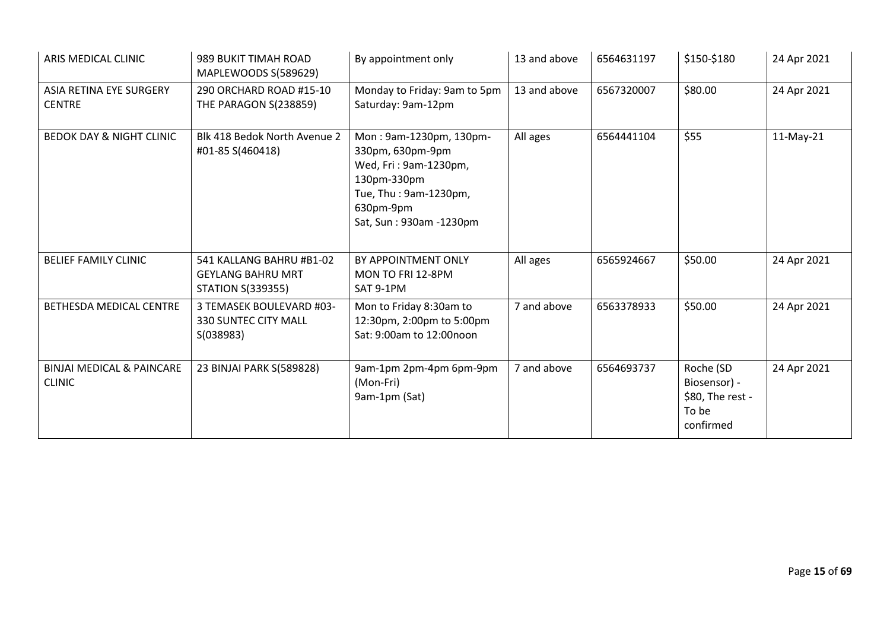| | | | | | | |
|---|---|---|---|---|---|---|
| ARIS MEDICAL CLINIC | 989 BUKIT TIMAH ROAD MAPLEWOODS S(589629) | By appointment only | 13 and above | 6564631197 | $150-$180 | 24 Apr 2021 |
| ASIA RETINA EYE SURGERY CENTRE | 290 ORCHARD ROAD #15-10 THE PARAGON S(238859) | Monday to Friday: 9am to 5pm<br>Saturday: 9am-12pm | 13 and above | 6567320007 | $80.00 | 24 Apr 2021 |
| BEDOK DAY & NIGHT CLINIC | Blk 418 Bedok North Avenue 2 #01-85 S(460418) | Mon : 9am-1230pm, 130pm-330pm, 630pm-9pm<br>Wed, Fri : 9am-1230pm, 130pm-330pm<br>Tue, Thu : 9am-1230pm, 630pm-9pm<br>Sat, Sun : 930am -1230pm | All ages | 6564441104 | $55 | 11-May-21 |
| BELIEF FAMILY CLINIC | 541 KALLANG BAHRU #B1-02 GEYLANG BAHRU MRT STATION S(339355) | BY APPOINTMENT ONLY<br>MON TO FRI 12-8PM<br>SAT 9-1PM | All ages | 6565924667 | $50.00 | 24 Apr 2021 |
| BETHESDA MEDICAL CENTRE | 3 TEMASEK BOULEVARD #03-330 SUNTEC CITY MALL S(038983) | Mon to Friday 8:30am to 12:30pm, 2:00pm to 5:00pm<br>Sat: 9:00am to 12:00noon | 7 and above | 6563378933 | $50.00 | 24 Apr 2021 |
| BINJAI MEDICAL & PAINCARE CLINIC | 23 BINJAI PARK S(589828) | 9am-1pm 2pm-4pm 6pm-9pm (Mon-Fri)<br>9am-1pm (Sat) | 7 and above | 6564693737 | Roche (SD Biosensor) - $80, The rest - To be confirmed | 24 Apr 2021 |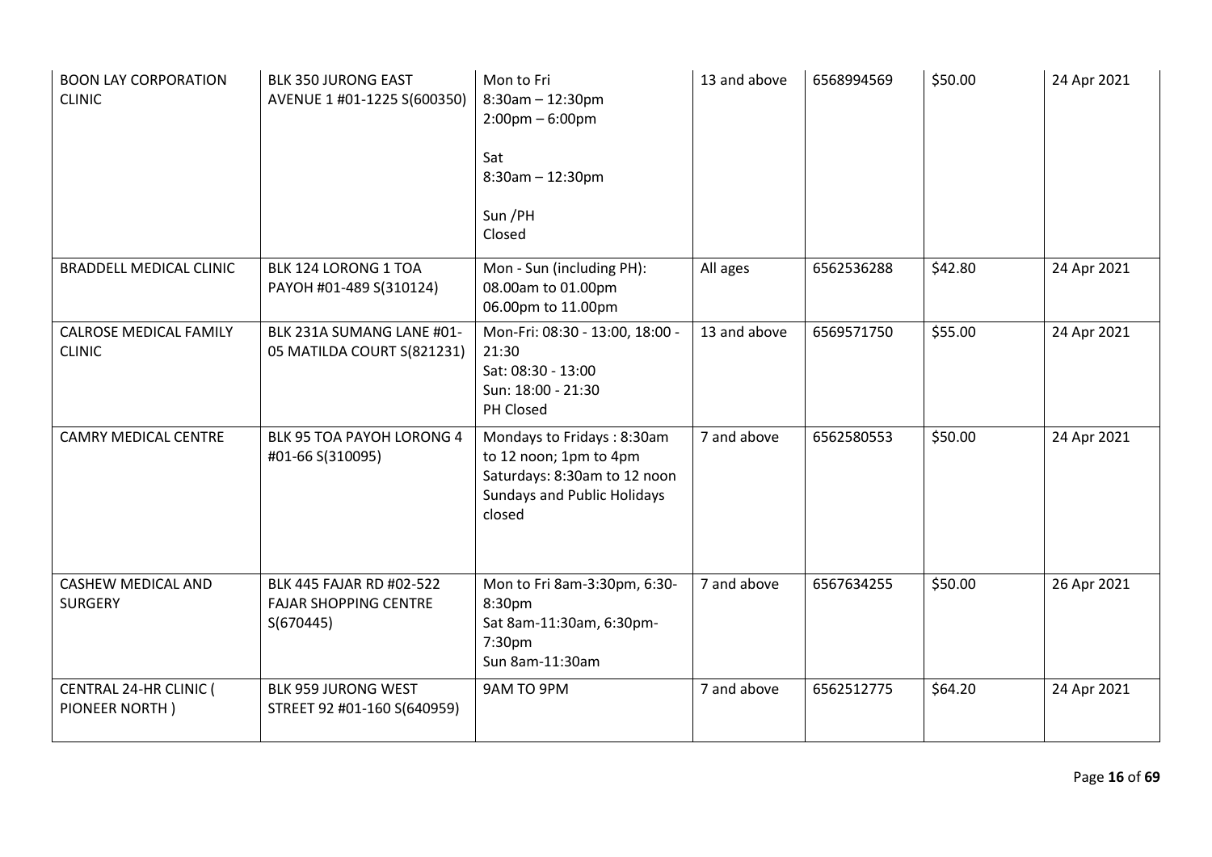| | | | | | | |
|---|---|---|---|---|---|---|
| BOON LAY CORPORATION CLINIC | BLK 350 JURONG EAST AVENUE 1 #01-1225 S(600350) | Mon to Fri<br>8:30am – 12:30pm<br>2:00pm – 6:00pm<br><br>Sat<br>8:30am – 12:30pm<br><br>Sun /PH<br>Closed | 13 and above | 6568994569 | $50.00 | 24 Apr 2021 |
| BRADDELL MEDICAL CLINIC | BLK 124 LORONG 1 TOA PAYOH #01-489 S(310124) | Mon - Sun (including PH):<br>08.00am to 01.00pm<br>06.00pm to 11.00pm | All ages | 6562536288 | $42.80 | 24 Apr 2021 |
| CALROSE MEDICAL FAMILY CLINIC | BLK 231A SUMANG LANE #01-05 MATILDA COURT S(821231) | Mon-Fri: 08:30 - 13:00, 18:00 - 21:30<br>Sat: 08:30 - 13:00<br>Sun: 18:00 - 21:30<br>PH Closed | 13 and above | 6569571750 | $55.00 | 24 Apr 2021 |
| CAMRY MEDICAL CENTRE | BLK 95 TOA PAYOH LORONG 4 #01-66 S(310095) | Mondays to Fridays : 8:30am to 12 noon; 1pm to 4pm<br>Saturdays: 8:30am to 12 noon<br>Sundays and Public Holidays closed | 7 and above | 6562580553 | $50.00 | 24 Apr 2021 |
| CASHEW MEDICAL AND SURGERY | BLK 445 FAJAR RD #02-522 FAJAR SHOPPING CENTRE S(670445) | Mon to Fri 8am-3:30pm, 6:30-8:30pm<br>Sat 8am-11:30am, 6:30pm-7:30pm<br>Sun 8am-11:30am | 7 and above | 6567634255 | $50.00 | 26 Apr 2021 |
| CENTRAL 24-HR CLINIC ( PIONEER NORTH ) | BLK 959 JURONG WEST STREET 92 #01-160 S(640959) | 9AM TO 9PM | 7 and above | 6562512775 | $64.20 | 24 Apr 2021 |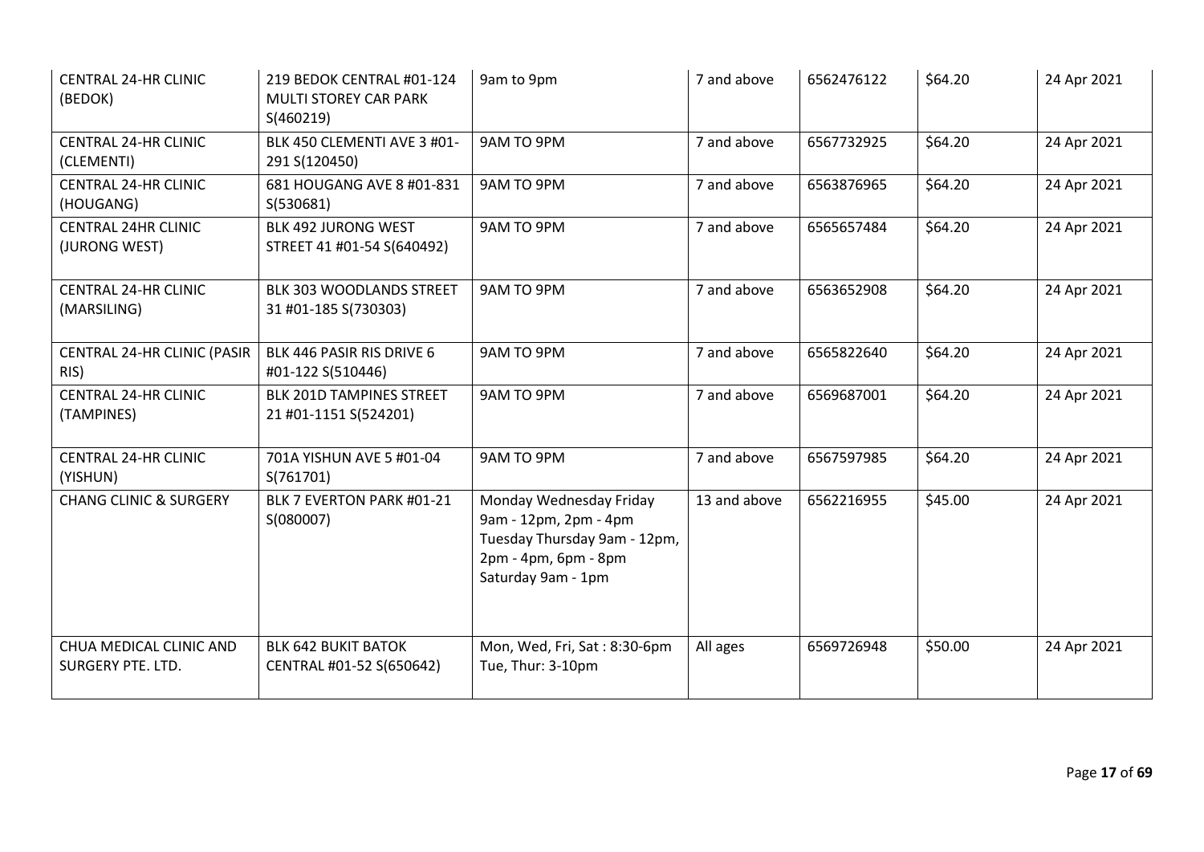| | | | | | | |
|---|---|---|---|---|---|---|
| CENTRAL 24-HR CLINIC (BEDOK) | 219 BEDOK CENTRAL #01-124 MULTI STOREY CAR PARK S(460219) | 9am to 9pm | 7 and above | 6562476122 | $64.20 | 24 Apr 2021 |
| CENTRAL 24-HR CLINIC (CLEMENTI) | BLK 450 CLEMENTI AVE 3 #01-291 S(120450) | 9AM TO 9PM | 7 and above | 6567732925 | $64.20 | 24 Apr 2021 |
| CENTRAL 24-HR CLINIC (HOUGANG) | 681 HOUGANG AVE 8 #01-831 S(530681) | 9AM TO 9PM | 7 and above | 6563876965 | $64.20 | 24 Apr 2021 |
| CENTRAL 24HR CLINIC (JURONG WEST) | BLK 492 JURONG WEST STREET 41 #01-54 S(640492) | 9AM TO 9PM | 7 and above | 6565657484 | $64.20 | 24 Apr 2021 |
| CENTRAL 24-HR CLINIC (MARSILING) | BLK 303 WOODLANDS STREET 31 #01-185 S(730303) | 9AM TO 9PM | 7 and above | 6563652908 | $64.20 | 24 Apr 2021 |
| CENTRAL 24-HR CLINIC (PASIR RIS) | BLK 446 PASIR RIS DRIVE 6 #01-122 S(510446) | 9AM TO 9PM | 7 and above | 6565822640 | $64.20 | 24 Apr 2021 |
| CENTRAL 24-HR CLINIC (TAMPINES) | BLK 201D TAMPINES STREET 21 #01-1151 S(524201) | 9AM TO 9PM | 7 and above | 6569687001 | $64.20 | 24 Apr 2021 |
| CENTRAL 24-HR CLINIC (YISHUN) | 701A YISHUN AVE 5 #01-04 S(761701) | 9AM TO 9PM | 7 and above | 6567597985 | $64.20 | 24 Apr 2021 |
| CHANG CLINIC & SURGERY | BLK 7 EVERTON PARK #01-21 S(080007) | Monday Wednesday Friday 9am - 12pm, 2pm - 4pm Tuesday Thursday 9am - 12pm, 2pm - 4pm, 6pm - 8pm Saturday 9am - 1pm | 13 and above | 6562216955 | $45.00 | 24 Apr 2021 |
| CHUA MEDICAL CLINIC AND SURGERY PTE. LTD. | BLK 642 BUKIT BATOK CENTRAL #01-52 S(650642) | Mon, Wed, Fri, Sat : 8:30-6pm Tue, Thur: 3-10pm | All ages | 6569726948 | $50.00 | 24 Apr 2021 |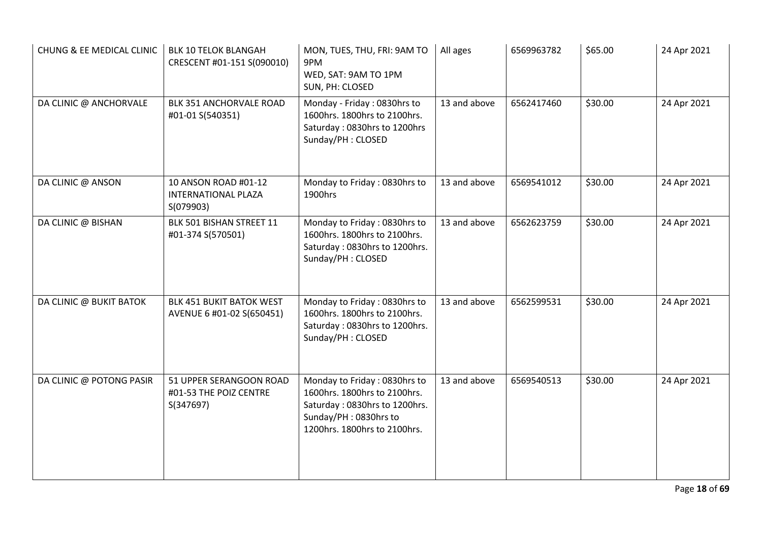| CHUNG & EE MEDICAL CLINIC | BLK 10 TELOK BLANGAH CRESCENT #01-151 S(090010) | MON, TUES, THU, FRI: 9AM TO 9PM<br>WED, SAT: 9AM TO 1PM<br>SUN, PH: CLOSED | All ages | 6569963782 | $65.00 | 24 Apr 2021 |
|---|---|---|---|---|---|---|
| DA CLINIC @ ANCHORVALE | BLK 351 ANCHORVALE ROAD #01-01 S(540351) | Monday - Friday : 0830hrs to 1600hrs. 1800hrs to 2100hrs.<br>Saturday : 0830hrs to 1200hrs<br>Sunday/PH : CLOSED | 13 and above | 6562417460 | $30.00 | 24 Apr 2021 |
| DA CLINIC @ ANSON | 10 ANSON ROAD #01-12 INTERNATIONAL PLAZA S(079903) | Monday to Friday : 0830hrs to 1900hrs | 13 and above | 6569541012 | $30.00 | 24 Apr 2021 |
| DA CLINIC @ BISHAN | BLK 501 BISHAN STREET 11 #01-374 S(570501) | Monday to Friday : 0830hrs to 1600hrs. 1800hrs to 2100hrs.<br>Saturday : 0830hrs to 1200hrs.<br>Sunday/PH : CLOSED | 13 and above | 6562623759 | $30.00 | 24 Apr 2021 |
| DA CLINIC @ BUKIT BATOK | BLK 451 BUKIT BATOK WEST AVENUE 6 #01-02 S(650451) | Monday to Friday : 0830hrs to 1600hrs. 1800hrs to 2100hrs.<br>Saturday : 0830hrs to 1200hrs.<br>Sunday/PH : CLOSED | 13 and above | 6562599531 | $30.00 | 24 Apr 2021 |
| DA CLINIC @ POTONG PASIR | 51 UPPER SERANGOON ROAD #01-53 THE POIZ CENTRE S(347697) | Monday to Friday : 0830hrs to 1600hrs. 1800hrs to 2100hrs.<br>Saturday : 0830hrs to 1200hrs.<br>Sunday/PH : 0830hrs to 1200hrs. 1800hrs to 2100hrs. | 13 and above | 6569540513 | $30.00 | 24 Apr 2021 |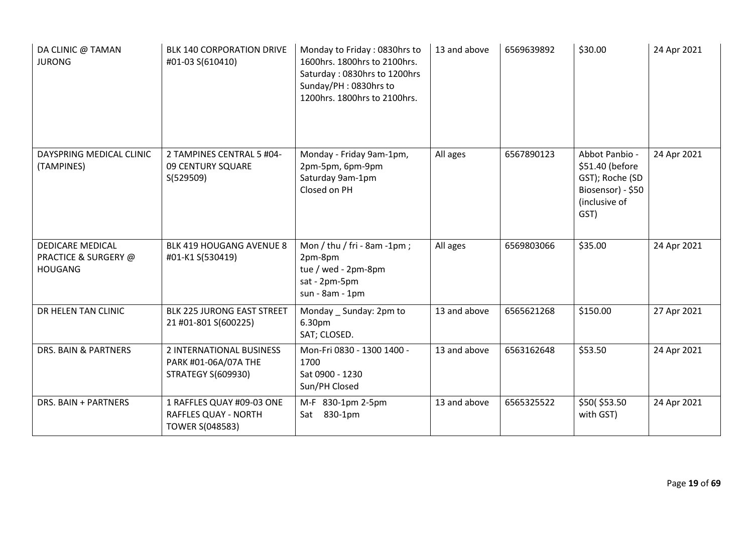| | | | | | | |
|---|---|---|---|---|---|---|
| DA CLINIC @ TAMAN JURONG | BLK 140 CORPORATION DRIVE #01-03 S(610410) | Monday to Friday : 0830hrs to 1600hrs. 1800hrs to 2100hrs. Saturday : 0830hrs to 1200hrs Sunday/PH : 0830hrs to 1200hrs. 1800hrs to 2100hrs. | 13 and above | 6569639892 | $30.00 | 24 Apr 2021 |
| DAYSPRING MEDICAL CLINIC (TAMPINES) | 2 TAMPINES CENTRAL 5 #04-09 CENTURY SQUARE S(529509) | Monday - Friday 9am-1pm, 2pm-5pm, 6pm-9pm Saturday 9am-1pm Closed on PH | All ages | 6567890123 | Abbot Panbio - $51.40 (before GST); Roche (SD Biosensor) - $50 (inclusive of GST) | 24 Apr 2021 |
| DEDICARE MEDICAL PRACTICE & SURGERY @ HOUGANG | BLK 419 HOUGANG AVENUE 8 #01-K1 S(530419) | Mon / thu / fri - 8am -1pm ; 2pm-8pm tue / wed - 2pm-8pm sat - 2pm-5pm sun - 8am - 1pm | All ages | 6569803066 | $35.00 | 24 Apr 2021 |
| DR HELEN TAN CLINIC | BLK 225 JURONG EAST STREET 21 #01-801 S(600225) | Monday _ Sunday: 2pm to 6.30pm SAT; CLOSED. | 13 and above | 6565621268 | $150.00 | 27 Apr 2021 |
| DRS. BAIN & PARTNERS | 2 INTERNATIONAL BUSINESS PARK #01-06A/07A THE STRATEGY S(609930) | Mon-Fri 0830 - 1300 1400 - 1700 Sat 0900 - 1230 Sun/PH Closed | 13 and above | 6563162648 | $53.50 | 24 Apr 2021 |
| DRS. BAIN + PARTNERS | 1 RAFFLES QUAY #09-03 ONE RAFFLES QUAY - NORTH TOWER S(048583) | M-F 830-1pm 2-5pm Sat 830-1pm | 13 and above | 6565325522 | $50( $53.50 with GST) | 24 Apr 2021 |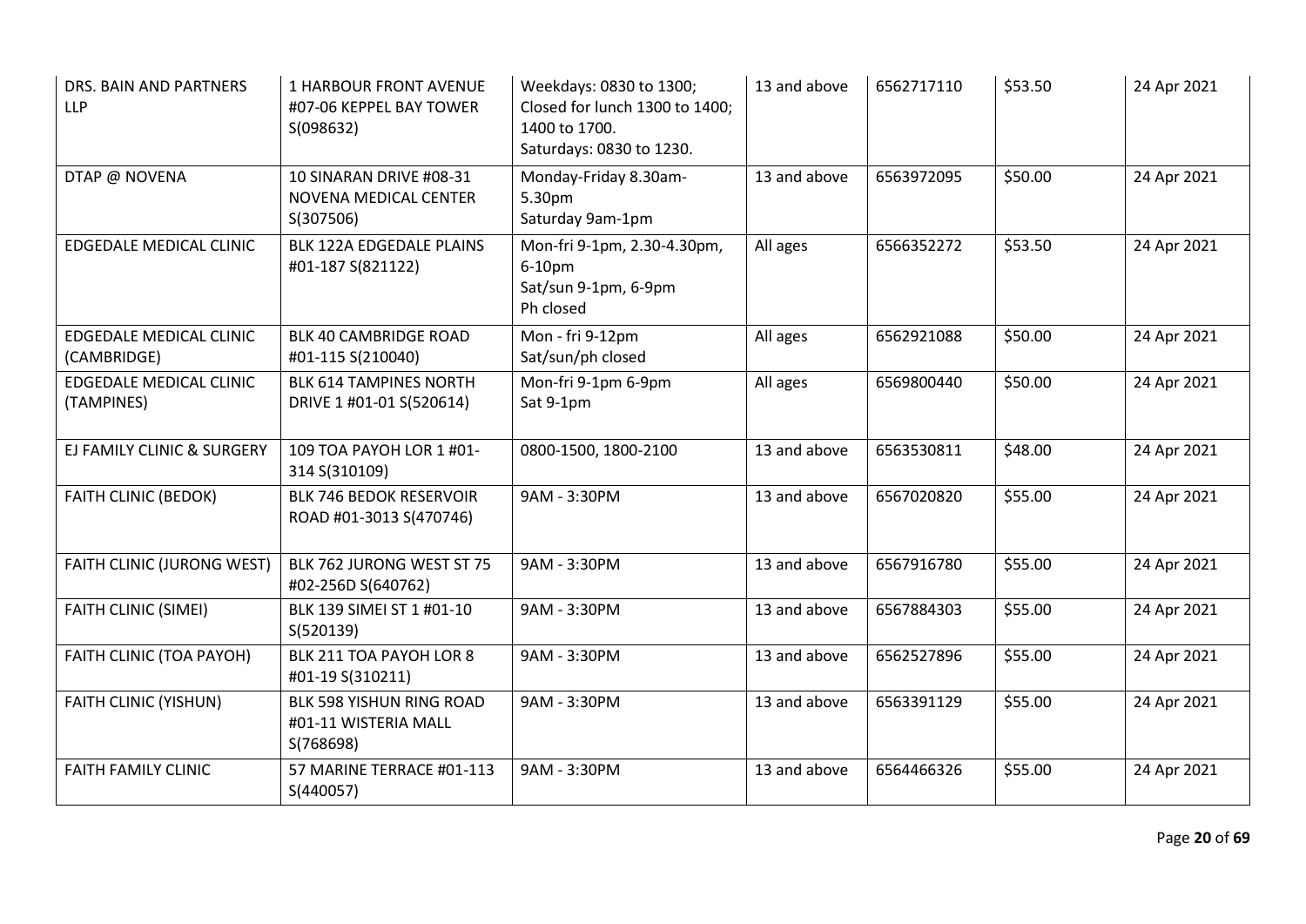| | | | | | | |
|---|---|---|---|---|---|---|
| DRS. BAIN AND PARTNERS LLP | 1 HARBOUR FRONT AVENUE #07-06 KEPPEL BAY TOWER S(098632) | Weekdays: 0830 to 1300; Closed for lunch 1300 to 1400; 1400 to 1700. Saturdays: 0830 to 1230. | 13 and above | 6562717110 | $53.50 | 24 Apr 2021 |
| DTAP @ NOVENA | 10 SINARAN DRIVE #08-31 NOVENA MEDICAL CENTER S(307506) | Monday-Friday 8.30am-5.30pm Saturday 9am-1pm | 13 and above | 6563972095 | $50.00 | 24 Apr 2021 |
| EDGEDALE MEDICAL CLINIC | BLK 122A EDGEDALE PLAINS #01-187 S(821122) | Mon-fri 9-1pm, 2.30-4.30pm, 6-10pm Sat/sun 9-1pm, 6-9pm Ph closed | All ages | 6566352272 | $53.50 | 24 Apr 2021 |
| EDGEDALE MEDICAL CLINIC (CAMBRIDGE) | BLK 40 CAMBRIDGE ROAD #01-115 S(210040) | Mon - fri 9-12pm Sat/sun/ph closed | All ages | 6562921088 | $50.00 | 24 Apr 2021 |
| EDGEDALE MEDICAL CLINIC (TAMPINES) | BLK 614 TAMPINES NORTH DRIVE 1 #01-01 S(520614) | Mon-fri 9-1pm 6-9pm Sat 9-1pm | All ages | 6569800440 | $50.00 | 24 Apr 2021 |
| EJ FAMILY CLINIC & SURGERY | 109 TOA PAYOH LOR 1 #01-314 S(310109) | 0800-1500, 1800-2100 | 13 and above | 6563530811 | $48.00 | 24 Apr 2021 |
| FAITH CLINIC (BEDOK) | BLK 746 BEDOK RESERVOIR ROAD #01-3013 S(470746) | 9AM - 3:30PM | 13 and above | 6567020820 | $55.00 | 24 Apr 2021 |
| FAITH CLINIC (JURONG WEST) | BLK 762 JURONG WEST ST 75 #02-256D S(640762) | 9AM - 3:30PM | 13 and above | 6567916780 | $55.00 | 24 Apr 2021 |
| FAITH CLINIC (SIMEI) | BLK 139 SIMEI ST 1 #01-10 S(520139) | 9AM - 3:30PM | 13 and above | 6567884303 | $55.00 | 24 Apr 2021 |
| FAITH CLINIC (TOA PAYOH) | BLK 211 TOA PAYOH LOR 8 #01-19 S(310211) | 9AM - 3:30PM | 13 and above | 6562527896 | $55.00 | 24 Apr 2021 |
| FAITH CLINIC (YISHUN) | BLK 598 YISHUN RING ROAD #01-11 WISTERIA MALL S(768698) | 9AM - 3:30PM | 13 and above | 6563391129 | $55.00 | 24 Apr 2021 |
| FAITH FAMILY CLINIC | 57 MARINE TERRACE #01-113 S(440057) | 9AM - 3:30PM | 13 and above | 6564466326 | $55.00 | 24 Apr 2021 |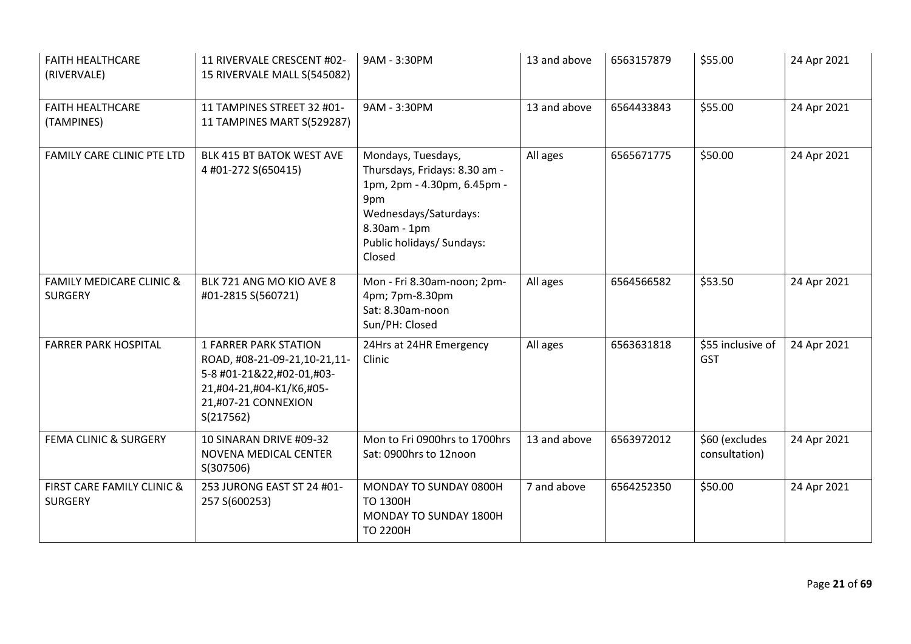| | | | | | | |
|---|---|---|---|---|---|---|
| FAITH HEALTHCARE (RIVERVALE) | 11 RIVERVALE CRESCENT #02-15 RIVERVALE MALL S(545082) | 9AM - 3:30PM | 13 and above | 6563157879 | $55.00 | 24 Apr 2021 |
| FAITH HEALTHCARE (TAMPINES) | 11 TAMPINES STREET 32 #01-11 TAMPINES MART S(529287) | 9AM - 3:30PM | 13 and above | 6564433843 | $55.00 | 24 Apr 2021 |
| FAMILY CARE CLINIC PTE LTD | BLK 415 BT BATOK WEST AVE 4 #01-272 S(650415) | Mondays, Tuesdays, Thursdays, Fridays: 8.30 am - 1pm, 2pm - 4.30pm, 6.45pm - 9pm<br>Wednesdays/Saturdays: 8.30am - 1pm<br>Public holidays/ Sundays: Closed | All ages | 6565671775 | $50.00 | 24 Apr 2021 |
| FAMILY MEDICARE CLINIC & SURGERY | BLK 721 ANG MO KIO AVE 8 #01-2815 S(560721) | Mon - Fri 8.30am-noon; 2pm-4pm; 7pm-8.30pm<br>Sat: 8.30am-noon<br>Sun/PH: Closed | All ages | 6564566582 | $53.50 | 24 Apr 2021 |
| FARRER PARK HOSPITAL | 1 FARRER PARK STATION ROAD, #08-21-09-21,10-21,11-5-8 #01-21&22,#02-01,#03-21,#04-21,#04-K1/K6,#05-21,#07-21 CONNEXION S(217562) | 24Hrs at 24HR Emergency Clinic | All ages | 6563631818 | $55 inclusive of GST | 24 Apr 2021 |
| FEMA CLINIC & SURGERY | 10 SINARAN DRIVE #09-32 NOVENA MEDICAL CENTER S(307506) | Mon to Fri 0900hrs to 1700hrs<br>Sat: 0900hrs to 12noon | 13 and above | 6563972012 | $60 (excludes consultation) | 24 Apr 2021 |
| FIRST CARE FAMILY CLINIC & SURGERY | 253 JURONG EAST ST 24 #01-257 S(600253) | MONDAY TO SUNDAY 0800H TO 1300H<br>MONDAY TO SUNDAY 1800H TO 2200H | 7 and above | 6564252350 | $50.00 | 24 Apr 2021 |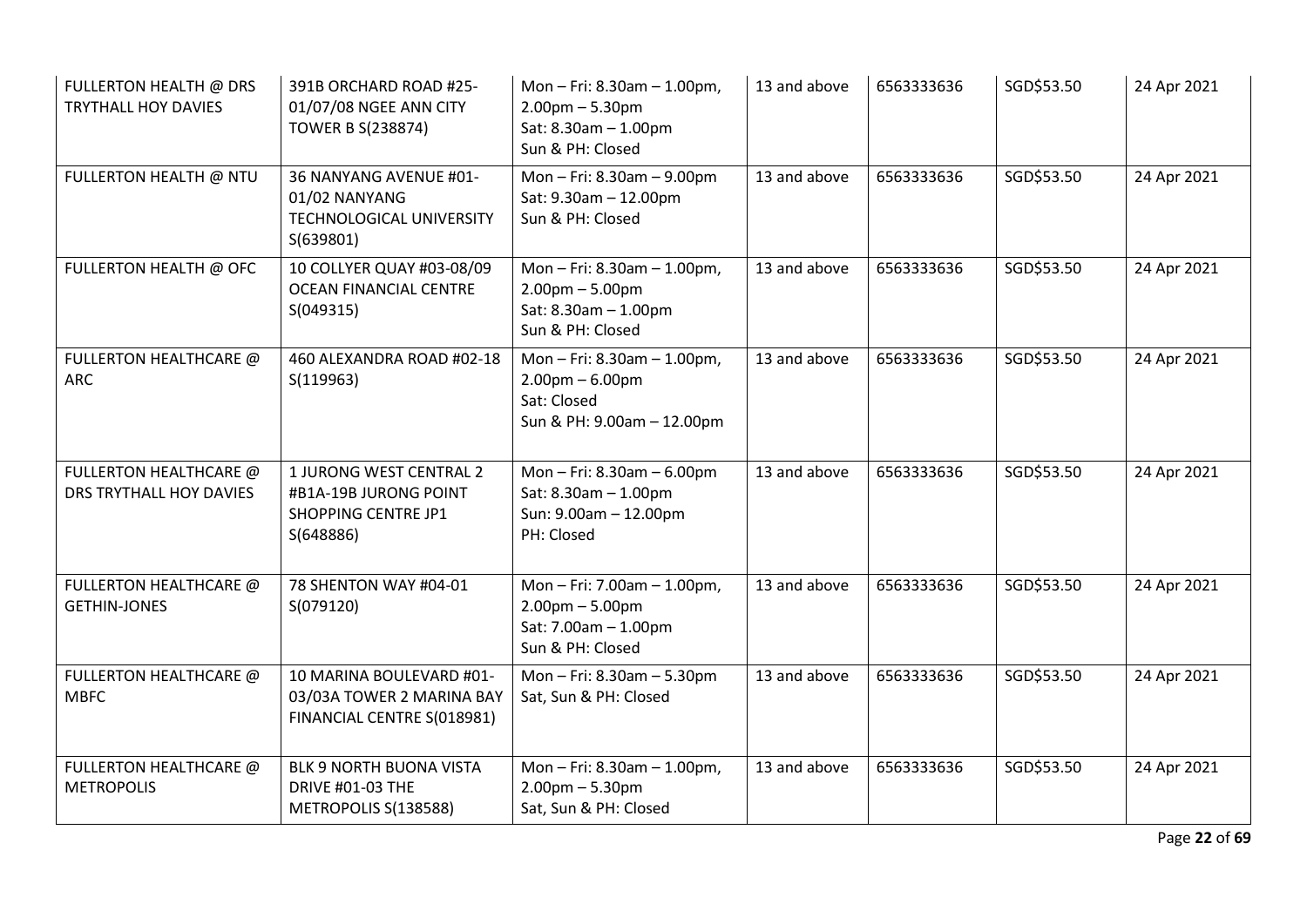| | | | | | | |
|---|---|---|---|---|---|---|
| FULLERTON HEALTH @ DRS TRYTHALL HOY DAVIES | 391B ORCHARD ROAD #25-01/07/08 NGEE ANN CITY TOWER B S(238874) | Mon – Fri: 8.30am – 1.00pm, 2.00pm – 5.30pm<br>Sat: 8.30am – 1.00pm<br>Sun & PH: Closed | 13 and above | 6563333636 | SGD$53.50 | 24 Apr 2021 |
| FULLERTON HEALTH @ NTU | 36 NANYANG AVENUE #01-01/02 NANYANG TECHNOLOGICAL UNIVERSITY S(639801) | Mon – Fri: 8.30am – 9.00pm<br>Sat: 9.30am – 12.00pm<br>Sun & PH: Closed | 13 and above | 6563333636 | SGD$53.50 | 24 Apr 2021 |
| FULLERTON HEALTH @ OFC | 10 COLLYER QUAY #03-08/09 OCEAN FINANCIAL CENTRE S(049315) | Mon – Fri: 8.30am – 1.00pm, 2.00pm – 5.00pm<br>Sat: 8.30am – 1.00pm<br>Sun & PH: Closed | 13 and above | 6563333636 | SGD$53.50 | 24 Apr 2021 |
| FULLERTON HEALTHCARE @ ARC | 460 ALEXANDRA ROAD #02-18 S(119963) | Mon – Fri: 8.30am – 1.00pm, 2.00pm – 6.00pm<br>Sat: Closed<br>Sun & PH: 9.00am – 12.00pm | 13 and above | 6563333636 | SGD$53.50 | 24 Apr 2021 |
| FULLERTON HEALTHCARE @ DRS TRYTHALL HOY DAVIES | 1 JURONG WEST CENTRAL 2 #B1A-19B JURONG POINT SHOPPING CENTRE JP1 S(648886) | Mon – Fri: 8.30am – 6.00pm<br>Sat: 8.30am – 1.00pm<br>Sun: 9.00am – 12.00pm<br>PH: Closed | 13 and above | 6563333636 | SGD$53.50 | 24 Apr 2021 |
| FULLERTON HEALTHCARE @ GETHIN-JONES | 78 SHENTON WAY #04-01 S(079120) | Mon – Fri: 7.00am – 1.00pm, 2.00pm – 5.00pm<br>Sat: 7.00am – 1.00pm<br>Sun & PH: Closed | 13 and above | 6563333636 | SGD$53.50 | 24 Apr 2021 |
| FULLERTON HEALTHCARE @ MBFC | 10 MARINA BOULEVARD #01-03/03A TOWER 2 MARINA BAY FINANCIAL CENTRE S(018981) | Mon – Fri: 8.30am – 5.30pm<br>Sat, Sun & PH: Closed | 13 and above | 6563333636 | SGD$53.50 | 24 Apr 2021 |
| FULLERTON HEALTHCARE @ METROPOLIS | BLK 9 NORTH BUONA VISTA DRIVE #01-03 THE METROPOLIS S(138588) | Mon – Fri: 8.30am – 1.00pm, 2.00pm – 5.30pm<br>Sat, Sun & PH: Closed | 13 and above | 6563333636 | SGD$53.50 | 24 Apr 2021 |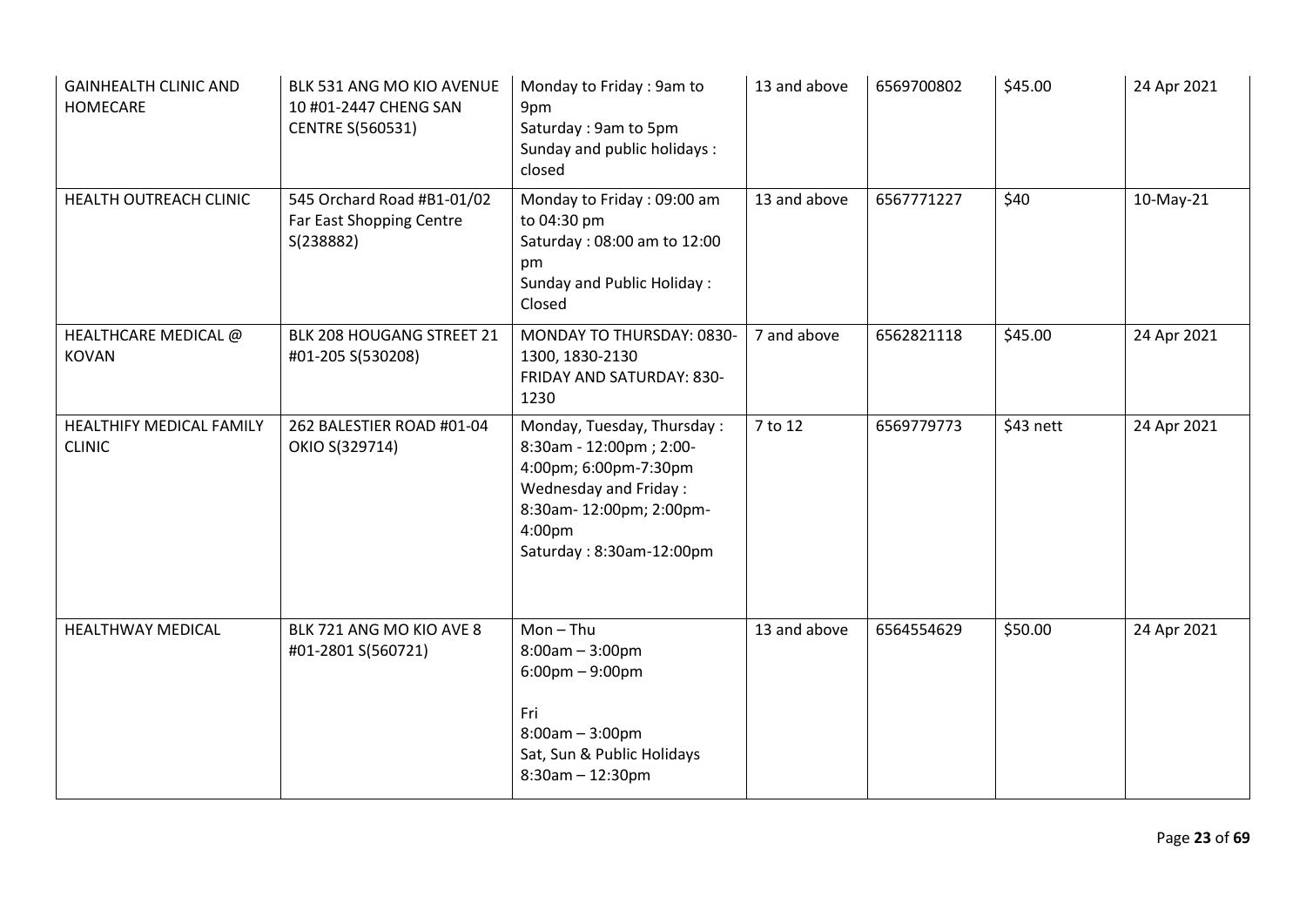| | | | | | | |
|---|---|---|---|---|---|---|
| GAINHEALTH CLINIC AND HOMECARE | BLK 531 ANG MO KIO AVENUE 10 #01-2447 CHENG SAN CENTRE S(560531) | Monday to Friday : 9am to 9pm<br>Saturday : 9am to 5pm<br>Sunday and public holidays : closed | 13 and above | 6569700802 | $45.00 | 24 Apr 2021 |
| HEALTH OUTREACH CLINIC | 545 Orchard Road #B1-01/02 Far East Shopping Centre S(238882) | Monday to Friday : 09:00 am to 04:30 pm<br>Saturday : 08:00 am to 12:00 pm<br>Sunday and Public Holiday : Closed | 13 and above | 6567771227 | $40 | 10-May-21 |
| HEALTHCARE MEDICAL @ KOVAN | BLK 208 HOUGANG STREET 21 #01-205 S(530208) | MONDAY TO THURSDAY: 0830-1300, 1830-2130<br>FRIDAY AND SATURDAY: 830-1230 | 7 and above | 6562821118 | $45.00 | 24 Apr 2021 |
| HEALTHIFY MEDICAL FAMILY CLINIC | 262 BALESTIER ROAD #01-04 OKIO S(329714) | Monday, Tuesday, Thursday : 8:30am - 12:00pm ; 2:00-4:00pm; 6:00pm-7:30pm<br>Wednesday and Friday : 8:30am- 12:00pm; 2:00pm-4:00pm<br>Saturday : 8:30am-12:00pm | 7 to 12 | 6569779773 | $43 nett | 24 Apr 2021 |
| HEALTHWAY MEDICAL | BLK 721 ANG MO KIO AVE 8 #01-2801 S(560721) | Mon – Thu<br>8:00am – 3:00pm<br>6:00pm – 9:00pm<br><br>Fri<br>8:00am – 3:00pm<br>Sat, Sun & Public Holidays<br>8:30am – 12:30pm | 13 and above | 6564554629 | $50.00 | 24 Apr 2021 |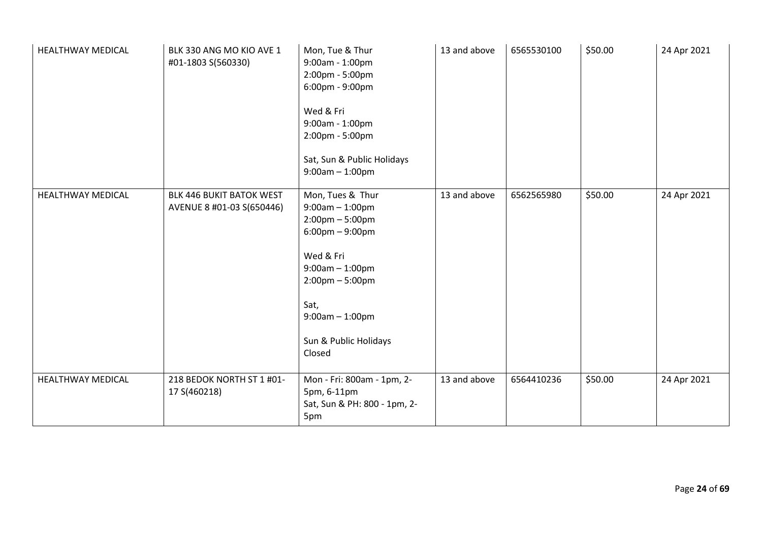| | | | | | | |
|---|---|---|---|---|---|---|
| HEALTHWAY MEDICAL | BLK 330 ANG MO KIO AVE 1 #01-1803 S(560330) | Mon, Tue & Thur<br>9:00am - 1:00pm<br>2:00pm - 5:00pm<br>6:00pm - 9:00pm<br><br>Wed & Fri<br>9:00am - 1:00pm<br>2:00pm - 5:00pm<br><br>Sat, Sun & Public Holidays<br>9:00am – 1:00pm | 13 and above | 6565530100 | $50.00 | 24 Apr 2021 |
| HEALTHWAY MEDICAL | BLK 446 BUKIT BATOK WEST AVENUE 8 #01-03 S(650446) | Mon, Tues & Thur<br>9:00am – 1:00pm<br>2:00pm – 5:00pm<br>6:00pm – 9:00pm<br><br>Wed & Fri<br>9:00am – 1:00pm<br>2:00pm – 5:00pm<br><br>Sat,<br>9:00am – 1:00pm<br><br>Sun & Public Holidays<br>Closed | 13 and above | 6562565980 | $50.00 | 24 Apr 2021 |
| HEALTHWAY MEDICAL | 218 BEDOK NORTH ST 1 #01-17 S(460218) | Mon - Fri: 800am - 1pm, 2-5pm, 6-11pm<br>Sat, Sun & PH: 800 - 1pm, 2-5pm | 13 and above | 6564410236 | $50.00 | 24 Apr 2021 |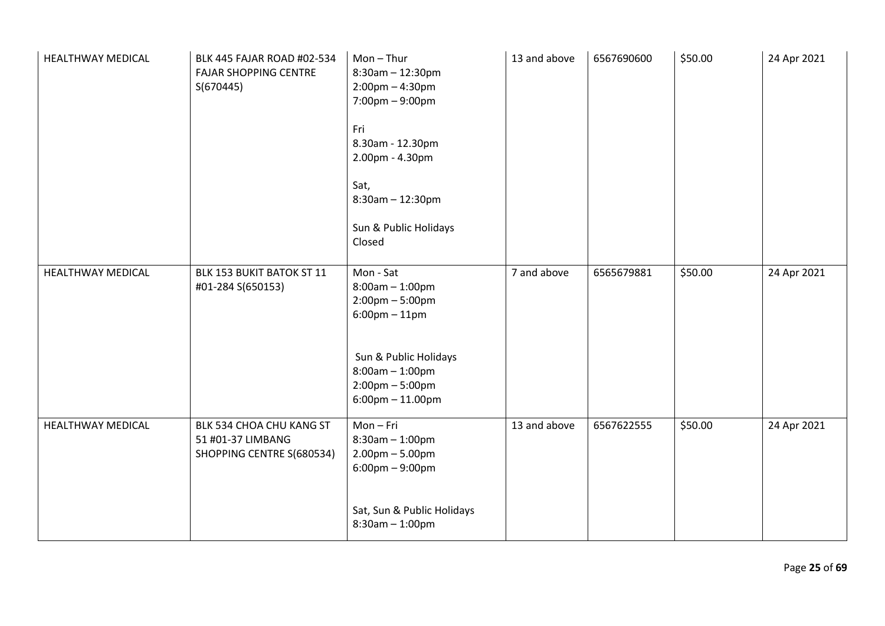| | | | | | | |
|---|---|---|---|---|---|---|
| HEALTHWAY MEDICAL | BLK 445 FAJAR ROAD #02-534 FAJAR SHOPPING CENTRE S(670445) | Mon – Thur<br>8:30am – 12:30pm<br>2:00pm – 4:30pm<br>7:00pm – 9:00pm<br><br>Fri<br>8.30am - 12.30pm<br>2.00pm - 4.30pm<br><br>Sat,<br>8:30am – 12:30pm<br><br>Sun & Public Holidays<br>Closed | 13 and above | 6567690600 | $50.00 | 24 Apr 2021 |
| HEALTHWAY MEDICAL | BLK 153 BUKIT BATOK ST 11 #01-284 S(650153) | Mon - Sat<br>8:00am – 1:00pm<br>2:00pm – 5:00pm<br>6:00pm – 11pm<br><br>Sun & Public Holidays<br>8:00am – 1:00pm<br>2:00pm – 5:00pm<br>6:00pm – 11.00pm | 7 and above | 6565679881 | $50.00 | 24 Apr 2021 |
| HEALTHWAY MEDICAL | BLK 534 CHOA CHU KANG ST 51 #01-37 LIMBANG SHOPPING CENTRE S(680534) | Mon – Fri<br>8:30am – 1:00pm<br>2.00pm – 5.00pm<br>6:00pm – 9:00pm<br><br>Sat, Sun & Public Holidays<br>8:30am – 1:00pm | 13 and above | 6567622555 | $50.00 | 24 Apr 2021 |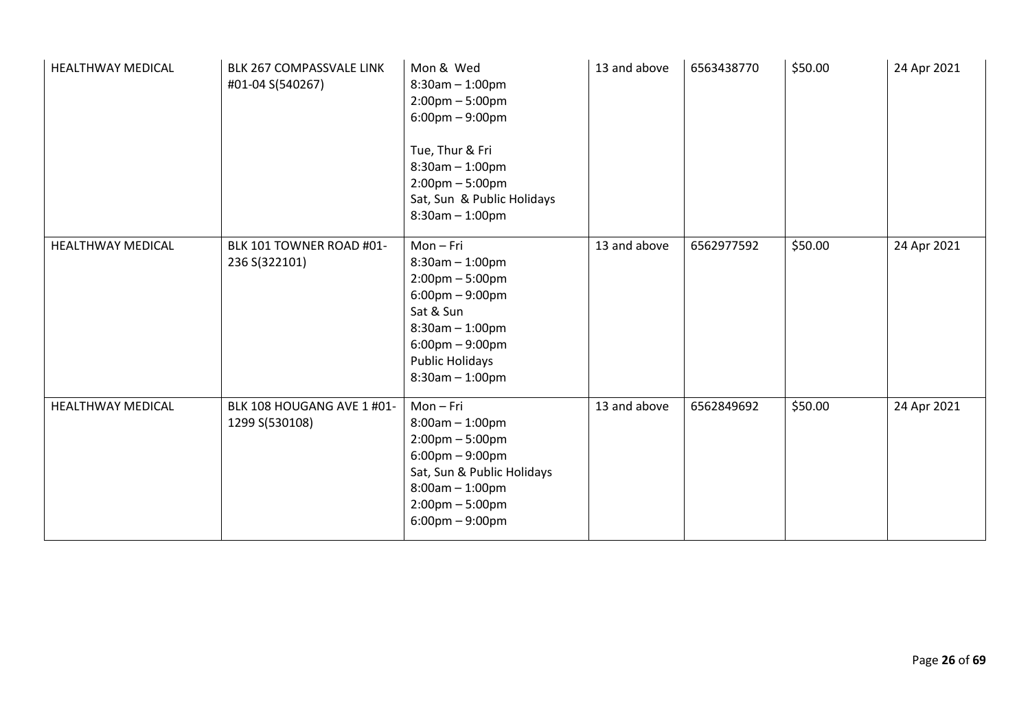| | | | | | | |
|---|---|---|---|---|---|---|
| HEALTHWAY MEDICAL | BLK 267 COMPASSVALE LINK #01-04 S(540267) | Mon & Wed<br>8:30am – 1:00pm<br>2:00pm – 5:00pm<br>6:00pm – 9:00pm<br><br>Tue, Thur & Fri<br>8:30am – 1:00pm<br>2:00pm – 5:00pm<br>Sat, Sun & Public Holidays<br>8:30am – 1:00pm | 13 and above | 6563438770 | $50.00 | 24 Apr 2021 |
| HEALTHWAY MEDICAL | BLK 101 TOWNER ROAD #01-236 S(322101) | Mon – Fri<br>8:30am – 1:00pm<br>2:00pm – 5:00pm<br>6:00pm – 9:00pm<br>Sat & Sun<br>8:30am – 1:00pm<br>6:00pm – 9:00pm<br>Public Holidays<br>8:30am – 1:00pm | 13 and above | 6562977592 | $50.00 | 24 Apr 2021 |
| HEALTHWAY MEDICAL | BLK 108 HOUGANG AVE 1 #01-1299 S(530108) | Mon – Fri<br>8:00am – 1:00pm<br>2:00pm – 5:00pm<br>6:00pm – 9:00pm<br>Sat, Sun & Public Holidays<br>8:00am – 1:00pm<br>2:00pm – 5:00pm<br>6:00pm – 9:00pm | 13 and above | 6562849692 | $50.00 | 24 Apr 2021 |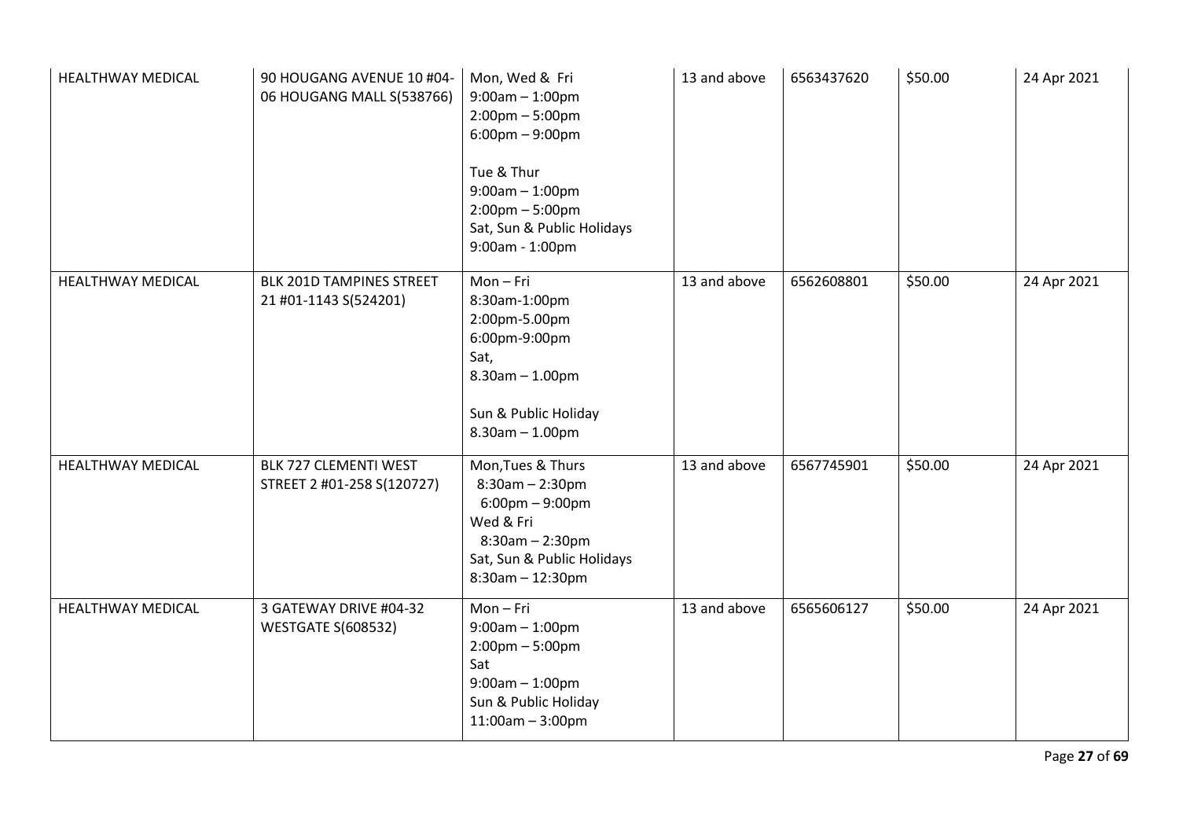| | | | | | | |
|---|---|---|---|---|---|---|
| HEALTHWAY MEDICAL | 90 HOUGANG AVENUE 10 #04-06 HOUGANG MALL S(538766) | Mon, Wed & Fri<br>9:00am – 1:00pm<br>2:00pm – 5:00pm<br>6:00pm – 9:00pm<br><br>Tue & Thur<br>9:00am – 1:00pm<br>2:00pm – 5:00pm<br>Sat, Sun & Public Holidays<br>9:00am - 1:00pm | 13 and above | 6563437620 | $50.00 | 24 Apr 2021 |
| HEALTHWAY MEDICAL | BLK 201D TAMPINES STREET 21 #01-1143 S(524201) | Mon – Fri<br>8:30am-1:00pm<br>2:00pm-5.00pm<br>6:00pm-9:00pm<br>Sat,<br>8.30am – 1.00pm<br><br>Sun & Public Holiday<br>8.30am – 1.00pm | 13 and above | 6562608801 | $50.00 | 24 Apr 2021 |
| HEALTHWAY MEDICAL | BLK 727 CLEMENTI WEST STREET 2 #01-258 S(120727) | Mon,Tues & Thurs<br>8:30am – 2:30pm<br>6:00pm – 9:00pm<br>Wed & Fri<br>8:30am – 2:30pm<br>Sat, Sun & Public Holidays<br>8:30am – 12:30pm | 13 and above | 6567745901 | $50.00 | 24 Apr 2021 |
| HEALTHWAY MEDICAL | 3 GATEWAY DRIVE #04-32 WESTGATE S(608532) | Mon – Fri<br>9:00am – 1:00pm<br>2:00pm – 5:00pm<br>Sat<br>9:00am – 1:00pm<br>Sun & Public Holiday<br>11:00am – 3:00pm | 13 and above | 6565606127 | $50.00 | 24 Apr 2021 |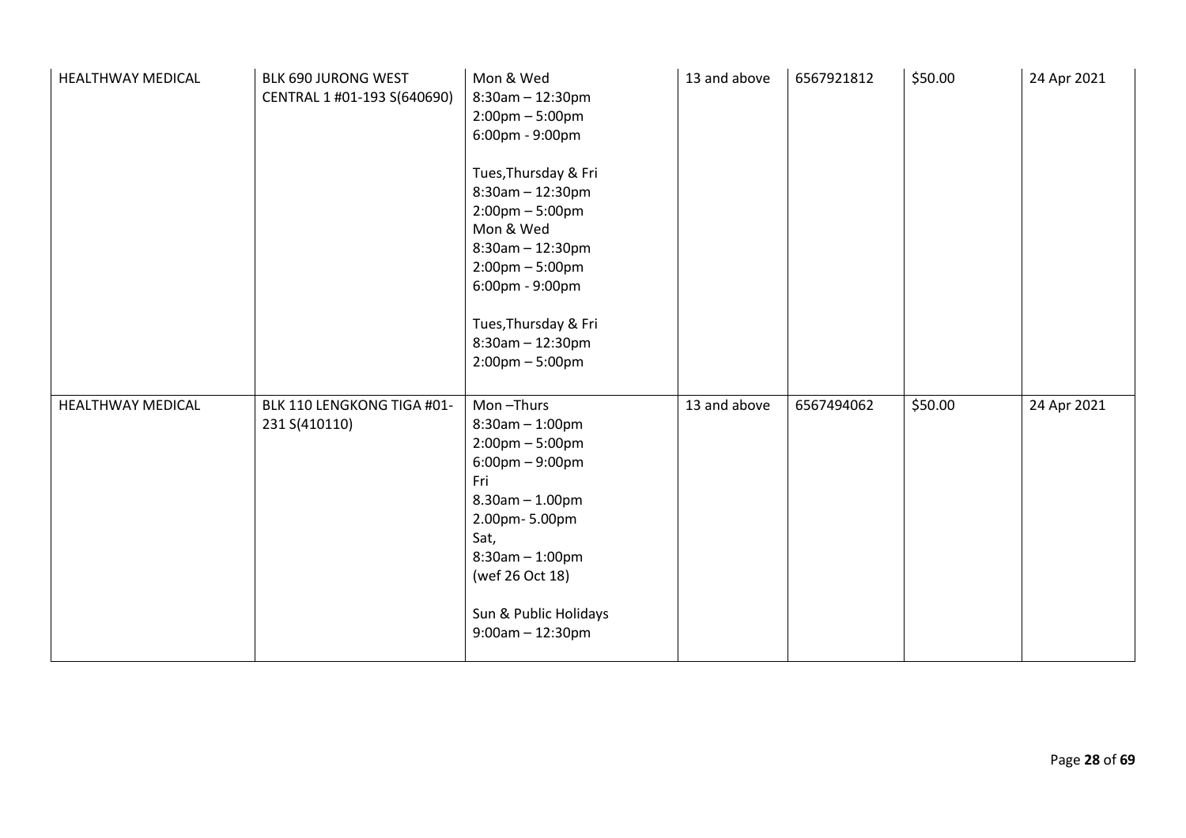| | | | | | | |
|---|---|---|---|---|---|---|
| HEALTHWAY MEDICAL | BLK 690 JURONG WEST CENTRAL 1 #01-193 S(640690) | Mon & Wed<br>8:30am – 12:30pm<br>2:00pm – 5:00pm<br>6:00pm - 9:00pm<br><br>Tues,Thursday & Fri<br>8:30am – 12:30pm<br>2:00pm – 5:00pm<br>Mon & Wed<br>8:30am – 12:30pm<br>2:00pm – 5:00pm<br>6:00pm - 9:00pm<br><br>Tues,Thursday & Fri<br>8:30am – 12:30pm<br>2:00pm – 5:00pm | 13 and above | 6567921812 | $50.00 | 24 Apr 2021 |
| HEALTHWAY MEDICAL | BLK 110 LENGKONG TIGA #01-231 S(410110) | Mon –Thurs<br>8:30am – 1:00pm<br>2:00pm – 5:00pm<br>6:00pm – 9:00pm<br>Fri<br>8.30am – 1.00pm<br>2.00pm- 5.00pm<br>Sat,<br>8:30am – 1:00pm<br>(wef 26 Oct 18)<br><br>Sun & Public Holidays<br>9:00am – 12:30pm | 13 and above | 6567494062 | $50.00 | 24 Apr 2021 |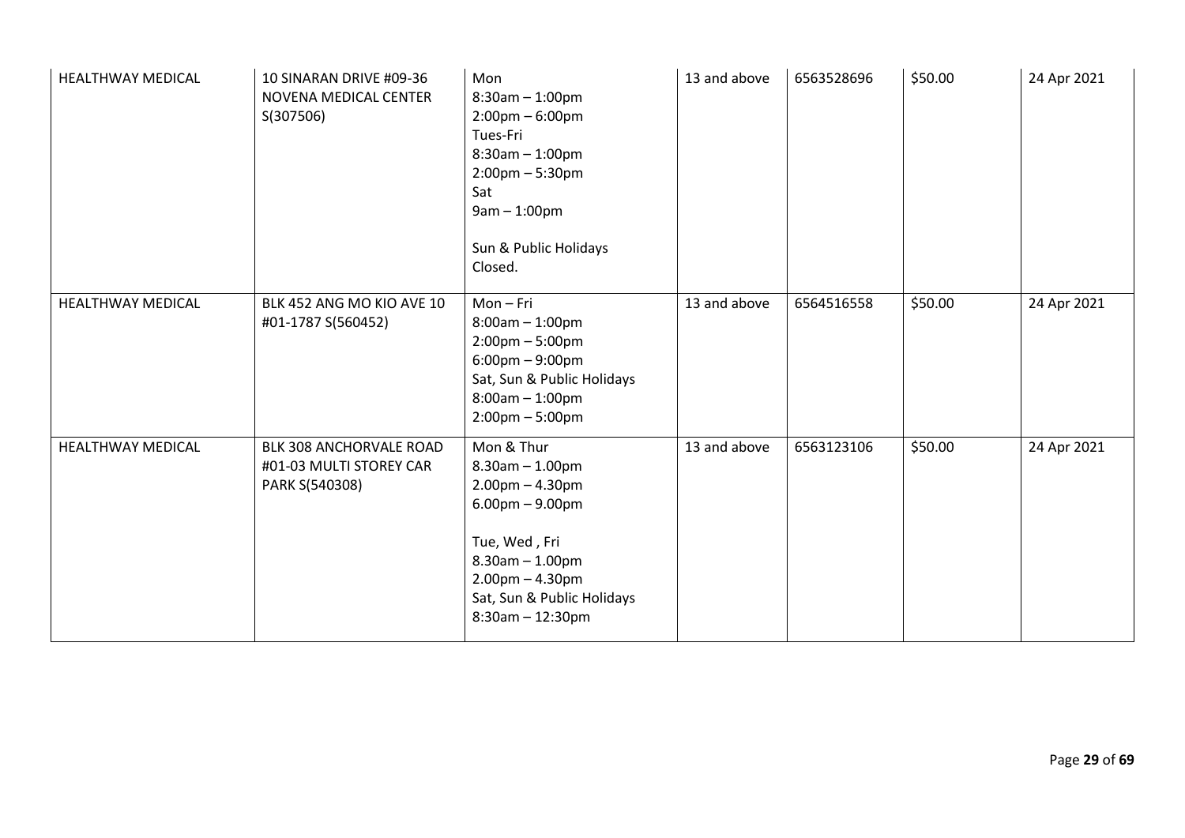| | | | | | | |
|---|---|---|---|---|---|---|
| HEALTHWAY MEDICAL | 10 SINARAN DRIVE #09-36 NOVENA MEDICAL CENTER S(307506) | Mon<br>8:30am – 1:00pm<br>2:00pm – 6:00pm<br>Tues-Fri<br>8:30am – 1:00pm<br>2:00pm – 5:30pm<br>Sat<br>9am – 1:00pm<br><br>Sun & Public Holidays<br>Closed. | 13 and above | 6563528696 | $50.00 | 24 Apr 2021 |
| HEALTHWAY MEDICAL | BLK 452 ANG MO KIO AVE 10 #01-1787 S(560452) | Mon – Fri<br>8:00am – 1:00pm<br>2:00pm – 5:00pm<br>6:00pm – 9:00pm<br>Sat, Sun & Public Holidays<br>8:00am – 1:00pm<br>2:00pm – 5:00pm | 13 and above | 6564516558 | $50.00 | 24 Apr 2021 |
| HEALTHWAY MEDICAL | BLK 308 ANCHORVALE ROAD #01-03 MULTI STOREY CAR PARK S(540308) | Mon & Thur<br>8.30am – 1.00pm<br>2.00pm – 4.30pm<br>6.00pm – 9.00pm<br><br>Tue, Wed , Fri<br>8.30am – 1.00pm<br>2.00pm – 4.30pm<br>Sat, Sun & Public Holidays<br>8:30am – 12:30pm | 13 and above | 6563123106 | $50.00 | 24 Apr 2021 |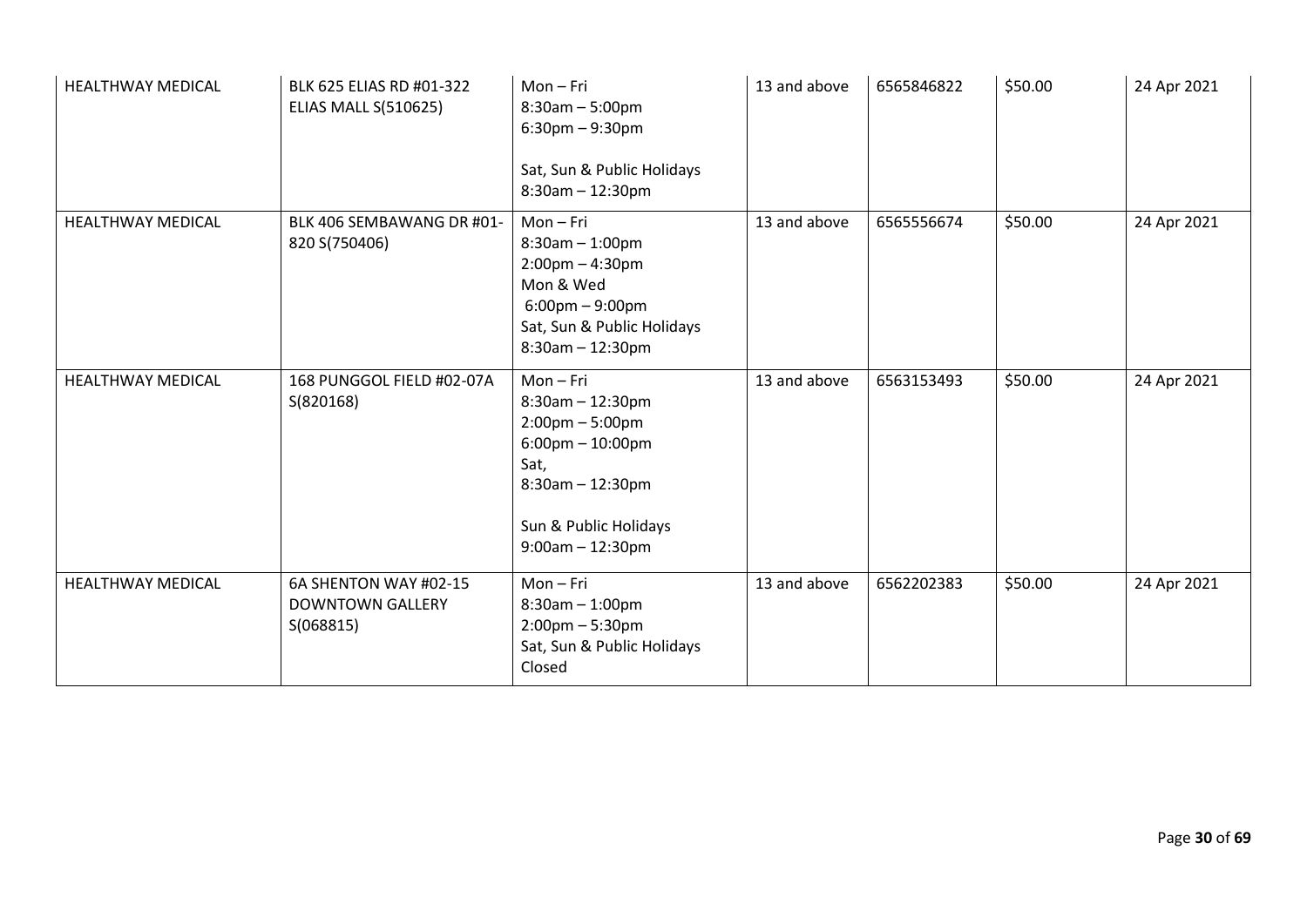| | | | | | | |
|---|---|---|---|---|---|---|
| HEALTHWAY MEDICAL | BLK 625 ELIAS RD #01-322 ELIAS MALL S(510625) | Mon – Fri<br>8:30am – 5:00pm<br>6:30pm – 9:30pm<br><br>Sat, Sun & Public Holidays<br>8:30am – 12:30pm | 13 and above | 6565846822 | $50.00 | 24 Apr 2021 |
| HEALTHWAY MEDICAL | BLK 406 SEMBAWANG DR #01-820 S(750406) | Mon – Fri<br>8:30am – 1:00pm<br>2:00pm – 4:30pm<br>Mon & Wed<br>6:00pm – 9:00pm<br>Sat, Sun & Public Holidays<br>8:30am – 12:30pm | 13 and above | 6565556674 | $50.00 | 24 Apr 2021 |
| HEALTHWAY MEDICAL | 168 PUNGGOL FIELD #02-07A S(820168) | Mon – Fri<br>8:30am – 12:30pm<br>2:00pm – 5:00pm<br>6:00pm – 10:00pm<br>Sat,<br>8:30am – 12:30pm<br><br>Sun & Public Holidays<br>9:00am – 12:30pm | 13 and above | 6563153493 | $50.00 | 24 Apr 2021 |
| HEALTHWAY MEDICAL | 6A SHENTON WAY #02-15 DOWNTOWN GALLERY S(068815) | Mon – Fri<br>8:30am – 1:00pm<br>2:00pm – 5:30pm<br>Sat, Sun & Public Holidays<br>Closed | 13 and above | 6562202383 | $50.00 | 24 Apr 2021 |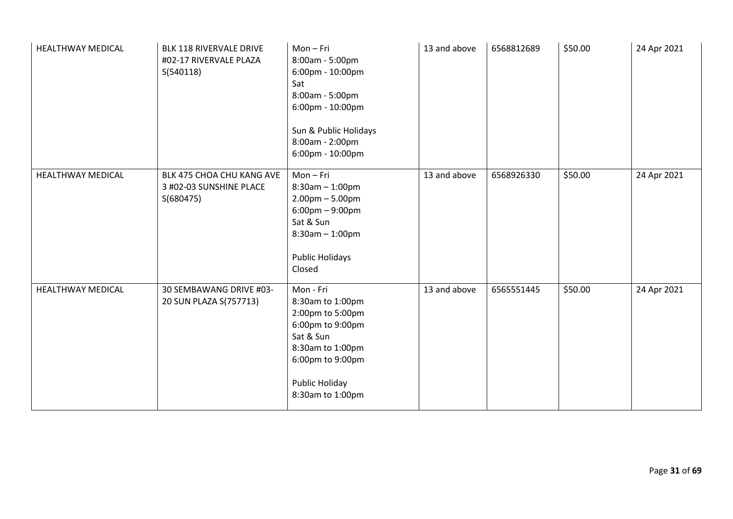| | | | | | | |
|---|---|---|---|---|---|---|
| HEALTHWAY MEDICAL | BLK 118 RIVERVALE DRIVE #02-17 RIVERVALE PLAZA S(540118) | Mon – Fri<br>8:00am - 5:00pm<br>6:00pm - 10:00pm<br>Sat<br>8:00am - 5:00pm<br>6:00pm - 10:00pm<br><br>Sun & Public Holidays<br>8:00am - 2:00pm<br>6:00pm - 10:00pm | 13 and above | 6568812689 | $50.00 | 24 Apr 2021 |
| HEALTHWAY MEDICAL | BLK 475 CHOA CHU KANG AVE 3 #02-03 SUNSHINE PLACE S(680475) | Mon – Fri<br>8:30am – 1:00pm<br>2.00pm – 5.00pm<br>6:00pm – 9:00pm<br>Sat & Sun<br>8:30am – 1:00pm<br><br>Public Holidays<br>Closed | 13 and above | 6568926330 | $50.00 | 24 Apr 2021 |
| HEALTHWAY MEDICAL | 30 SEMBAWANG DRIVE #03-20 SUN PLAZA S(757713) | Mon - Fri<br>8:30am to 1:00pm<br>2:00pm to 5:00pm<br>6:00pm to 9:00pm<br>Sat & Sun<br>8:30am to 1:00pm<br>6:00pm to 9:00pm<br><br>Public Holiday<br>8:30am to 1:00pm | 13 and above | 6565551445 | $50.00 | 24 Apr 2021 |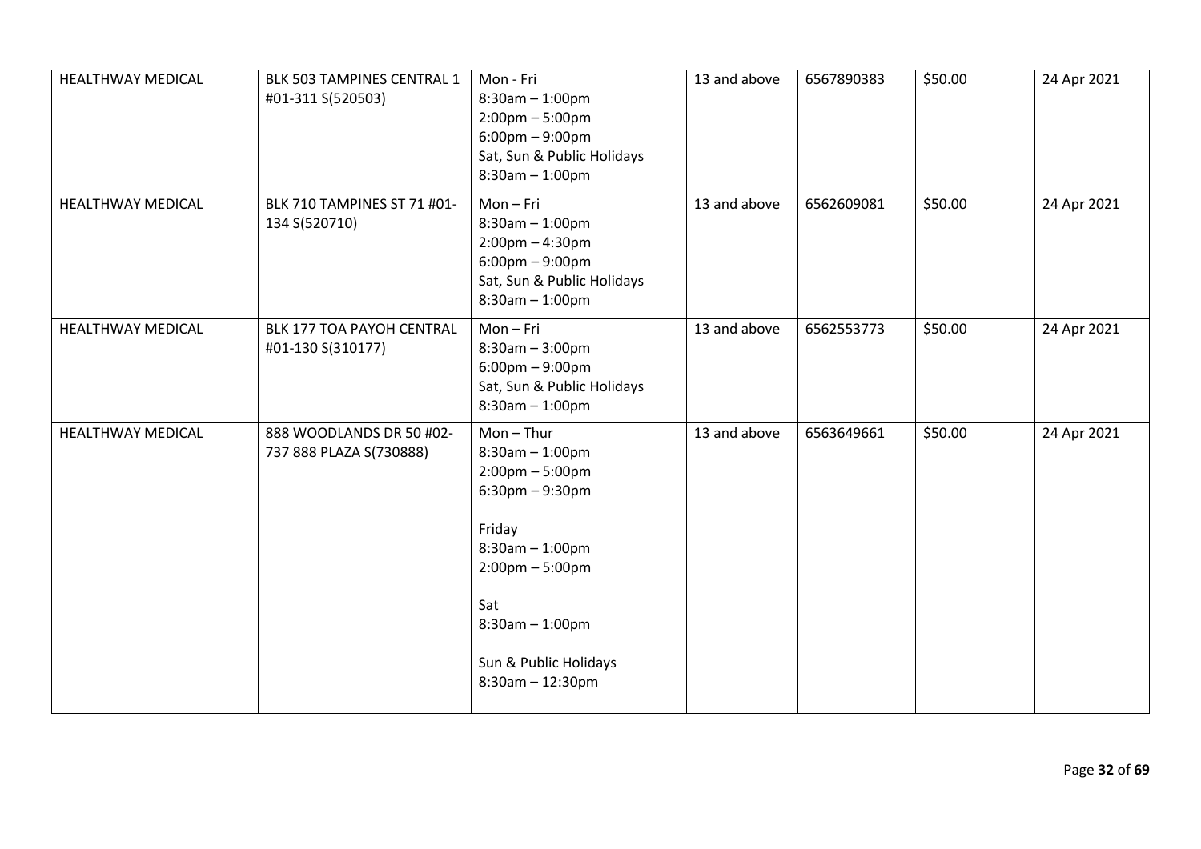| | | | | | | |
|---|---|---|---|---|---|---|
| HEALTHWAY MEDICAL | BLK 503 TAMPINES CENTRAL 1 #01-311 S(520503) | Mon - Fri<br>8:30am – 1:00pm<br>2:00pm – 5:00pm<br>6:00pm – 9:00pm<br>Sat, Sun & Public Holidays<br>8:30am – 1:00pm | 13 and above | 6567890383 | $50.00 | 24 Apr 2021 |
| HEALTHWAY MEDICAL | BLK 710 TAMPINES ST 71 #01-134 S(520710) | Mon – Fri<br>8:30am – 1:00pm<br>2:00pm – 4:30pm<br>6:00pm – 9:00pm<br>Sat, Sun & Public Holidays<br>8:30am – 1:00pm | 13 and above | 6562609081 | $50.00 | 24 Apr 2021 |
| HEALTHWAY MEDICAL | BLK 177 TOA PAYOH CENTRAL #01-130 S(310177) | Mon – Fri<br>8:30am – 3:00pm<br>6:00pm – 9:00pm<br>Sat, Sun & Public Holidays<br>8:30am – 1:00pm | 13 and above | 6562553773 | $50.00 | 24 Apr 2021 |
| HEALTHWAY MEDICAL | 888 WOODLANDS DR 50 #02-737 888 PLAZA S(730888) | Mon – Thur<br>8:30am – 1:00pm<br>2:00pm – 5:00pm<br>6:30pm – 9:30pm<br><br>Friday<br>8:30am – 1:00pm<br>2:00pm – 5:00pm<br><br>Sat<br>8:30am – 1:00pm<br><br>Sun & Public Holidays<br>8:30am – 12:30pm | 13 and above | 6563649661 | $50.00 | 24 Apr 2021 |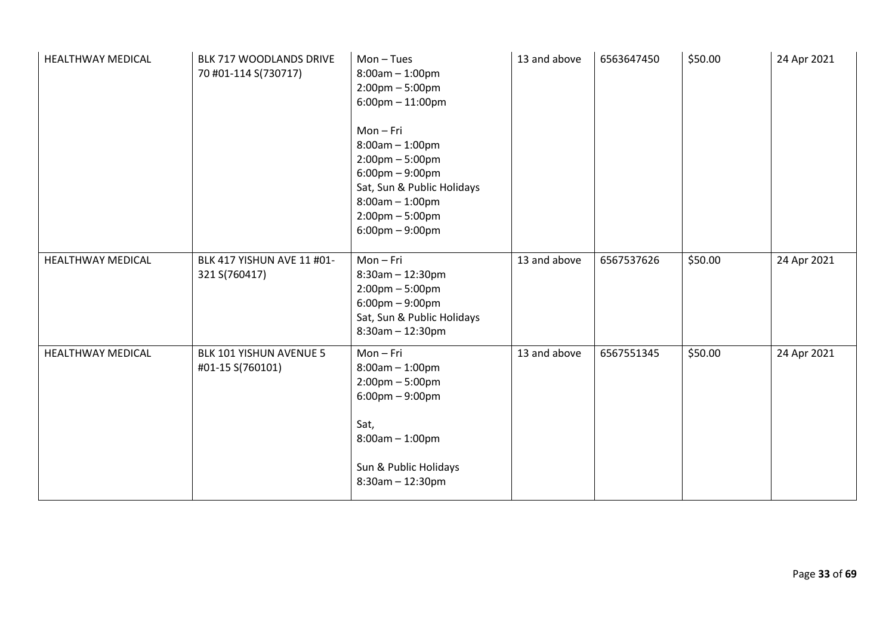| | | | | | | |
|---|---|---|---|---|---|---|
| HEALTHWAY MEDICAL | BLK 717 WOODLANDS DRIVE 70 #01-114 S(730717) | Mon – Tues<br>8:00am – 1:00pm<br>2:00pm – 5:00pm<br>6:00pm – 11:00pm<br><br>Mon – Fri<br>8:00am – 1:00pm<br>2:00pm – 5:00pm<br>6:00pm – 9:00pm<br>Sat, Sun & Public Holidays<br>8:00am – 1:00pm<br>2:00pm – 5:00pm<br>6:00pm – 9:00pm | 13 and above | 6563647450 | $50.00 | 24 Apr 2021 |
| HEALTHWAY MEDICAL | BLK 417 YISHUN AVE 11 #01-321 S(760417) | Mon – Fri<br>8:30am – 12:30pm<br>2:00pm – 5:00pm<br>6:00pm – 9:00pm<br>Sat, Sun & Public Holidays<br>8:30am – 12:30pm | 13 and above | 6567537626 | $50.00 | 24 Apr 2021 |
| HEALTHWAY MEDICAL | BLK 101 YISHUN AVENUE 5 #01-15 S(760101) | Mon – Fri<br>8:00am – 1:00pm<br>2:00pm – 5:00pm<br>6:00pm – 9:00pm<br><br>Sat,<br>8:00am – 1:00pm<br><br>Sun & Public Holidays<br>8:30am – 12:30pm | 13 and above | 6567551345 | $50.00 | 24 Apr 2021 |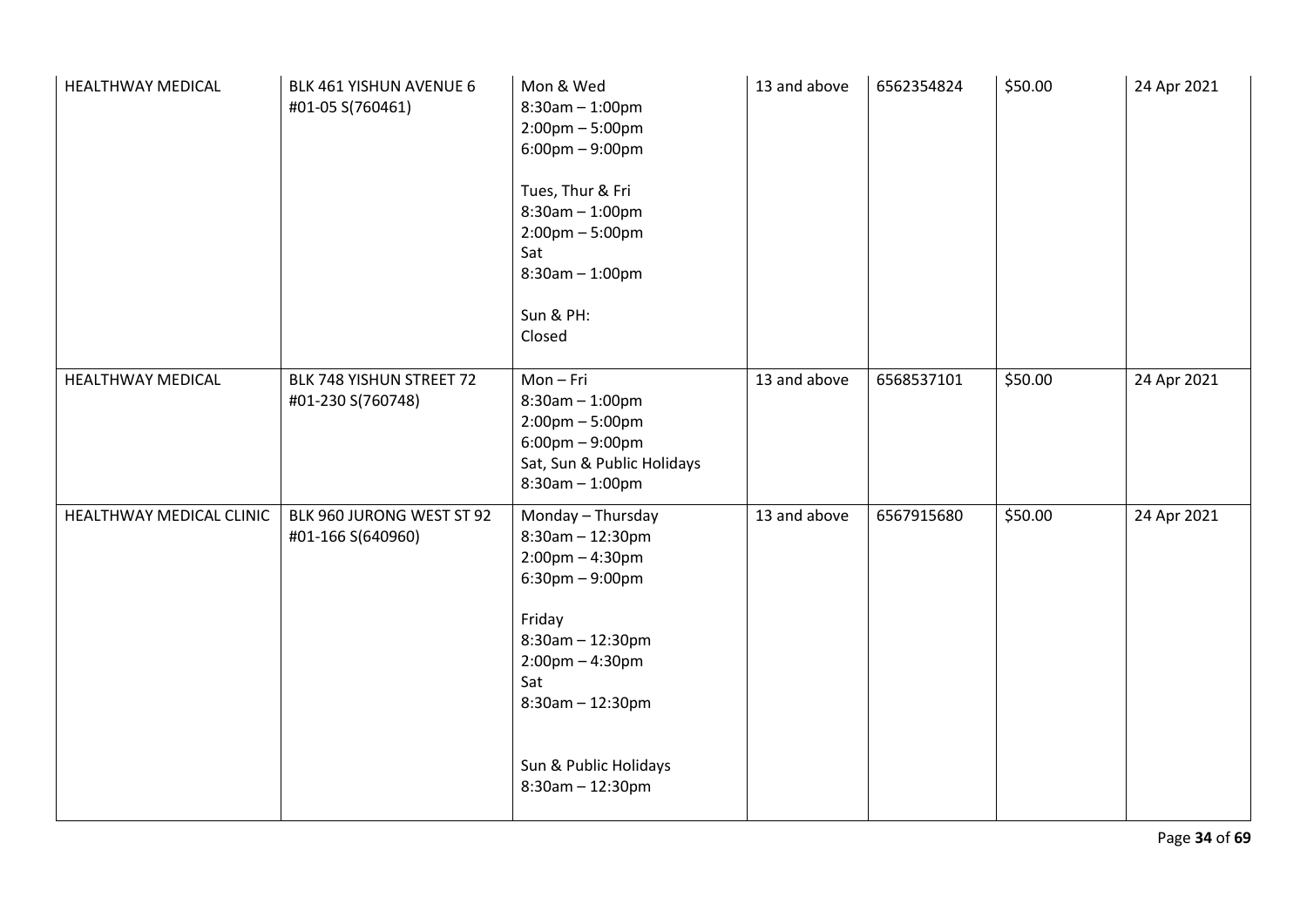| | | | | | | |
|---|---|---|---|---|---|---|
| HEALTHWAY MEDICAL | BLK 461 YISHUN AVENUE 6 #01-05 S(760461) | Mon & Wed<br>8:30am – 1:00pm<br>2:00pm – 5:00pm<br>6:00pm – 9:00pm<br><br>Tues, Thur & Fri<br>8:30am – 1:00pm<br>2:00pm – 5:00pm<br>Sat<br>8:30am – 1:00pm<br><br>Sun & PH:<br>Closed | 13 and above | 6562354824 | $50.00 | 24 Apr 2021 |
| HEALTHWAY MEDICAL | BLK 748 YISHUN STREET 72 #01-230 S(760748) | Mon – Fri<br>8:30am – 1:00pm<br>2:00pm – 5:00pm<br>6:00pm – 9:00pm<br>Sat, Sun & Public Holidays<br>8:30am – 1:00pm | 13 and above | 6568537101 | $50.00 | 24 Apr 2021 |
| HEALTHWAY MEDICAL CLINIC | BLK 960 JURONG WEST ST 92 #01-166 S(640960) | Monday – Thursday<br>8:30am – 12:30pm<br>2:00pm – 4:30pm<br>6:30pm – 9:00pm<br><br>Friday<br>8:30am – 12:30pm<br>2:00pm – 4:30pm<br>Sat<br>8:30am – 12:30pm<br><br>Sun & Public Holidays<br>8:30am – 12:30pm | 13 and above | 6567915680 | $50.00 | 24 Apr 2021 |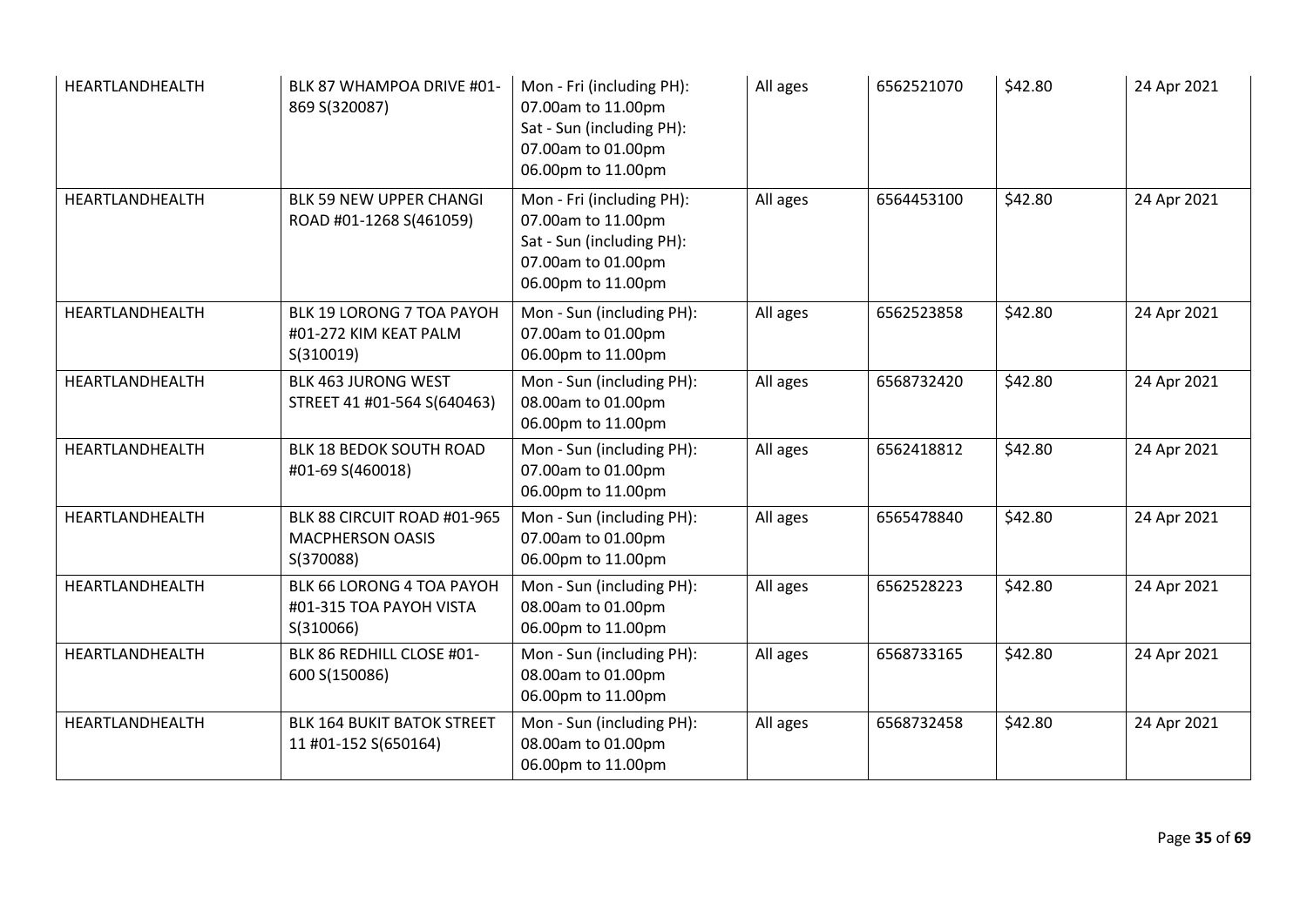| | | | | | | |
|---|---|---|---|---|---|---|
| HEARTLANDHEALTH | BLK 87 WHAMPOA DRIVE #01-869 S(320087) | Mon - Fri (including PH): 07.00am to 11.00pm Sat - Sun (including PH): 07.00am to 01.00pm 06.00pm to 11.00pm | All ages | 6562521070 | $42.80 | 24 Apr 2021 |
| HEARTLANDHEALTH | BLK 59 NEW UPPER CHANGI ROAD #01-1268 S(461059) | Mon - Fri (including PH): 07.00am to 11.00pm Sat - Sun (including PH): 07.00am to 01.00pm 06.00pm to 11.00pm | All ages | 6564453100 | $42.80 | 24 Apr 2021 |
| HEARTLANDHEALTH | BLK 19 LORONG 7 TOA PAYOH #01-272 KIM KEAT PALM S(310019) | Mon - Sun (including PH): 07.00am to 01.00pm 06.00pm to 11.00pm | All ages | 6562523858 | $42.80 | 24 Apr 2021 |
| HEARTLANDHEALTH | BLK 463 JURONG WEST STREET 41 #01-564 S(640463) | Mon - Sun (including PH): 08.00am to 01.00pm 06.00pm to 11.00pm | All ages | 6568732420 | $42.80 | 24 Apr 2021 |
| HEARTLANDHEALTH | BLK 18 BEDOK SOUTH ROAD #01-69 S(460018) | Mon - Sun (including PH): 07.00am to 01.00pm 06.00pm to 11.00pm | All ages | 6562418812 | $42.80 | 24 Apr 2021 |
| HEARTLANDHEALTH | BLK 88 CIRCUIT ROAD #01-965 MACPHERSON OASIS S(370088) | Mon - Sun (including PH): 07.00am to 01.00pm 06.00pm to 11.00pm | All ages | 6565478840 | $42.80 | 24 Apr 2021 |
| HEARTLANDHEALTH | BLK 66 LORONG 4 TOA PAYOH #01-315 TOA PAYOH VISTA S(310066) | Mon - Sun (including PH): 08.00am to 01.00pm 06.00pm to 11.00pm | All ages | 6562528223 | $42.80 | 24 Apr 2021 |
| HEARTLANDHEALTH | BLK 86 REDHILL CLOSE #01-600 S(150086) | Mon - Sun (including PH): 08.00am to 01.00pm 06.00pm to 11.00pm | All ages | 6568733165 | $42.80 | 24 Apr 2021 |
| HEARTLANDHEALTH | BLK 164 BUKIT BATOK STREET 11 #01-152 S(650164) | Mon - Sun (including PH): 08.00am to 01.00pm 06.00pm to 11.00pm | All ages | 6568732458 | $42.80 | 24 Apr 2021 |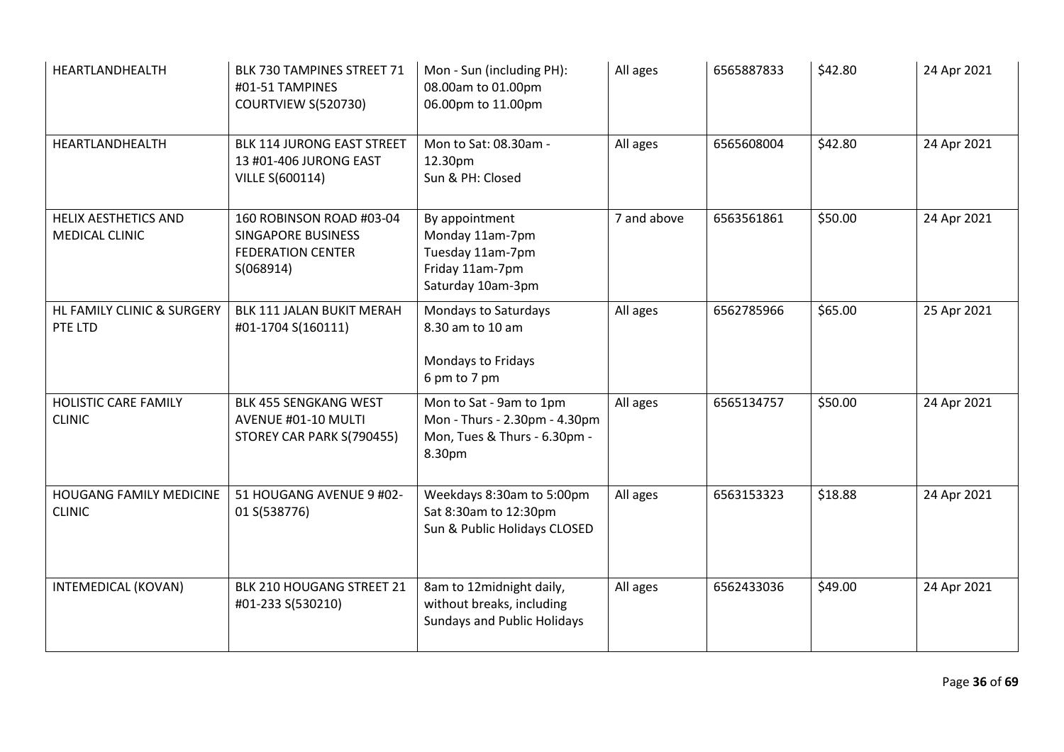| | | | | | | |
|---|---|---|---|---|---|---|
| HEARTLANDHEALTH | BLK 730 TAMPINES STREET 71 #01-51 TAMPINES COURTVIEW S(520730) | Mon - Sun (including PH): 08.00am to 01.00pm 06.00pm to 11.00pm | All ages | 6565887833 | $42.80 | 24 Apr 2021 |
| HEARTLANDHEALTH | BLK 114 JURONG EAST STREET 13 #01-406 JURONG EAST VILLE S(600114) | Mon to Sat: 08.30am - 12.30pm Sun & PH: Closed | All ages | 6565608004 | $42.80 | 24 Apr 2021 |
| HELIX AESTHETICS AND MEDICAL CLINIC | 160 ROBINSON ROAD #03-04 SINGAPORE BUSINESS FEDERATION CENTER S(068914) | By appointment Monday 11am-7pm Tuesday 11am-7pm Friday 11am-7pm Saturday 10am-3pm | 7 and above | 6563561861 | $50.00 | 24 Apr 2021 |
| HL FAMILY CLINIC & SURGERY PTE LTD | BLK 111 JALAN BUKIT MERAH #01-1704 S(160111) | Mondays to Saturdays 8.30 am to 10 am Mondays to Fridays 6 pm to 7 pm | All ages | 6562785966 | $65.00 | 25 Apr 2021 |
| HOLISTIC CARE FAMILY CLINIC | BLK 455 SENGKANG WEST AVENUE #01-10 MULTI STOREY CAR PARK S(790455) | Mon to Sat - 9am to 1pm Mon - Thurs - 2.30pm - 4.30pm Mon, Tues & Thurs - 6.30pm - 8.30pm | All ages | 6565134757 | $50.00 | 24 Apr 2021 |
| HOUGANG FAMILY MEDICINE CLINIC | 51 HOUGANG AVENUE 9 #02-01 S(538776) | Weekdays 8:30am to 5:00pm Sat 8:30am to 12:30pm Sun & Public Holidays CLOSED | All ages | 6563153323 | $18.88 | 24 Apr 2021 |
| INTEMEDICAL (KOVAN) | BLK 210 HOUGANG STREET 21 #01-233 S(530210) | 8am to 12midnight daily, without breaks, including Sundays and Public Holidays | All ages | 6562433036 | $49.00 | 24 Apr 2021 |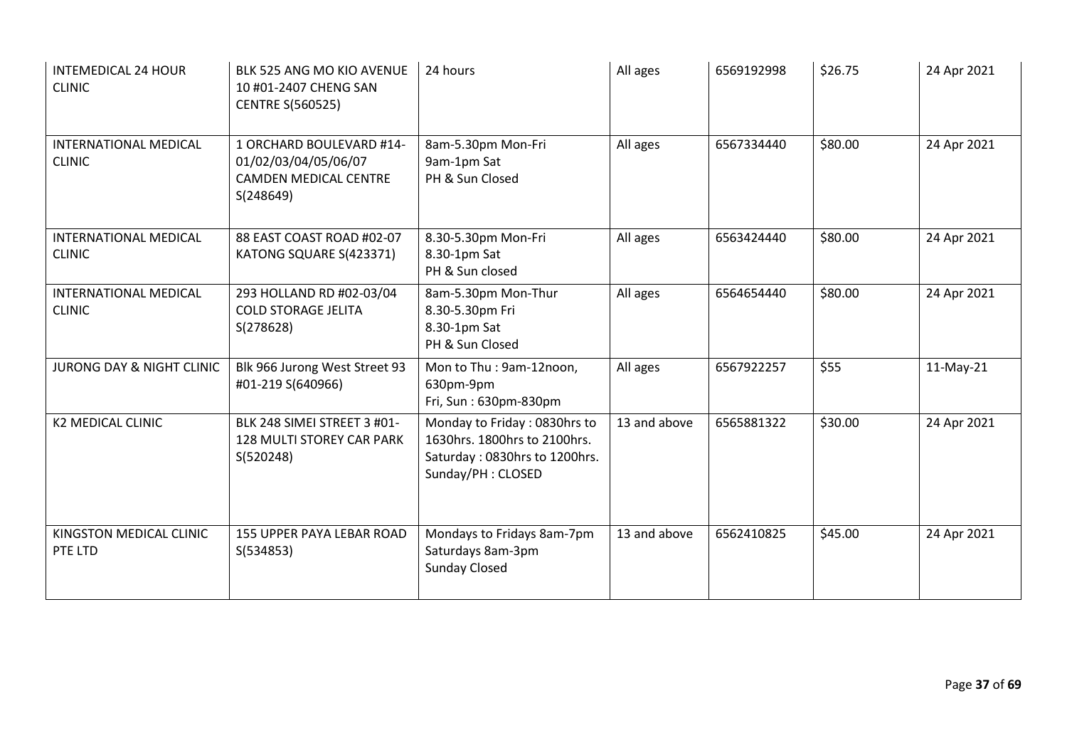| | | | | | | |
|---|---|---|---|---|---|---|
| INTEMEDICAL 24 HOUR CLINIC | BLK 525 ANG MO KIO AVENUE 10 #01-2407 CHENG SAN CENTRE S(560525) | 24 hours | All ages | 6569192998 | $26.75 | 24 Apr 2021 |
| INTERNATIONAL MEDICAL CLINIC | 1 ORCHARD BOULEVARD #14-01/02/03/04/05/06/07 CAMDEN MEDICAL CENTRE S(248649) | 8am-5.30pm Mon-Fri<br>9am-1pm Sat<br>PH & Sun Closed | All ages | 6567334440 | $80.00 | 24 Apr 2021 |
| INTERNATIONAL MEDICAL CLINIC | 88 EAST COAST ROAD #02-07 KATONG SQUARE S(423371) | 8.30-5.30pm Mon-Fri<br>8.30-1pm Sat<br>PH & Sun closed | All ages | 6563424440 | $80.00 | 24 Apr 2021 |
| INTERNATIONAL MEDICAL CLINIC | 293 HOLLAND RD #02-03/04 COLD STORAGE JELITA S(278628) | 8am-5.30pm Mon-Thur<br>8.30-5.30pm Fri<br>8.30-1pm Sat<br>PH & Sun Closed | All ages | 6564654440 | $80.00 | 24 Apr 2021 |
| JURONG DAY & NIGHT CLINIC | Blk 966 Jurong West Street 93 #01-219 S(640966) | Mon to Thu : 9am-12noon, 630pm-9pm<br>Fri, Sun : 630pm-830pm | All ages | 6567922257 | $55 | 11-May-21 |
| K2 MEDICAL CLINIC | BLK 248 SIMEI STREET 3 #01-128 MULTI STOREY CAR PARK S(520248) | Monday to Friday : 0830hrs to 1630hrs. 1800hrs to 2100hrs.<br>Saturday : 0830hrs to 1200hrs.<br>Sunday/PH : CLOSED | 13 and above | 6565881322 | $30.00 | 24 Apr 2021 |
| KINGSTON MEDICAL CLINIC PTE LTD | 155 UPPER PAYA LEBAR ROAD S(534853) | Mondays to Fridays 8am-7pm<br>Saturdays 8am-3pm<br>Sunday Closed | 13 and above | 6562410825 | $45.00 | 24 Apr 2021 |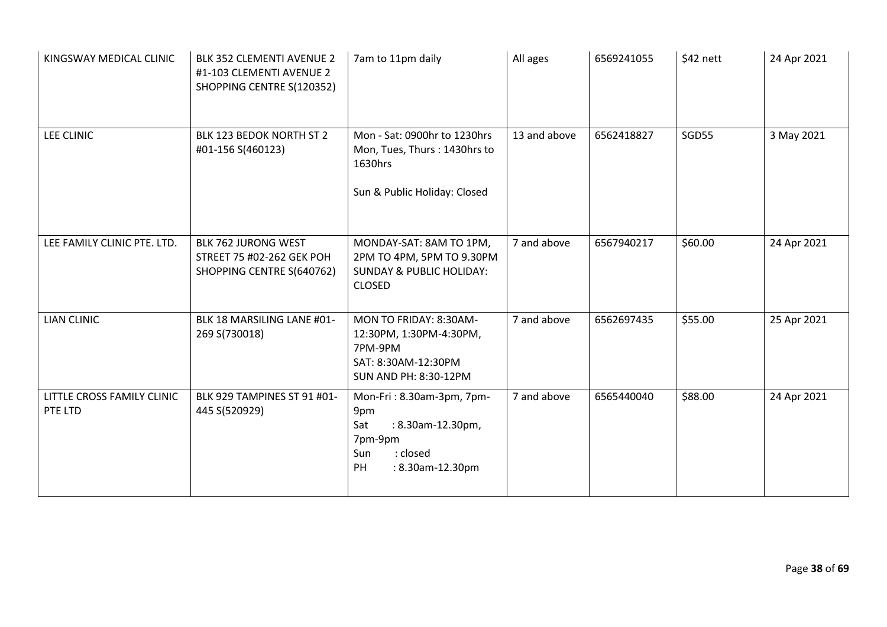| | | | | | | |
|---|---|---|---|---|---|---|
| KINGSWAY MEDICAL CLINIC | BLK 352 CLEMENTI AVENUE 2 #1-103 CLEMENTI AVENUE 2 SHOPPING CENTRE S(120352) | 7am to 11pm daily | All ages | 6569241055 | $42 nett | 24 Apr 2021 |
| LEE CLINIC | BLK 123 BEDOK NORTH ST 2 #01-156 S(460123) | Mon - Sat: 0900hr to 1230hrs<br>Mon, Tues, Thurs : 1430hrs to 1630hrs<br><br>Sun & Public Holiday: Closed | 13 and above | 6562418827 | SGD55 | 3 May 2021 |
| LEE FAMILY CLINIC PTE. LTD. | BLK 762 JURONG WEST STREET 75 #02-262 GEK POH SHOPPING CENTRE S(640762) | MONDAY-SAT: 8AM TO 1PM, 2PM TO 4PM, 5PM TO 9.30PM<br>SUNDAY & PUBLIC HOLIDAY: CLOSED | 7 and above | 6567940217 | $60.00 | 24 Apr 2021 |
| LIAN CLINIC | BLK 18 MARSILING LANE #01-269 S(730018) | MON TO FRIDAY: 8:30AM-12:30PM, 1:30PM-4:30PM, 7PM-9PM<br>SAT: 8:30AM-12:30PM<br>SUN AND PH: 8:30-12PM | 7 and above | 6562697435 | $55.00 | 25 Apr 2021 |
| LITTLE CROSS FAMILY CLINIC PTE LTD | BLK 929 TAMPINES ST 91 #01-445 S(520929) | Mon-Fri : 8.30am-3pm, 7pm-9pm<br>Sat : 8.30am-12.30pm, 7pm-9pm<br>Sun : closed<br>PH : 8.30am-12.30pm | 7 and above | 6565440040 | $88.00 | 24 Apr 2021 |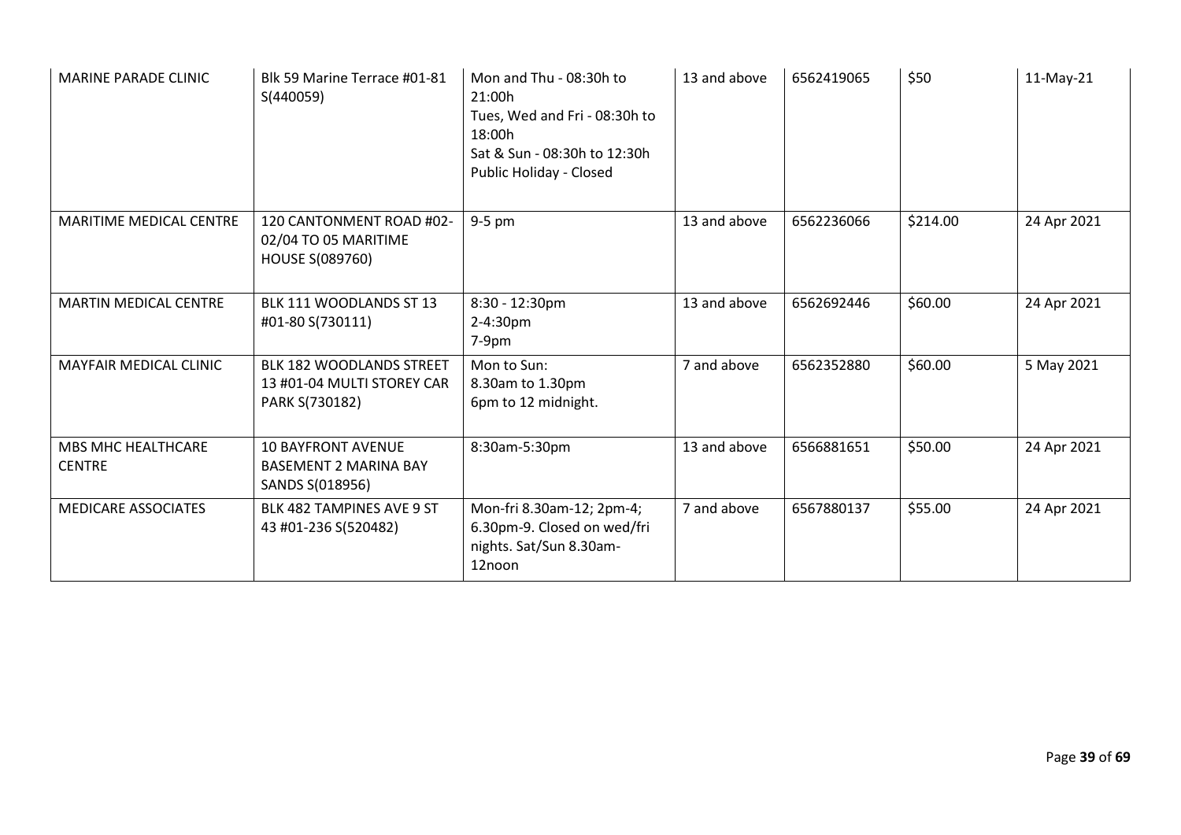| | | | | | | |
|---|---|---|---|---|---|---|
| MARINE PARADE CLINIC | Blk 59 Marine Terrace #01-81 S(440059) | Mon and Thu - 08:30h to 21:00h<br>Tues, Wed and Fri - 08:30h to 18:00h<br>Sat & Sun - 08:30h to 12:30h<br>Public Holiday - Closed | 13 and above | 6562419065 | $50 | 11-May-21 |
| MARITIME MEDICAL CENTRE | 120 CANTONMENT ROAD #02-02/04 TO 05 MARITIME HOUSE S(089760) | 9-5 pm | 13 and above | 6562236066 | $214.00 | 24 Apr 2021 |
| MARTIN MEDICAL CENTRE | BLK 111 WOODLANDS ST 13 #01-80 S(730111) | 8:30 - 12:30pm<br>2-4:30pm<br>7-9pm | 13 and above | 6562692446 | $60.00 | 24 Apr 2021 |
| MAYFAIR MEDICAL CLINIC | BLK 182 WOODLANDS STREET 13 #01-04 MULTI STOREY CAR PARK S(730182) | Mon to Sun:<br>8.30am to 1.30pm<br>6pm to 12 midnight. | 7 and above | 6562352880 | $60.00 | 5 May 2021 |
| MBS MHC HEALTHCARE CENTRE | 10 BAYFRONT AVENUE BASEMENT 2 MARINA BAY SANDS S(018956) | 8:30am-5:30pm | 13 and above | 6566881651 | $50.00 | 24 Apr 2021 |
| MEDICARE ASSOCIATES | BLK 482 TAMPINES AVE 9 ST 43 #01-236 S(520482) | Mon-fri 8.30am-12; 2pm-4; 6.30pm-9. Closed on wed/fri nights. Sat/Sun 8.30am-12noon | 7 and above | 6567880137 | $55.00 | 24 Apr 2021 |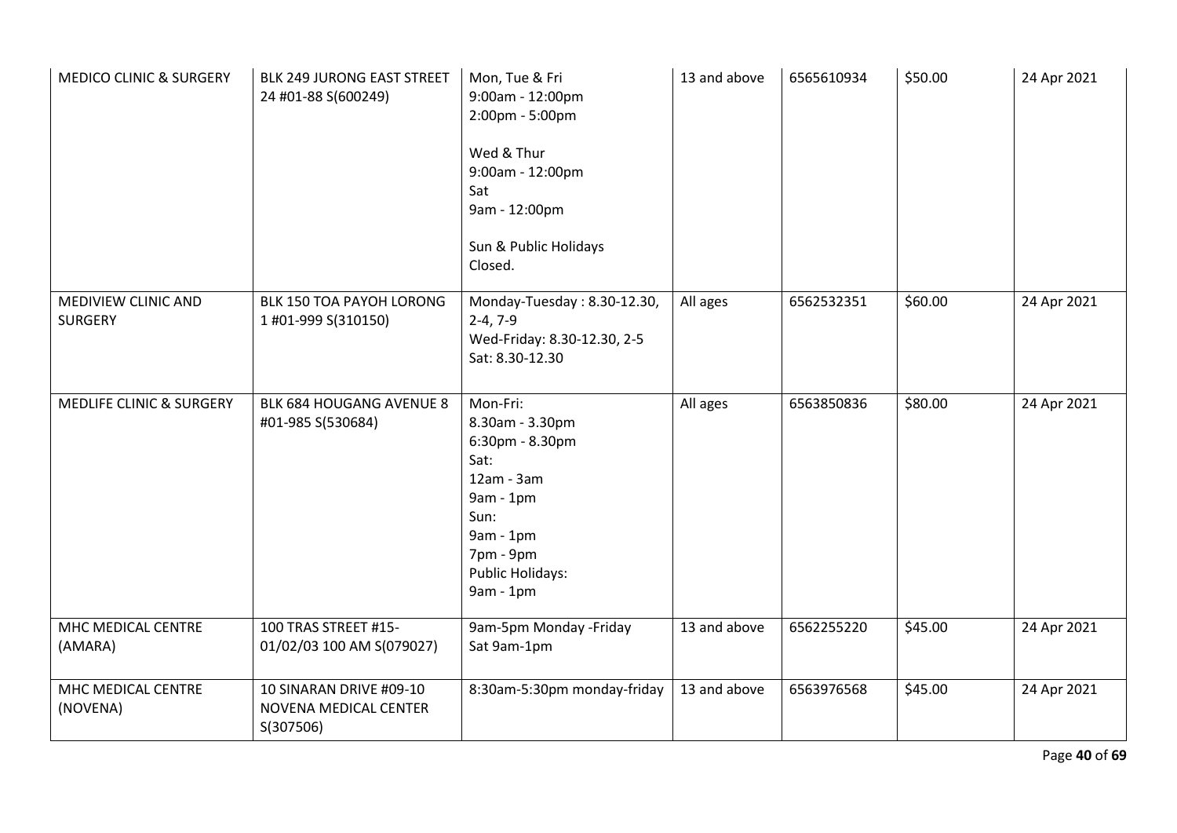| | | | | | | |
|---|---|---|---|---|---|---|
| MEDICO CLINIC & SURGERY | BLK 249 JURONG EAST STREET 24 #01-88 S(600249) | Mon, Tue & Fri<br>9:00am - 12:00pm<br>2:00pm - 5:00pm<br><br>Wed & Thur<br>9:00am - 12:00pm<br>Sat<br>9am - 12:00pm<br><br>Sun & Public Holidays<br>Closed. | 13 and above | 6565610934 | $50.00 | 24 Apr 2021 |
| MEDIVIEW CLINIC AND SURGERY | BLK 150 TOA PAYOH LORONG 1 #01-999 S(310150) | Monday-Tuesday : 8.30-12.30, 2-4, 7-9<br>Wed-Friday: 8.30-12.30, 2-5<br>Sat: 8.30-12.30 | All ages | 6562532351 | $60.00 | 24 Apr 2021 |
| MEDLIFE CLINIC & SURGERY | BLK 684 HOUGANG AVENUE 8 #01-985 S(530684) | Mon-Fri:<br>8.30am - 3.30pm<br>6:30pm - 8.30pm<br>Sat:<br>12am - 3am<br>9am - 1pm<br>Sun:<br>9am - 1pm<br>7pm - 9pm<br>Public Holidays:<br>9am - 1pm | All ages | 6563850836 | $80.00 | 24 Apr 2021 |
| MHC MEDICAL CENTRE (AMARA) | 100 TRAS STREET #15-01/02/03 100 AM S(079027) | 9am-5pm Monday -Friday<br>Sat 9am-1pm | 13 and above | 6562255220 | $45.00 | 24 Apr 2021 |
| MHC MEDICAL CENTRE (NOVENA) | 10 SINARAN DRIVE #09-10 NOVENA MEDICAL CENTER S(307506) | 8:30am-5:30pm monday-friday | 13 and above | 6563976568 | $45.00 | 24 Apr 2021 |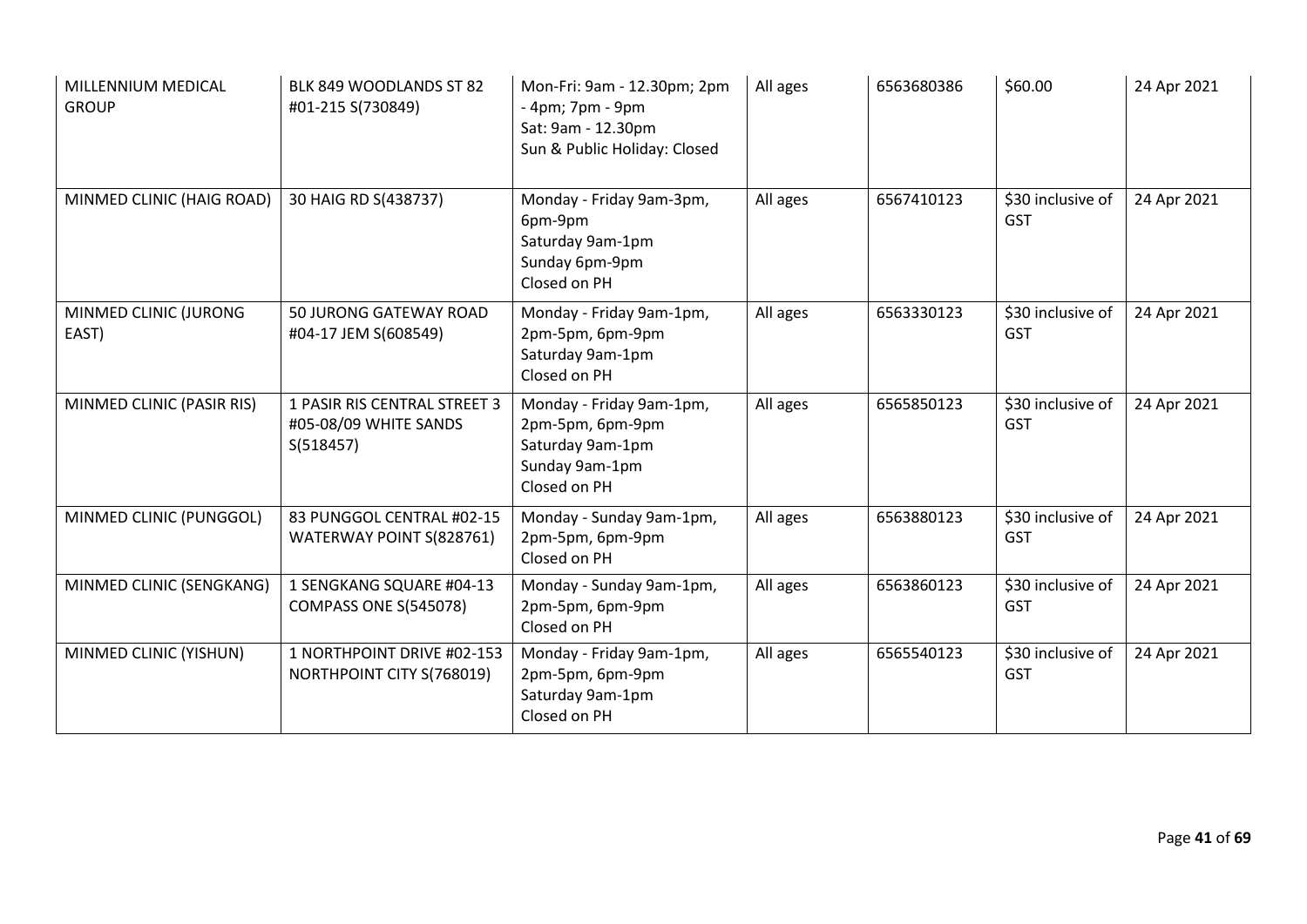| | | | | | | |
|---|---|---|---|---|---|---|
| MILLENNIUM MEDICAL GROUP | BLK 849 WOODLANDS ST 82 #01-215 S(730849) | Mon-Fri: 9am - 12.30pm; 2pm - 4pm; 7pm - 9pm<br>Sat: 9am - 12.30pm<br>Sun & Public Holiday: Closed | All ages | 6563680386 | $60.00 | 24 Apr 2021 |
| MINMED CLINIC (HAIG ROAD) | 30 HAIG RD S(438737) | Monday - Friday 9am-3pm, 6pm-9pm<br>Saturday 9am-1pm<br>Sunday 6pm-9pm<br>Closed on PH | All ages | 6567410123 | $30 inclusive of GST | 24 Apr 2021 |
| MINMED CLINIC (JURONG EAST) | 50 JURONG GATEWAY ROAD #04-17 JEM S(608549) | Monday - Friday 9am-1pm, 2pm-5pm, 6pm-9pm<br>Saturday 9am-1pm<br>Closed on PH | All ages | 6563330123 | $30 inclusive of GST | 24 Apr 2021 |
| MINMED CLINIC (PASIR RIS) | 1 PASIR RIS CENTRAL STREET 3 #05-08/09 WHITE SANDS S(518457) | Monday - Friday 9am-1pm, 2pm-5pm, 6pm-9pm<br>Saturday 9am-1pm<br>Sunday 9am-1pm<br>Closed on PH | All ages | 6565850123 | $30 inclusive of GST | 24 Apr 2021 |
| MINMED CLINIC (PUNGGOL) | 83 PUNGGOL CENTRAL #02-15 WATERWAY POINT S(828761) | Monday - Sunday 9am-1pm, 2pm-5pm, 6pm-9pm<br>Closed on PH | All ages | 6563880123 | $30 inclusive of GST | 24 Apr 2021 |
| MINMED CLINIC (SENGKANG) | 1 SENGKANG SQUARE #04-13 COMPASS ONE S(545078) | Monday - Sunday 9am-1pm, 2pm-5pm, 6pm-9pm<br>Closed on PH | All ages | 6563860123 | $30 inclusive of GST | 24 Apr 2021 |
| MINMED CLINIC (YISHUN) | 1 NORTHPOINT DRIVE #02-153 NORTHPOINT CITY S(768019) | Monday - Friday 9am-1pm, 2pm-5pm, 6pm-9pm<br>Saturday 9am-1pm<br>Closed on PH | All ages | 6565540123 | $30 inclusive of GST | 24 Apr 2021 |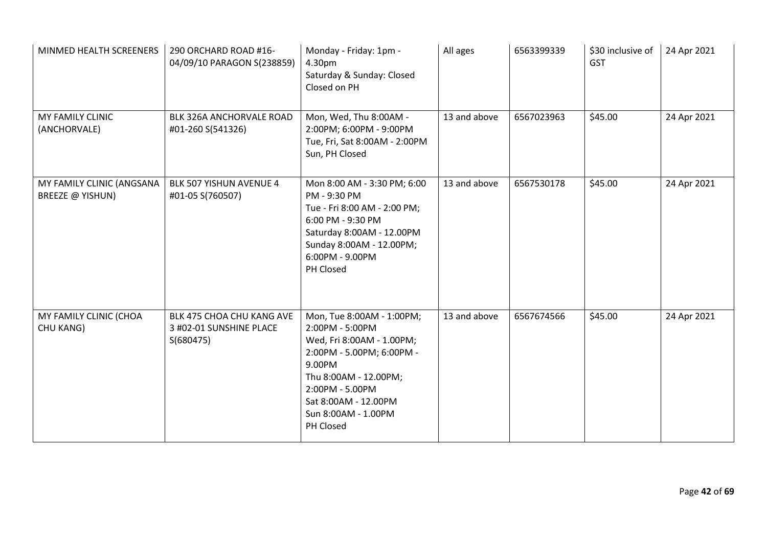| | | | | | | |
|---|---|---|---|---|---|---|
| MINMED HEALTH SCREENERS | 290 ORCHARD ROAD #16-04/09/10 PARAGON S(238859) | Monday - Friday: 1pm - 4.30pm<br>Saturday & Sunday: Closed<br>Closed on PH | All ages | 6563399339 | $30 inclusive of GST | 24 Apr 2021 |
| MY FAMILY CLINIC (ANCHORVALE) | BLK 326A ANCHORVALE ROAD #01-260 S(541326) | Mon, Wed, Thu 8:00AM - 2:00PM; 6:00PM - 9:00PM<br>Tue, Fri, Sat 8:00AM - 2:00PM<br>Sun, PH Closed | 13 and above | 6567023963 | $45.00 | 24 Apr 2021 |
| MY FAMILY CLINIC (ANGSANA BREEZE @ YISHUN) | BLK 507 YISHUN AVENUE 4 #01-05 S(760507) | Mon 8:00 AM - 3:30 PM; 6:00 PM - 9:30 PM<br>Tue - Fri 8:00 AM - 2:00 PM; 6:00 PM - 9:30 PM<br>Saturday 8:00AM - 12.00PM<br>Sunday 8:00AM - 12.00PM; 6:00PM - 9.00PM<br>PH Closed | 13 and above | 6567530178 | $45.00 | 24 Apr 2021 |
| MY FAMILY CLINIC (CHOA CHU KANG) | BLK 475 CHOA CHU KANG AVE 3 #02-01 SUNSHINE PLACE S(680475) | Mon, Tue 8:00AM - 1:00PM; 2:00PM - 5:00PM<br>Wed, Fri 8:00AM - 1.00PM; 2:00PM - 5.00PM; 6:00PM - 9.00PM<br>Thu 8:00AM - 12.00PM; 2:00PM - 5.00PM<br>Sat 8:00AM - 12.00PM<br>Sun 8:00AM - 1.00PM<br>PH Closed | 13 and above | 6567674566 | $45.00 | 24 Apr 2021 |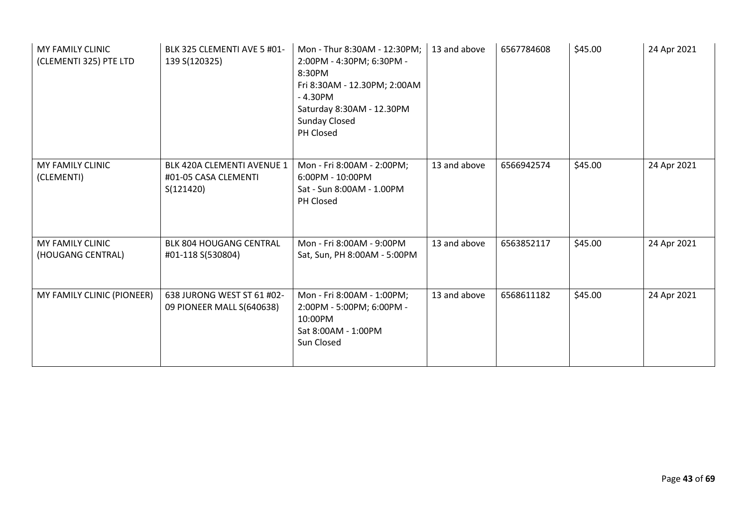| | | | | | | |
|---|---|---|---|---|---|---|
| MY FAMILY CLINIC (CLEMENTI 325) PTE LTD | BLK 325 CLEMENTI AVE 5 #01-139 S(120325) | Mon - Thur 8:30AM - 12:30PM; 2:00PM - 4:30PM; 6:30PM - 8:30PM<br>Fri 8:30AM - 12.30PM; 2:00AM - 4.30PM<br>Saturday 8:30AM - 12.30PM<br>Sunday Closed<br>PH Closed | 13 and above | 6567784608 | \$45.00 | 24 Apr 2021 |
| MY FAMILY CLINIC (CLEMENTI) | BLK 420A CLEMENTI AVENUE 1 #01-05 CASA CLEMENTI S(121420) | Mon - Fri 8:00AM - 2:00PM; 6:00PM - 10:00PM<br>Sat - Sun 8:00AM - 1.00PM<br>PH Closed | 13 and above | 6566942574 | \$45.00 | 24 Apr 2021 |
| MY FAMILY CLINIC (HOUGANG CENTRAL) | BLK 804 HOUGANG CENTRAL #01-118 S(530804) | Mon - Fri 8:00AM - 9:00PM<br>Sat, Sun, PH 8:00AM - 5:00PM | 13 and above | 6563852117 | \$45.00 | 24 Apr 2021 |
| MY FAMILY CLINIC (PIONEER) | 638 JURONG WEST ST 61 #02-09 PIONEER MALL S(640638) | Mon - Fri 8:00AM - 1:00PM; 2:00PM - 5:00PM; 6:00PM - 10:00PM<br>Sat 8:00AM - 1:00PM<br>Sun Closed | 13 and above | 6568611182 | \$45.00 | 24 Apr 2021 |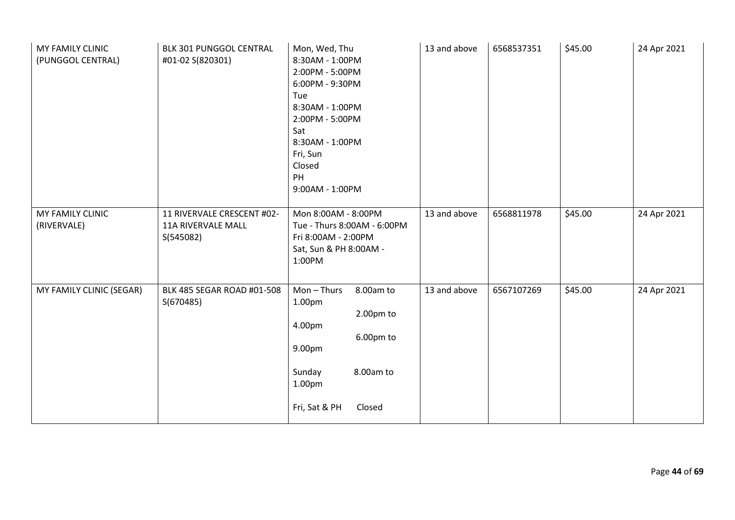| | | | | | | |
|---|---|---|---|---|---|---|
| MY FAMILY CLINIC (PUNGGOL CENTRAL) | BLK 301 PUNGGOL CENTRAL #01-02 S(820301) | Mon, Wed, Thu<br>8:30AM - 1:00PM<br>2:00PM - 5:00PM<br>6:00PM - 9:30PM<br>Tue<br>8:30AM - 1:00PM<br>2:00PM - 5:00PM<br>Sat<br>8:30AM - 1:00PM<br>Fri, Sun<br>Closed<br>PH<br>9:00AM - 1:00PM | 13 and above | 6568537351 | $45.00 | 24 Apr 2021 |
| MY FAMILY CLINIC (RIVERVALE) | 11 RIVERVALE CRESCENT #02-11A RIVERVALE MALL S(545082) | Mon 8:00AM - 8:00PM<br>Tue - Thurs 8:00AM - 6:00PM<br>Fri 8:00AM - 2:00PM<br>Sat, Sun & PH 8:00AM - 1:00PM | 13 and above | 6568811978 | $45.00 | 24 Apr 2021 |
| MY FAMILY CLINIC (SEGAR) | BLK 485 SEGAR ROAD #01-508 S(670485) | Mon – Thurs 8.00am to 1.00pm<br>2.00pm to 4.00pm<br>6.00pm to 9.00pm<br><br>Sunday 8.00am to 1.00pm<br><br>Fri, Sat & PH Closed | 13 and above | 6567107269 | $45.00 | 24 Apr 2021 |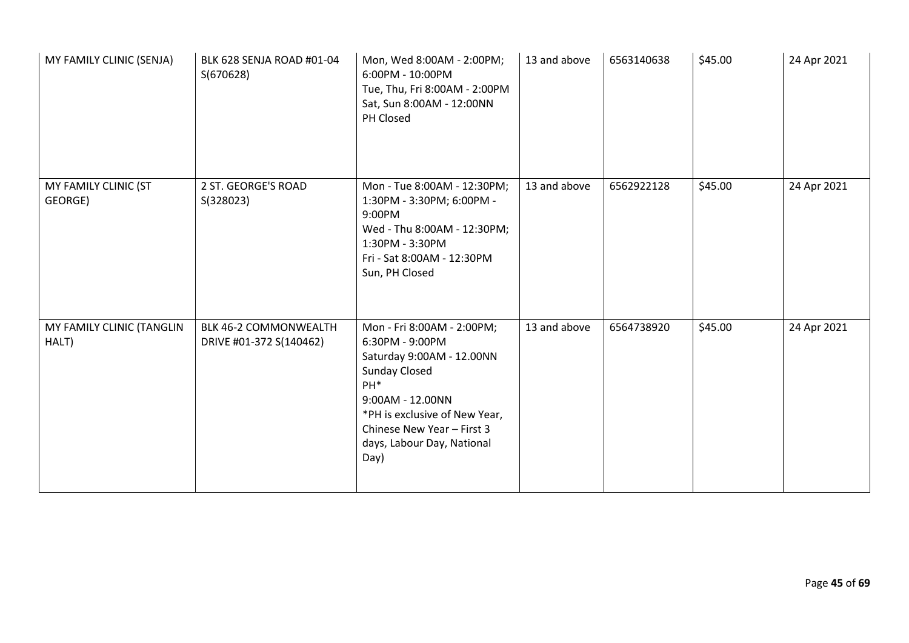| | | | | | | |
|---|---|---|---|---|---|---|
| MY FAMILY CLINIC (SENJA) | BLK 628 SENJA ROAD #01-04 S(670628) | Mon, Wed 8:00AM - 2:00PM; 6:00PM - 10:00PM<br>Tue, Thu, Fri 8:00AM - 2:00PM<br>Sat, Sun 8:00AM - 12:00NN<br>PH Closed | 13 and above | 6563140638 | $45.00 | 24 Apr 2021 |
| MY FAMILY CLINIC (ST GEORGE) | 2 ST. GEORGE'S ROAD S(328023) | Mon - Tue 8:00AM - 12:30PM; 1:30PM - 3:30PM; 6:00PM - 9:00PM<br>Wed - Thu 8:00AM - 12:30PM; 1:30PM - 3:30PM<br>Fri - Sat 8:00AM - 12:30PM<br>Sun, PH Closed | 13 and above | 6562922128 | $45.00 | 24 Apr 2021 |
| MY FAMILY CLINIC (TANGLIN HALT) | BLK 46-2 COMMONWEALTH DRIVE #01-372 S(140462) | Mon - Fri 8:00AM - 2:00PM; 6:30PM - 9:00PM<br>Saturday 9:00AM - 12.00NN<br>Sunday Closed<br>PH*<br>9:00AM - 12.00NN<br>*PH is exclusive of New Year, Chinese New Year – First 3 days, Labour Day, National Day) | 13 and above | 6564738920 | $45.00 | 24 Apr 2021 |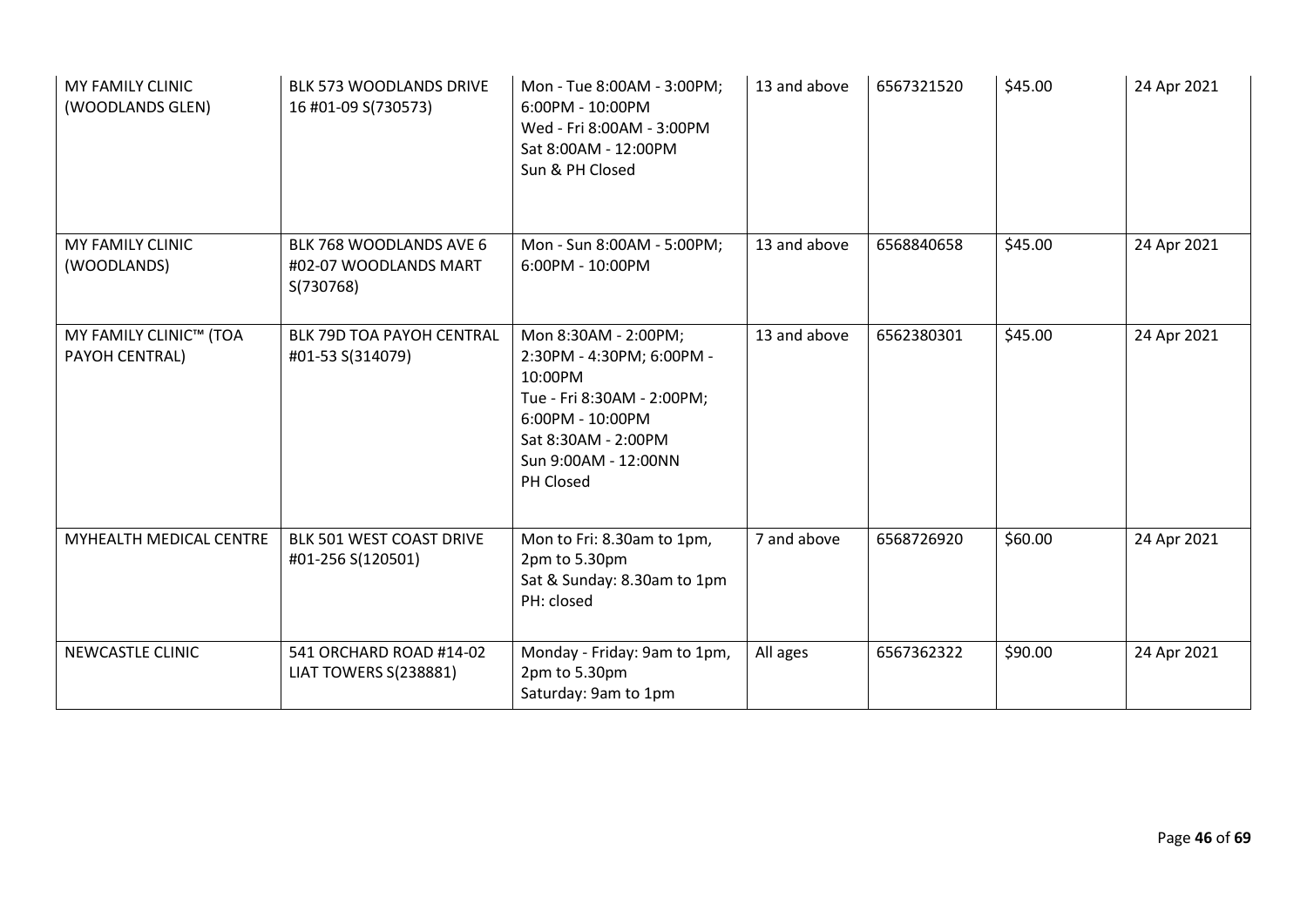| | | | | | | |
|---|---|---|---|---|---|---|
| MY FAMILY CLINIC (WOODLANDS GLEN) | BLK 573 WOODLANDS DRIVE 16 #01-09 S(730573) | Mon - Tue 8:00AM - 3:00PM; 6:00PM - 10:00PM<br>Wed - Fri 8:00AM - 3:00PM<br>Sat 8:00AM - 12:00PM<br>Sun & PH Closed | 13 and above | 6567321520 | $45.00 | 24 Apr 2021 |
| MY FAMILY CLINIC (WOODLANDS) | BLK 768 WOODLANDS AVE 6 #02-07 WOODLANDS MART S(730768) | Mon - Sun 8:00AM - 5:00PM; 6:00PM - 10:00PM | 13 and above | 6568840658 | $45.00 | 24 Apr 2021 |
| MY FAMILY CLINIC™ (TOA PAYOH CENTRAL) | BLK 79D TOA PAYOH CENTRAL #01-53 S(314079) | Mon 8:30AM - 2:00PM; 2:30PM - 4:30PM; 6:00PM - 10:00PM<br>Tue - Fri 8:30AM - 2:00PM; 6:00PM - 10:00PM<br>Sat 8:30AM - 2:00PM<br>Sun 9:00AM - 12:00NN<br>PH Closed | 13 and above | 6562380301 | $45.00 | 24 Apr 2021 |
| MYHEALTH MEDICAL CENTRE | BLK 501 WEST COAST DRIVE #01-256 S(120501) | Mon to Fri: 8.30am to 1pm, 2pm to 5.30pm<br>Sat & Sunday: 8.30am to 1pm<br>PH: closed | 7 and above | 6568726920 | $60.00 | 24 Apr 2021 |
| NEWCASTLE CLINIC | 541 ORCHARD ROAD #14-02 LIAT TOWERS S(238881) | Monday - Friday: 9am to 1pm, 2pm to 5.30pm<br>Saturday: 9am to 1pm | All ages | 6567362322 | $90.00 | 24 Apr 2021 |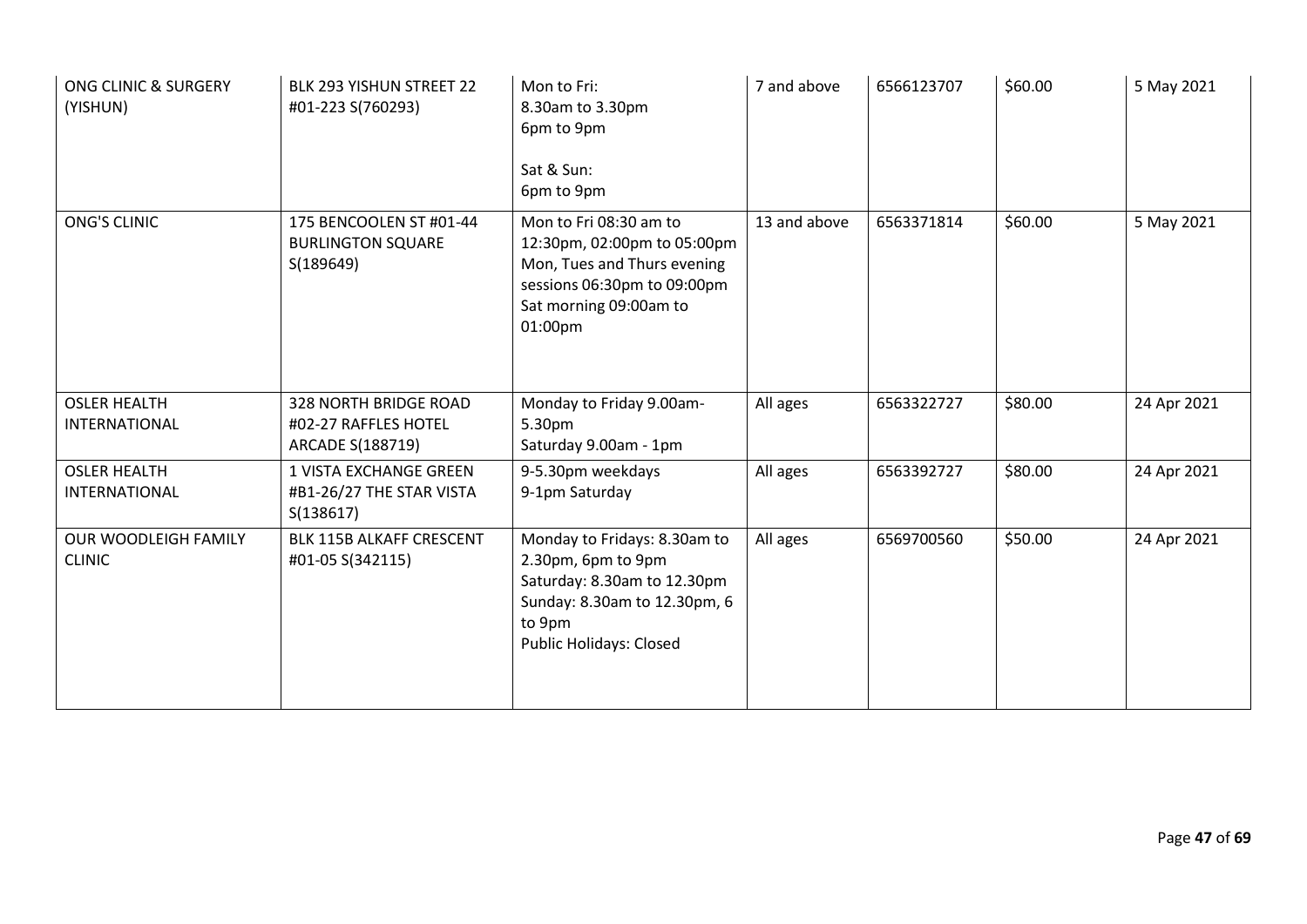| | | | | | | |
|---|---|---|---|---|---|---|
| ONG CLINIC & SURGERY (YISHUN) | BLK 293 YISHUN STREET 22 #01-223 S(760293) | Mon to Fri:<br>8.30am to 3.30pm<br>6pm to 9pm<br><br>Sat & Sun:<br>6pm to 9pm | 7 and above | 6566123707 | $60.00 | 5 May 2021 |
| ONG'S CLINIC | 175 BENCOOLEN ST #01-44 BURLINGTON SQUARE S(189649) | Mon to Fri 08:30 am to 12:30pm, 02:00pm to 05:00pm Mon, Tues and Thurs evening sessions 06:30pm to 09:00pm Sat morning 09:00am to 01:00pm | 13 and above | 6563371814 | $60.00 | 5 May 2021 |
| OSLER HEALTH INTERNATIONAL | 328 NORTH BRIDGE ROAD #02-27 RAFFLES HOTEL ARCADE S(188719) | Monday to Friday 9.00am-5.30pm<br>Saturday 9.00am - 1pm | All ages | 6563322727 | $80.00 | 24 Apr 2021 |
| OSLER HEALTH INTERNATIONAL | 1 VISTA EXCHANGE GREEN #B1-26/27 THE STAR VISTA S(138617) | 9-5.30pm weekdays<br>9-1pm Saturday | All ages | 6563392727 | $80.00 | 24 Apr 2021 |
| OUR WOODLEIGH FAMILY CLINIC | BLK 115B ALKAFF CRESCENT #01-05 S(342115) | Monday to Fridays: 8.30am to 2.30pm, 6pm to 9pm<br>Saturday: 8.30am to 12.30pm<br>Sunday: 8.30am to 12.30pm, 6 to 9pm<br>Public Holidays: Closed | All ages | 6569700560 | $50.00 | 24 Apr 2021 |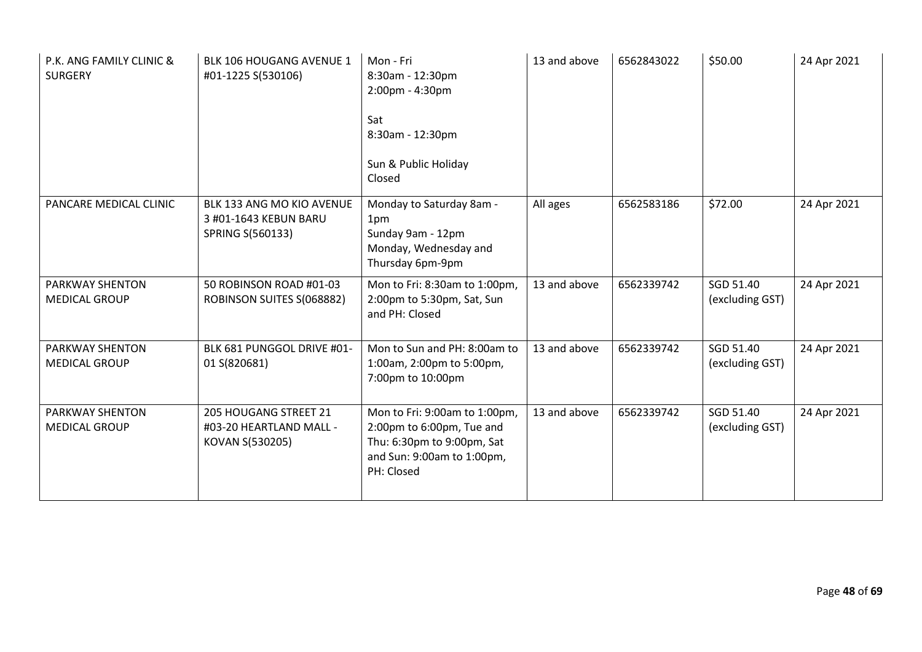| | | | | | | |
|---|---|---|---|---|---|---|
| P.K. ANG FAMILY CLINIC & SURGERY | BLK 106 HOUGANG AVENUE 1 #01-1225 S(530106) | Mon - Fri<br>8:30am - 12:30pm<br>2:00pm - 4:30pm<br><br>Sat<br>8:30am - 12:30pm<br><br>Sun & Public Holiday<br>Closed | 13 and above | 6562843022 | $50.00 | 24 Apr 2021 |
| PANCARE MEDICAL CLINIC | BLK 133 ANG MO KIO AVENUE 3 #01-1643 KEBUN BARU SPRING S(560133) | Monday to Saturday 8am - 1pm<br>Sunday 9am - 12pm<br>Monday, Wednesday and Thursday 6pm-9pm | All ages | 6562583186 | $72.00 | 24 Apr 2021 |
| PARKWAY SHENTON MEDICAL GROUP | 50 ROBINSON ROAD #01-03 ROBINSON SUITES S(068882) | Mon to Fri: 8:30am to 1:00pm, 2:00pm to 5:30pm, Sat, Sun and PH: Closed | 13 and above | 6562339742 | SGD 51.40 (excluding GST) | 24 Apr 2021 |
| PARKWAY SHENTON MEDICAL GROUP | BLK 681 PUNGGOL DRIVE #01-01 S(820681) | Mon to Sun and PH: 8:00am to 1:00am, 2:00pm to 5:00pm, 7:00pm to 10:00pm | 13 and above | 6562339742 | SGD 51.40 (excluding GST) | 24 Apr 2021 |
| PARKWAY SHENTON MEDICAL GROUP | 205 HOUGANG STREET 21 #03-20 HEARTLAND MALL - KOVAN S(530205) | Mon to Fri: 9:00am to 1:00pm, 2:00pm to 6:00pm, Tue and Thu: 6:30pm to 9:00pm, Sat and Sun: 9:00am to 1:00pm, PH: Closed | 13 and above | 6562339742 | SGD 51.40 (excluding GST) | 24 Apr 2021 |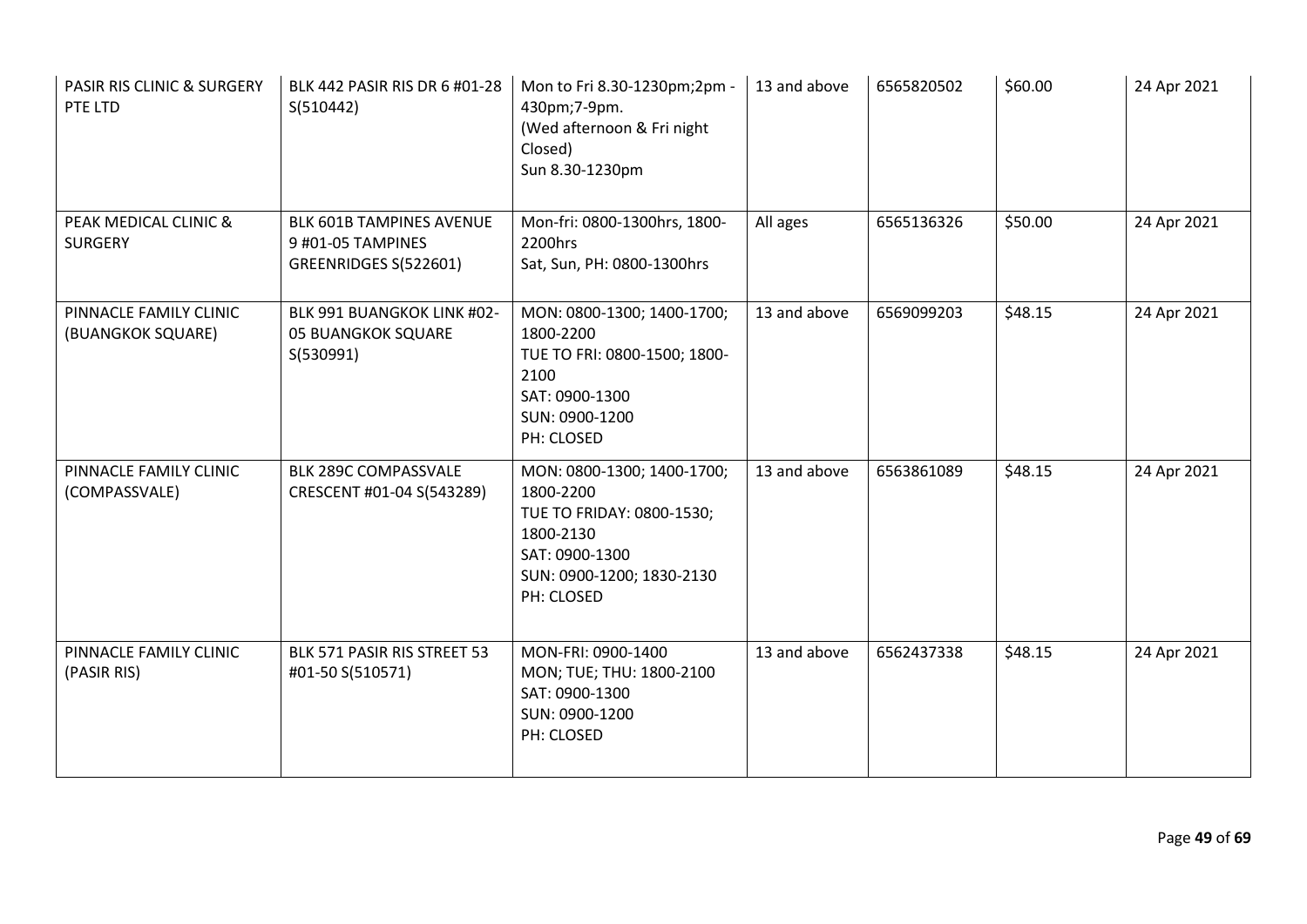| | | | | | | |
|---|---|---|---|---|---|---|
| PASIR RIS CLINIC & SURGERY PTE LTD | BLK 442 PASIR RIS DR 6 #01-28 S(510442) | Mon to Fri 8.30-1230pm;2pm - 430pm;7-9pm.<br>(Wed afternoon & Fri night Closed)<br>Sun 8.30-1230pm | 13 and above | 6565820502 | $60.00 | 24 Apr 2021 |
| PEAK MEDICAL CLINIC & SURGERY | BLK 601B TAMPINES AVENUE 9 #01-05 TAMPINES GREENRIDGES S(522601) | Mon-fri: 0800-1300hrs, 1800-2200hrs<br>Sat, Sun, PH: 0800-1300hrs | All ages | 6565136326 | $50.00 | 24 Apr 2021 |
| PINNACLE FAMILY CLINIC (BUANGKOK SQUARE) | BLK 991 BUANGKOK LINK #02-05 BUANGKOK SQUARE S(530991) | MON: 0800-1300; 1400-1700; 1800-2200<br>TUE TO FRI: 0800-1500; 1800-2100<br>SAT: 0900-1300<br>SUN: 0900-1200<br>PH: CLOSED | 13 and above | 6569099203 | $48.15 | 24 Apr 2021 |
| PINNACLE FAMILY CLINIC (COMPASSVALE) | BLK 289C COMPASSVALE CRESCENT #01-04 S(543289) | MON: 0800-1300; 1400-1700; 1800-2200<br>TUE TO FRIDAY: 0800-1530; 1800-2130<br>SAT: 0900-1300<br>SUN: 0900-1200; 1830-2130<br>PH: CLOSED | 13 and above | 6563861089 | $48.15 | 24 Apr 2021 |
| PINNACLE FAMILY CLINIC (PASIR RIS) | BLK 571 PASIR RIS STREET 53 #01-50 S(510571) | MON-FRI: 0900-1400<br>MON; TUE; THU: 1800-2100<br>SAT: 0900-1300<br>SUN: 0900-1200<br>PH: CLOSED | 13 and above | 6562437338 | $48.15 | 24 Apr 2021 |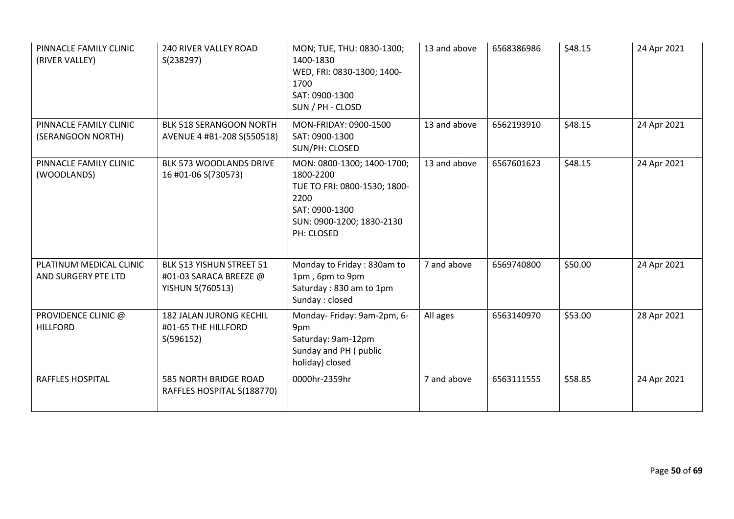| PINNACLE FAMILY CLINIC (RIVER VALLEY) | 240 RIVER VALLEY ROAD S(238297) | MON; TUE, THU: 0830-1300; 1400-1830<br>WED, FRI: 0830-1300; 1400-1700<br>SAT: 0900-1300<br>SUN / PH - CLOSD | 13 and above | 6568386986 | \$48.15 | 24 Apr 2021 |
|---|---|---|---|---|---|---|
| PINNACLE FAMILY CLINIC (SERANGOON NORTH) | BLK 518 SERANGOON NORTH AVENUE 4 #B1-208 S(550518) | MON-FRIDAY: 0900-1500<br>SAT: 0900-1300<br>SUN/PH: CLOSED | 13 and above | 6562193910 | \$48.15 | 24 Apr 2021 |
| PINNACLE FAMILY CLINIC (WOODLANDS) | BLK 573 WOODLANDS DRIVE 16 #01-06 S(730573) | MON: 0800-1300; 1400-1700; 1800-2200<br>TUE TO FRI: 0800-1530; 1800-2200<br>SAT: 0900-1300<br>SUN: 0900-1200; 1830-2130<br>PH: CLOSED | 13 and above | 6567601623 | \$48.15 | 24 Apr 2021 |
| PLATINUM MEDICAL CLINIC AND SURGERY PTE LTD | BLK 513 YISHUN STREET 51 #01-03 SARACA BREEZE @ YISHUN S(760513) | Monday to Friday : 830am to 1pm , 6pm to 9pm<br>Saturday : 830 am to 1pm<br>Sunday : closed | 7 and above | 6569740800 | \$50.00 | 24 Apr 2021 |
| PROVIDENCE CLINIC @ HILLFORD | 182 JALAN JURONG KECHIL #01-65 THE HILLFORD S(596152) | Monday- Friday: 9am-2pm, 6-9pm<br>Saturday: 9am-12pm<br>Sunday and PH ( public holiday) closed | All ages | 6563140970 | \$53.00 | 28 Apr 2021 |
| RAFFLES HOSPITAL | 585 NORTH BRIDGE ROAD RAFFLES HOSPITAL S(188770) | 0000hr-2359hr | 7 and above | 6563111555 | \$58.85 | 24 Apr 2021 |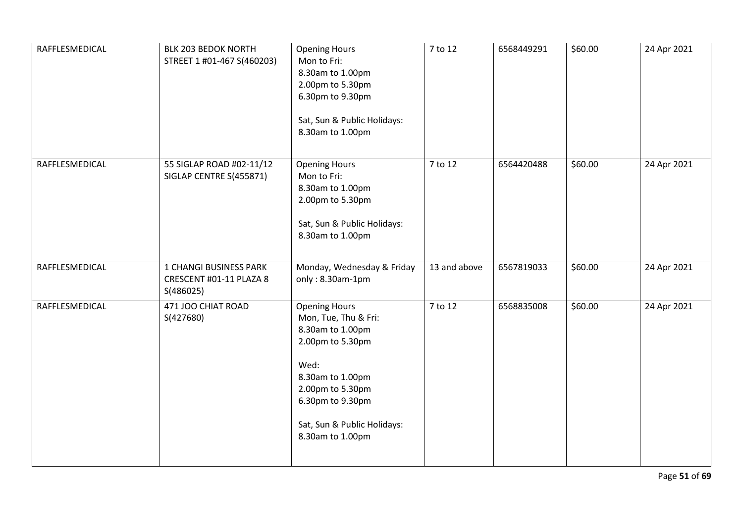| | | | | | | |
|---|---|---|---|---|---|---|
| RAFFLESMEDICAL | BLK 203 BEDOK NORTH STREET 1 #01-467 S(460203) | Opening Hours<br>Mon to Fri:<br>8.30am to 1.00pm<br>2.00pm to 5.30pm<br>6.30pm to 9.30pm<br><br>Sat, Sun & Public Holidays:<br>8.30am to 1.00pm | 7 to 12 | 6568449291 | $60.00 | 24 Apr 2021 |
| RAFFLESMEDICAL | 55 SIGLAP ROAD #02-11/12 SIGLAP CENTRE S(455871) | Opening Hours<br>Mon to Fri:<br>8.30am to 1.00pm<br>2.00pm to 5.30pm<br><br>Sat, Sun & Public Holidays:<br>8.30am to 1.00pm | 7 to 12 | 6564420488 | $60.00 | 24 Apr 2021 |
| RAFFLESMEDICAL | 1 CHANGI BUSINESS PARK CRESCENT #01-11 PLAZA 8 S(486025) | Monday, Wednesday & Friday only : 8.30am-1pm | 13 and above | 6567819033 | $60.00 | 24 Apr 2021 |
| RAFFLESMEDICAL | 471 JOO CHIAT ROAD S(427680) | Opening Hours<br>Mon, Tue, Thu & Fri:<br>8.30am to 1.00pm<br>2.00pm to 5.30pm<br><br>Wed:<br>8.30am to 1.00pm<br>2.00pm to 5.30pm<br>6.30pm to 9.30pm<br><br>Sat, Sun & Public Holidays:<br>8.30am to 1.00pm | 7 to 12 | 6568835008 | $60.00 | 24 Apr 2021 |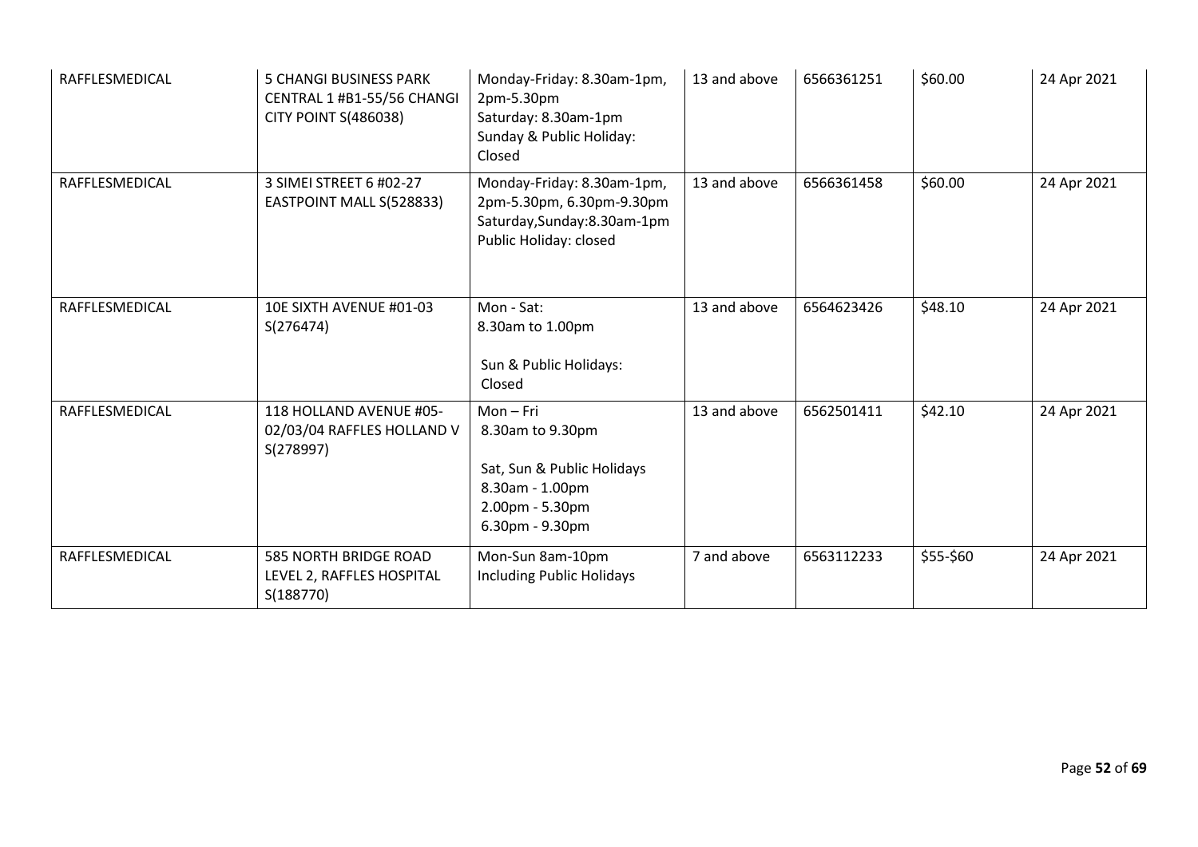| | | | | | | |
|---|---|---|---|---|---|---|
| RAFFLESMEDICAL | 5 CHANGI BUSINESS PARK CENTRAL 1 #B1-55/56 CHANGI CITY POINT S(486038) | Monday-Friday: 8.30am-1pm, 2pm-5.30pm<br>Saturday: 8.30am-1pm<br>Sunday & Public Holiday: Closed | 13 and above | 6566361251 | $60.00 | 24 Apr 2021 |
| RAFFLESMEDICAL | 3 SIMEI STREET 6 #02-27 EASTPOINT MALL S(528833) | Monday-Friday: 8.30am-1pm, 2pm-5.30pm, 6.30pm-9.30pm<br>Saturday,Sunday:8.30am-1pm<br>Public Holiday: closed | 13 and above | 6566361458 | $60.00 | 24 Apr 2021 |
| RAFFLESMEDICAL | 10E SIXTH AVENUE #01-03 S(276474) | Mon - Sat:<br>8.30am to 1.00pm<br><br>Sun & Public Holidays: Closed | 13 and above | 6564623426 | $48.10 | 24 Apr 2021 |
| RAFFLESMEDICAL | 118 HOLLAND AVENUE #05-02/03/04 RAFFLES HOLLAND V S(278997) | Mon – Fri<br>8.30am to 9.30pm<br><br>Sat, Sun & Public Holidays<br>8.30am - 1.00pm<br>2.00pm - 5.30pm<br>6.30pm - 9.30pm | 13 and above | 6562501411 | $42.10 | 24 Apr 2021 |
| RAFFLESMEDICAL | 585 NORTH BRIDGE ROAD LEVEL 2, RAFFLES HOSPITAL S(188770) | Mon-Sun 8am-10pm<br>Including Public Holidays | 7 and above | 6563112233 | $55-$60 | 24 Apr 2021 |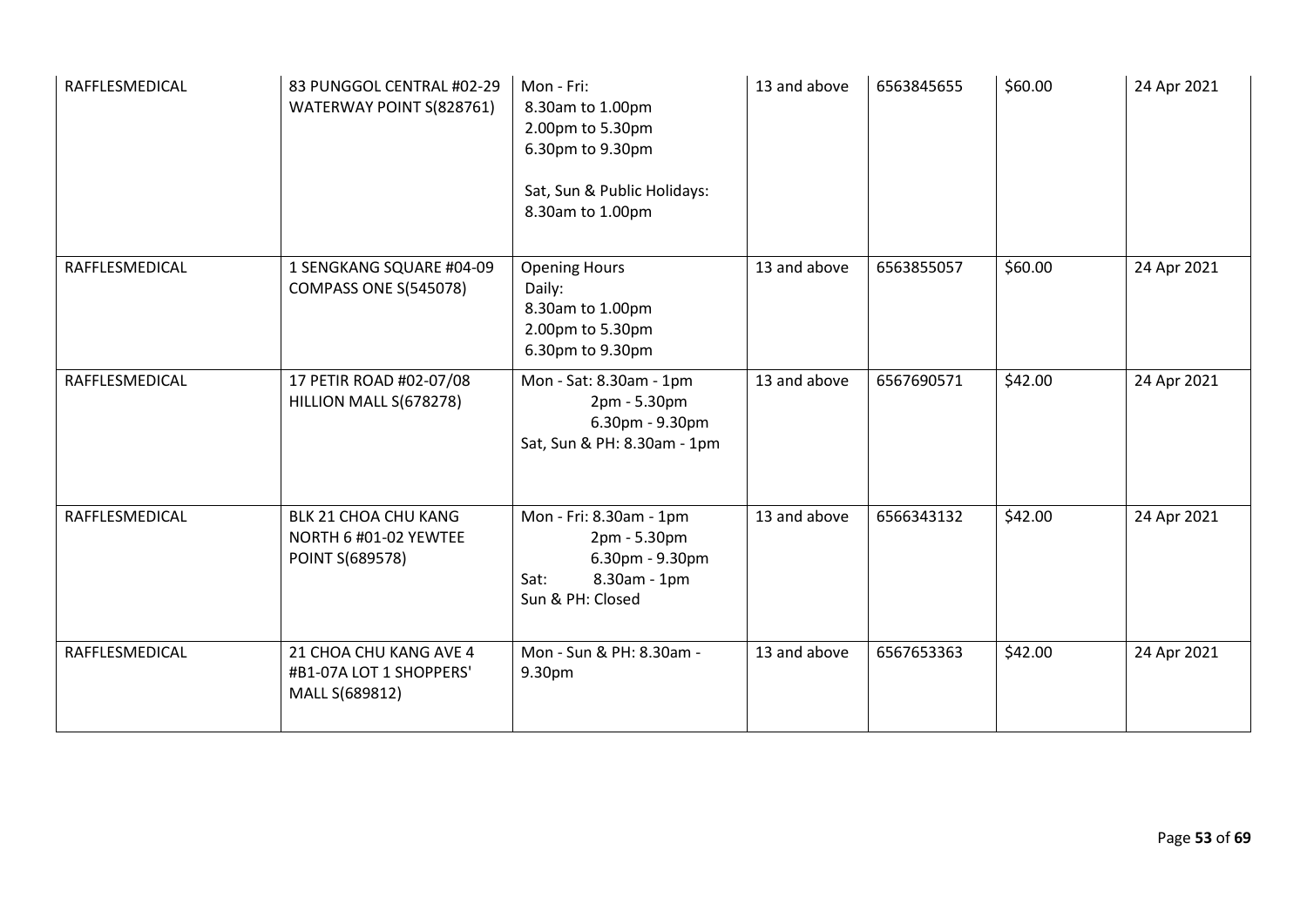| | | | | | | |
|---|---|---|---|---|---|---|
| RAFFLESMEDICAL | 83 PUNGGOL CENTRAL #02-29 WATERWAY POINT S(828761) | Mon - Fri:<br>8.30am to 1.00pm<br>2.00pm to 5.30pm<br>6.30pm to 9.30pm<br><br>Sat, Sun & Public Holidays:<br>8.30am to 1.00pm | 13 and above | 6563845655 | $60.00 | 24 Apr 2021 |
| RAFFLESMEDICAL | 1 SENGKANG SQUARE #04-09 COMPASS ONE S(545078) | Opening Hours<br>Daily:<br>8.30am to 1.00pm<br>2.00pm to 5.30pm<br>6.30pm to 9.30pm | 13 and above | 6563855057 | $60.00 | 24 Apr 2021 |
| RAFFLESMEDICAL | 17 PETIR ROAD #02-07/08 HILLION MALL S(678278) | Mon - Sat: 8.30am - 1pm<br>2pm - 5.30pm<br>6.30pm - 9.30pm<br>Sat, Sun & PH: 8.30am - 1pm | 13 and above | 6567690571 | $42.00 | 24 Apr 2021 |
| RAFFLESMEDICAL | BLK 21 CHOA CHU KANG NORTH 6 #01-02 YEWTEE POINT S(689578) | Mon - Fri: 8.30am - 1pm<br>2pm - 5.30pm<br>6.30pm - 9.30pm<br>Sat: 8.30am - 1pm<br>Sun & PH: Closed | 13 and above | 6566343132 | $42.00 | 24 Apr 2021 |
| RAFFLESMEDICAL | 21 CHOA CHU KANG AVE 4 #B1-07A LOT 1 SHOPPERS' MALL S(689812) | Mon - Sun & PH: 8.30am - 9.30pm | 13 and above | 6567653363 | $42.00 | 24 Apr 2021 |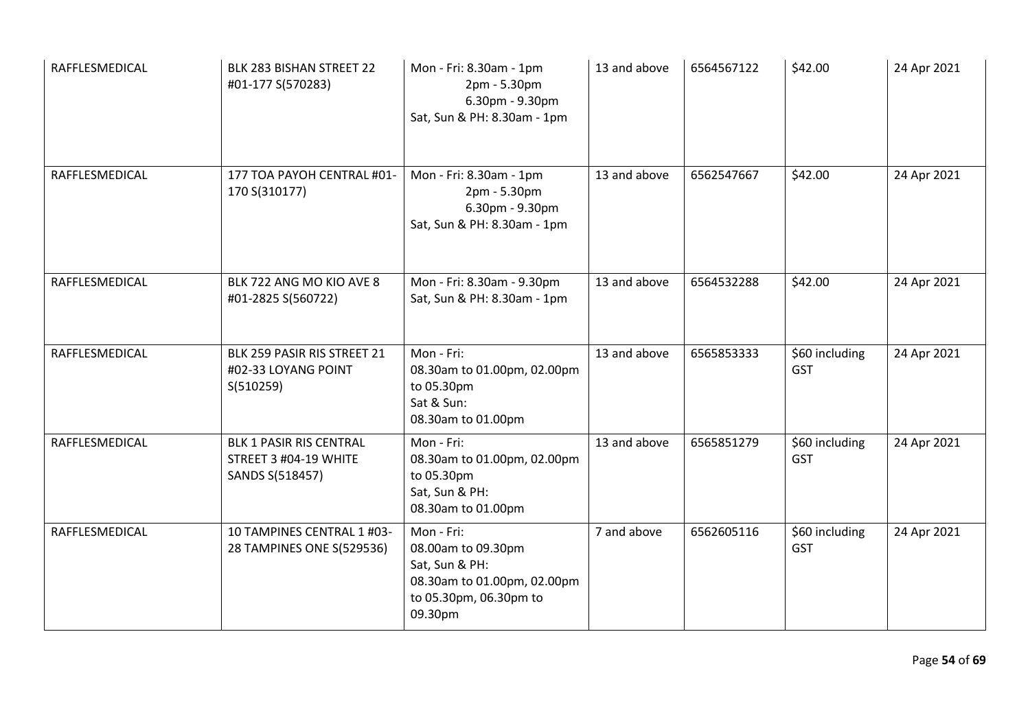| | | | | | | |
|---|---|---|---|---|---|---|
| RAFFLESMEDICAL | BLK 283 BISHAN STREET 22 #01-177 S(570283) | Mon - Fri: 8.30am - 1pm<br>2pm - 5.30pm<br>6.30pm - 9.30pm<br>Sat, Sun & PH: 8.30am - 1pm | 13 and above | 6564567122 | $42.00 | 24 Apr 2021 |
| RAFFLESMEDICAL | 177 TOA PAYOH CENTRAL #01-170 S(310177) | Mon - Fri: 8.30am - 1pm<br>2pm - 5.30pm<br>6.30pm - 9.30pm<br>Sat, Sun & PH: 8.30am - 1pm | 13 and above | 6562547667 | $42.00 | 24 Apr 2021 |
| RAFFLESMEDICAL | BLK 722 ANG MO KIO AVE 8 #01-2825 S(560722) | Mon - Fri: 8.30am - 9.30pm<br>Sat, Sun & PH: 8.30am - 1pm | 13 and above | 6564532288 | $42.00 | 24 Apr 2021 |
| RAFFLESMEDICAL | BLK 259 PASIR RIS STREET 21 #02-33 LOYANG POINT S(510259) | Mon - Fri:<br>08.30am to 01.00pm, 02.00pm to 05.30pm<br>Sat & Sun:<br>08.30am to 01.00pm | 13 and above | 6565853333 | $60 including GST | 24 Apr 2021 |
| RAFFLESMEDICAL | BLK 1 PASIR RIS CENTRAL STREET 3 #04-19 WHITE SANDS S(518457) | Mon - Fri:<br>08.30am to 01.00pm, 02.00pm to 05.30pm<br>Sat, Sun & PH:<br>08.30am to 01.00pm | 13 and above | 6565851279 | $60 including GST | 24 Apr 2021 |
| RAFFLESMEDICAL | 10 TAMPINES CENTRAL 1 #03-28 TAMPINES ONE S(529536) | Mon - Fri:<br>08.00am to 09.30pm<br>Sat, Sun & PH:<br>08.30am to 01.00pm, 02.00pm to 05.30pm, 06.30pm to 09.30pm | 7 and above | 6562605116 | $60 including GST | 24 Apr 2021 |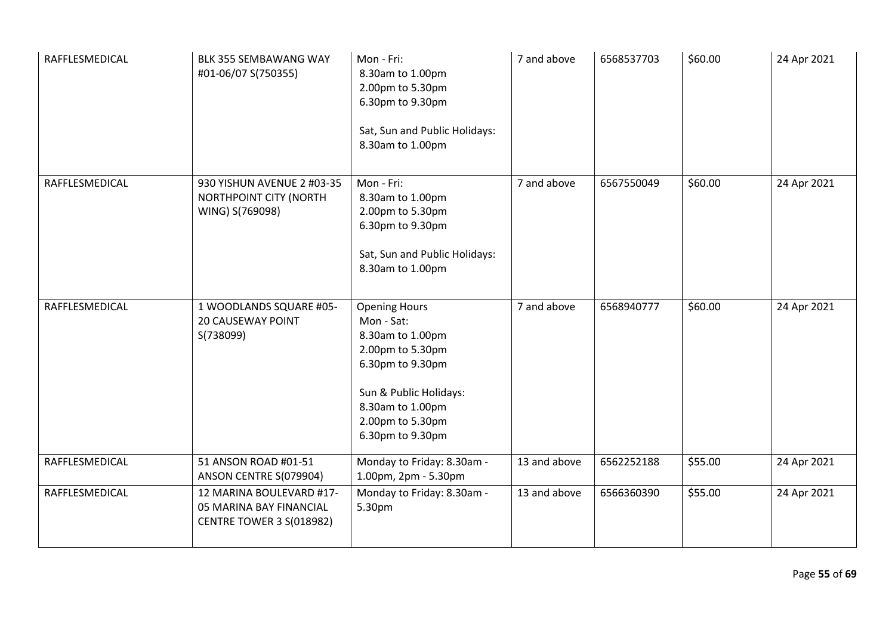| | | | | | | |
|---|---|---|---|---|---|---|
| RAFFLESMEDICAL | BLK 355 SEMBAWANG WAY #01-06/07 S(750355) | Mon - Fri:<br>8.30am to 1.00pm<br>2.00pm to 5.30pm<br>6.30pm to 9.30pm<br><br>Sat, Sun and Public Holidays:<br>8.30am to 1.00pm | 7 and above | 6568537703 | $60.00 | 24 Apr 2021 |
| RAFFLESMEDICAL | 930 YISHUN AVENUE 2 #03-35 NORTHPOINT CITY (NORTH WING) S(769098) | Mon - Fri:<br>8.30am to 1.00pm<br>2.00pm to 5.30pm<br>6.30pm to 9.30pm<br><br>Sat, Sun and Public Holidays:<br>8.30am to 1.00pm | 7 and above | 6567550049 | $60.00 | 24 Apr 2021 |
| RAFFLESMEDICAL | 1 WOODLANDS SQUARE #05-20 CAUSEWAY POINT S(738099) | Opening Hours<br>Mon - Sat:<br>8.30am to 1.00pm<br>2.00pm to 5.30pm<br>6.30pm to 9.30pm<br><br>Sun & Public Holidays:<br>8.30am to 1.00pm<br>2.00pm to 5.30pm<br>6.30pm to 9.30pm | 7 and above | 6568940777 | $60.00 | 24 Apr 2021 |
| RAFFLESMEDICAL | 51 ANSON ROAD #01-51 ANSON CENTRE S(079904) | Monday to Friday: 8.30am - 1.00pm, 2pm - 5.30pm | 13 and above | 6562252188 | $55.00 | 24 Apr 2021 |
| RAFFLESMEDICAL | 12 MARINA BOULEVARD #17-05 MARINA BAY FINANCIAL CENTRE TOWER 3 S(018982) | Monday to Friday: 8.30am - 5.30pm | 13 and above | 6566360390 | $55.00 | 24 Apr 2021 |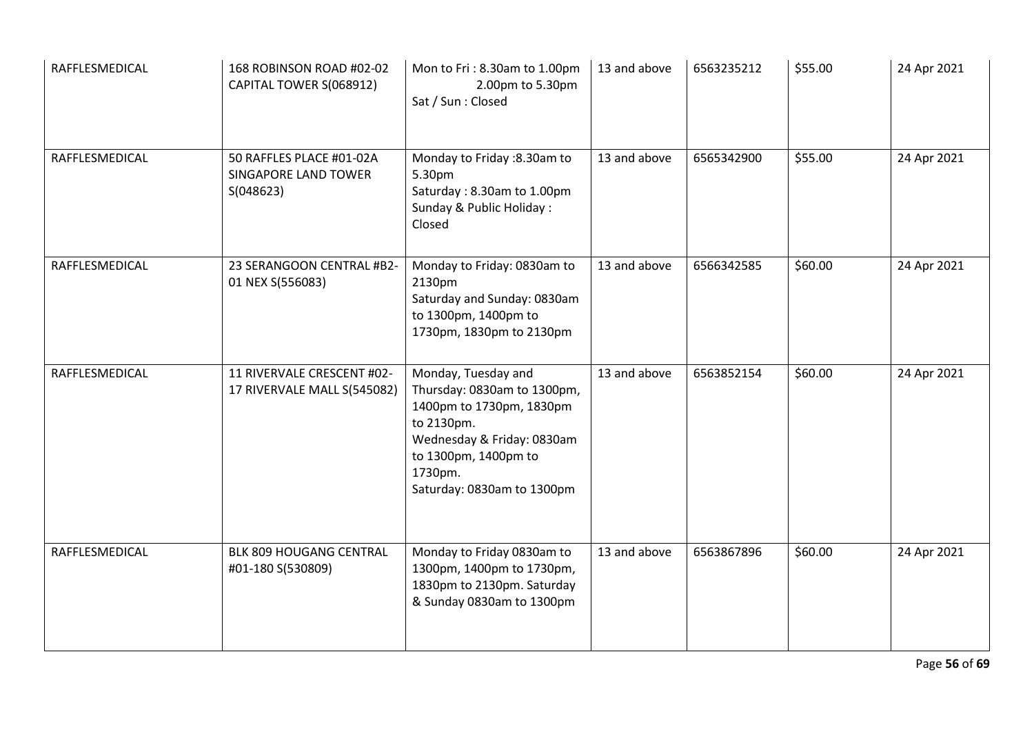| | | | | | | |
|---|---|---|---|---|---|---|
| RAFFLESMEDICAL | 168 ROBINSON ROAD #02-02 CAPITAL TOWER S(068912) | Mon to Fri : 8.30am to 1.00pm 2.00pm to 5.30pm Sat / Sun : Closed | 13 and above | 6563235212 | $55.00 | 24 Apr 2021 |
| RAFFLESMEDICAL | 50 RAFFLES PLACE #01-02A SINGAPORE LAND TOWER S(048623) | Monday to Friday :8.30am to 5.30pm Saturday : 8.30am to 1.00pm Sunday & Public Holiday : Closed | 13 and above | 6565342900 | $55.00 | 24 Apr 2021 |
| RAFFLESMEDICAL | 23 SERANGOON CENTRAL #B2-01 NEX S(556083) | Monday to Friday: 0830am to 2130pm Saturday and Sunday: 0830am to 1300pm, 1400pm to 1730pm, 1830pm to 2130pm | 13 and above | 6566342585 | $60.00 | 24 Apr 2021 |
| RAFFLESMEDICAL | 11 RIVERVALE CRESCENT #02-17 RIVERVALE MALL S(545082) | Monday, Tuesday and Thursday: 0830am to 1300pm, 1400pm to 1730pm, 1830pm to 2130pm. Wednesday & Friday: 0830am to 1300pm, 1400pm to 1730pm. Saturday: 0830am to 1300pm | 13 and above | 6563852154 | $60.00 | 24 Apr 2021 |
| RAFFLESMEDICAL | BLK 809 HOUGANG CENTRAL #01-180 S(530809) | Monday to Friday 0830am to 1300pm, 1400pm to 1730pm, 1830pm to 2130pm. Saturday & Sunday 0830am to 1300pm | 13 and above | 6563867896 | $60.00 | 24 Apr 2021 |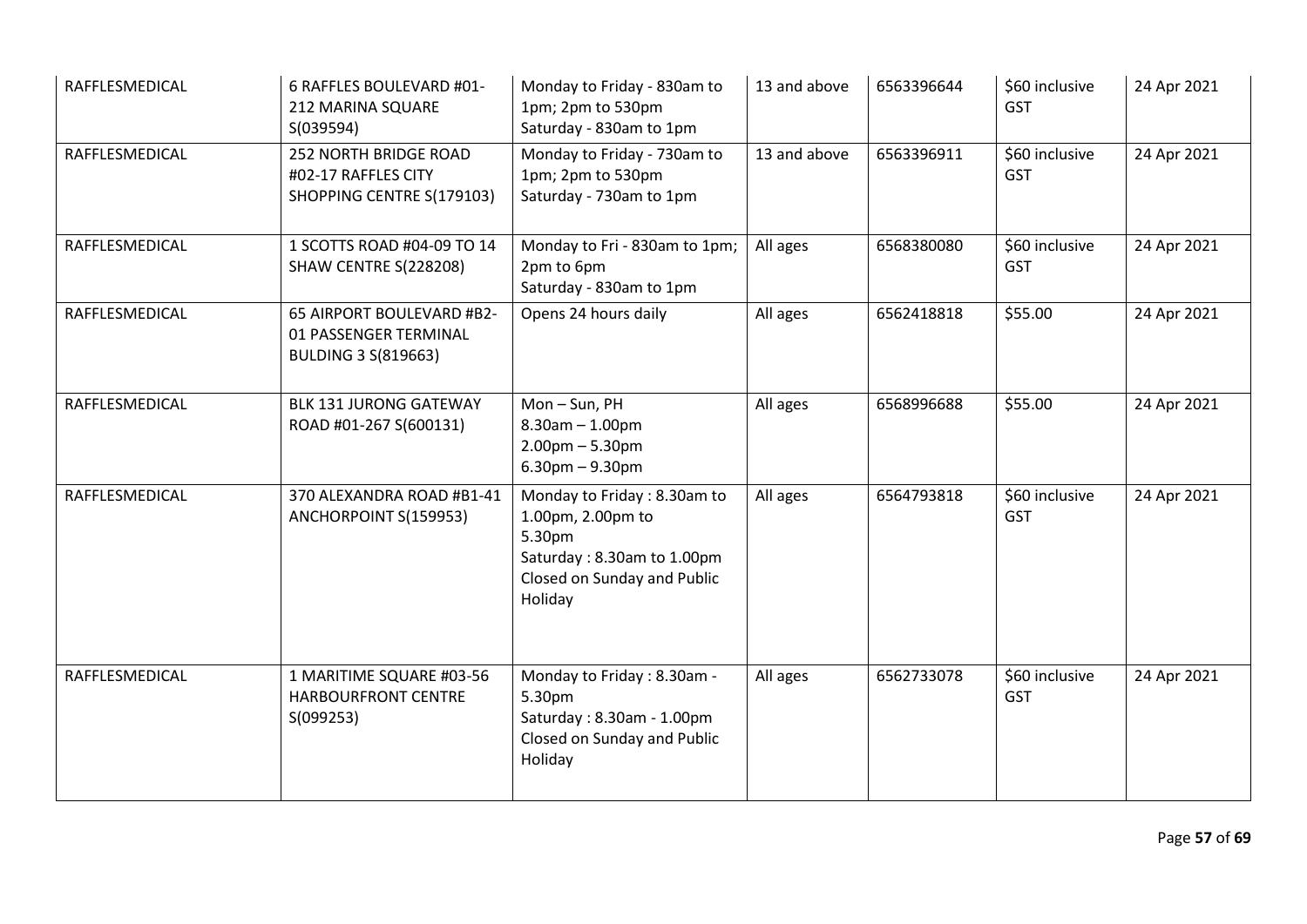| | | | | | | |
|---|---|---|---|---|---|---|
| RAFFLESMEDICAL | 6 RAFFLES BOULEVARD #01-212 MARINA SQUARE S(039594) | Monday to Friday - 830am to 1pm; 2pm to 530pm<br>Saturday - 830am to 1pm | 13 and above | 6563396644 | $60 inclusive GST | 24 Apr 2021 |
| RAFFLESMEDICAL | 252 NORTH BRIDGE ROAD #02-17 RAFFLES CITY SHOPPING CENTRE S(179103) | Monday to Friday - 730am to 1pm; 2pm to 530pm<br>Saturday - 730am to 1pm | 13 and above | 6563396911 | $60 inclusive GST | 24 Apr 2021 |
| RAFFLESMEDICAL | 1 SCOTTS ROAD #04-09 TO 14 SHAW CENTRE S(228208) | Monday to Fri - 830am to 1pm; 2pm to 6pm<br>Saturday - 830am to 1pm | All ages | 6568380080 | $60 inclusive GST | 24 Apr 2021 |
| RAFFLESMEDICAL | 65 AIRPORT BOULEVARD #B2-01 PASSENGER TERMINAL BULDING 3 S(819663) | Opens 24 hours daily | All ages | 6562418818 | $55.00 | 24 Apr 2021 |
| RAFFLESMEDICAL | BLK 131 JURONG GATEWAY ROAD #01-267 S(600131) | Mon – Sun, PH<br>8.30am – 1.00pm<br>2.00pm – 5.30pm<br>6.30pm – 9.30pm | All ages | 6568996688 | $55.00 | 24 Apr 2021 |
| RAFFLESMEDICAL | 370 ALEXANDRA ROAD #B1-41 ANCHORPOINT S(159953) | Monday to Friday : 8.30am to 1.00pm, 2.00pm to 5.30pm<br>Saturday : 8.30am to 1.00pm<br>Closed on Sunday and Public Holiday | All ages | 6564793818 | $60 inclusive GST | 24 Apr 2021 |
| RAFFLESMEDICAL | 1 MARITIME SQUARE #03-56 HARBOURFRONT CENTRE S(099253) | Monday to Friday : 8.30am - 5.30pm<br>Saturday : 8.30am - 1.00pm<br>Closed on Sunday and Public Holiday | All ages | 6562733078 | $60 inclusive GST | 24 Apr 2021 |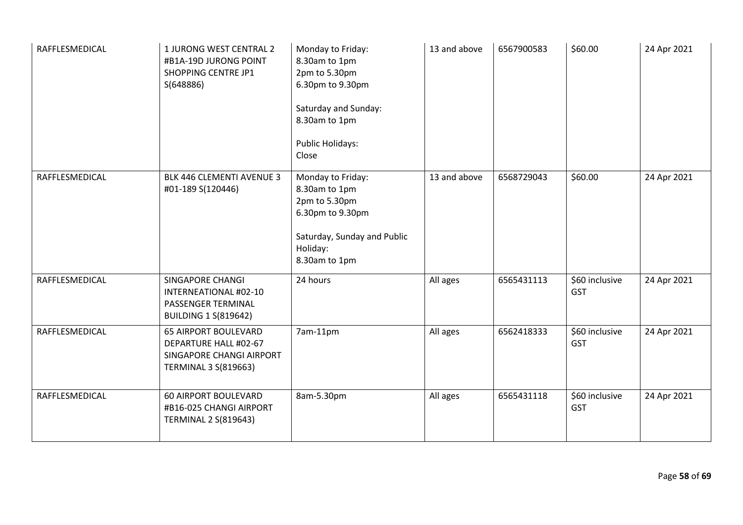| | | | | | | |
|---|---|---|---|---|---|---|
| RAFFLESMEDICAL | 1 JURONG WEST CENTRAL 2 #B1A-19D JURONG POINT SHOPPING CENTRE JP1 S(648886) | Monday to Friday:<br>8.30am to 1pm<br>2pm to 5.30pm<br>6.30pm to 9.30pm<br><br>Saturday and Sunday:<br>8.30am to 1pm<br><br>Public Holidays:<br>Close | 13 and above | 6567900583 | $60.00 | 24 Apr 2021 |
| RAFFLESMEDICAL | BLK 446 CLEMENTI AVENUE 3 #01-189 S(120446) | Monday to Friday:<br>8.30am to 1pm<br>2pm to 5.30pm<br>6.30pm to 9.30pm<br><br>Saturday, Sunday and Public Holiday:<br>8.30am to 1pm | 13 and above | 6568729043 | $60.00 | 24 Apr 2021 |
| RAFFLESMEDICAL | SINGAPORE CHANGI INTERNEATIONAL #02-10 PASSENGER TERMINAL BUILDING 1 S(819642) | 24 hours | All ages | 6565431113 | $60 inclusive GST | 24 Apr 2021 |
| RAFFLESMEDICAL | 65 AIRPORT BOULEVARD DEPARTURE HALL #02-67 SINGAPORE CHANGI AIRPORT TERMINAL 3 S(819663) | 7am-11pm | All ages | 6562418333 | $60 inclusive GST | 24 Apr 2021 |
| RAFFLESMEDICAL | 60 AIRPORT BOULEVARD #B16-025 CHANGI AIRPORT TERMINAL 2 S(819643) | 8am-5.30pm | All ages | 6565431118 | $60 inclusive GST | 24 Apr 2021 |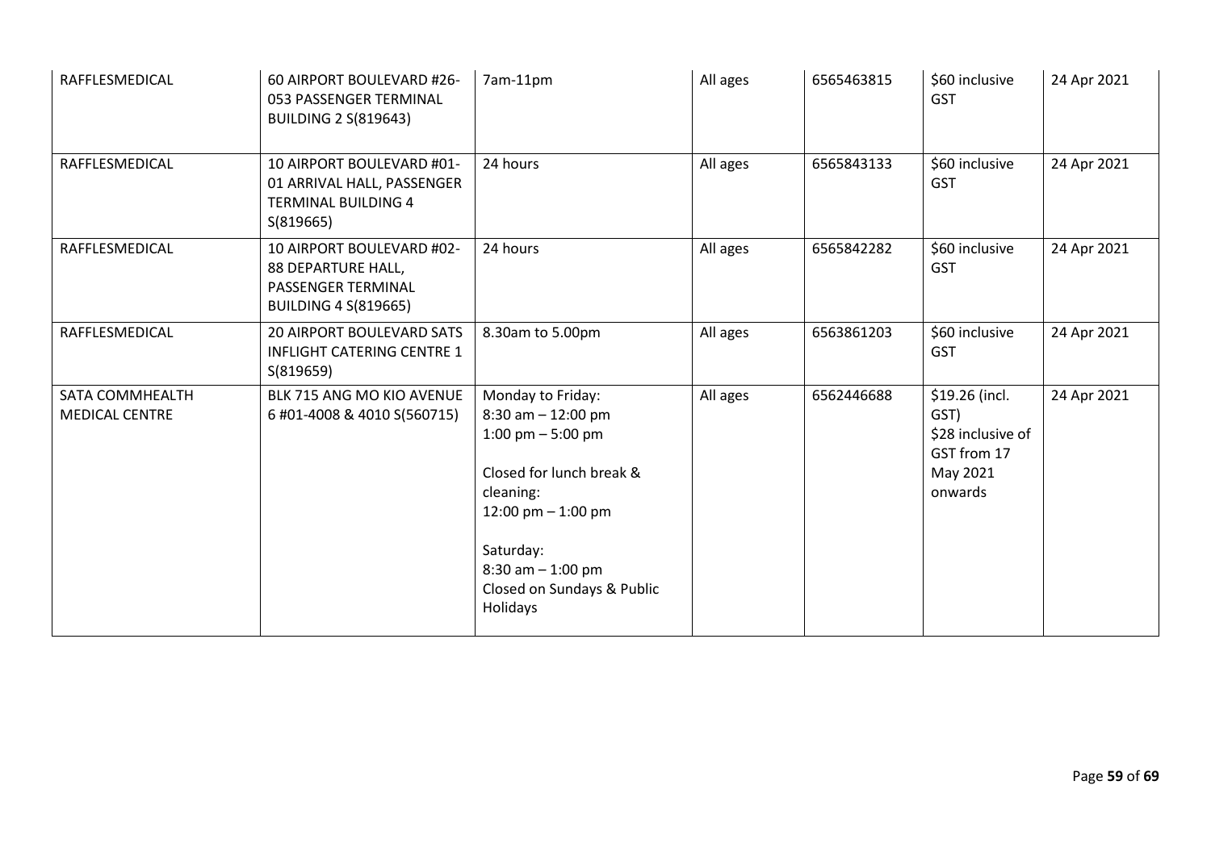| | | | | | | |
|---|---|---|---|---|---|---|
| RAFFLESMEDICAL | 60 AIRPORT BOULEVARD #26-053 PASSENGER TERMINAL BUILDING 2 S(819643) | 7am-11pm | All ages | 6565463815 | $60 inclusive GST | 24 Apr 2021 |
| RAFFLESMEDICAL | 10 AIRPORT BOULEVARD #01-01 ARRIVAL HALL, PASSENGER TERMINAL BUILDING 4 S(819665) | 24 hours | All ages | 6565843133 | $60 inclusive GST | 24 Apr 2021 |
| RAFFLESMEDICAL | 10 AIRPORT BOULEVARD #02-88 DEPARTURE HALL, PASSENGER TERMINAL BUILDING 4 S(819665) | 24 hours | All ages | 6565842282 | $60 inclusive GST | 24 Apr 2021 |
| RAFFLESMEDICAL | 20 AIRPORT BOULEVARD SATS INFLIGHT CATERING CENTRE 1 S(819659) | 8.30am to 5.00pm | All ages | 6563861203 | $60 inclusive GST | 24 Apr 2021 |
| SATA COMMHEALTH MEDICAL CENTRE | BLK 715 ANG MO KIO AVENUE 6 #01-4008 & 4010 S(560715) | Monday to Friday:<br>8:30 am – 12:00 pm<br>1:00 pm – 5:00 pm<br><br>Closed for lunch break & cleaning:<br>12:00 pm – 1:00 pm<br><br>Saturday:<br>8:30 am – 1:00 pm<br>Closed on Sundays & Public Holidays | All ages | 6562446688 | $19.26 (incl. GST)<br>$28 inclusive of GST from 17 May 2021 onwards | 24 Apr 2021 |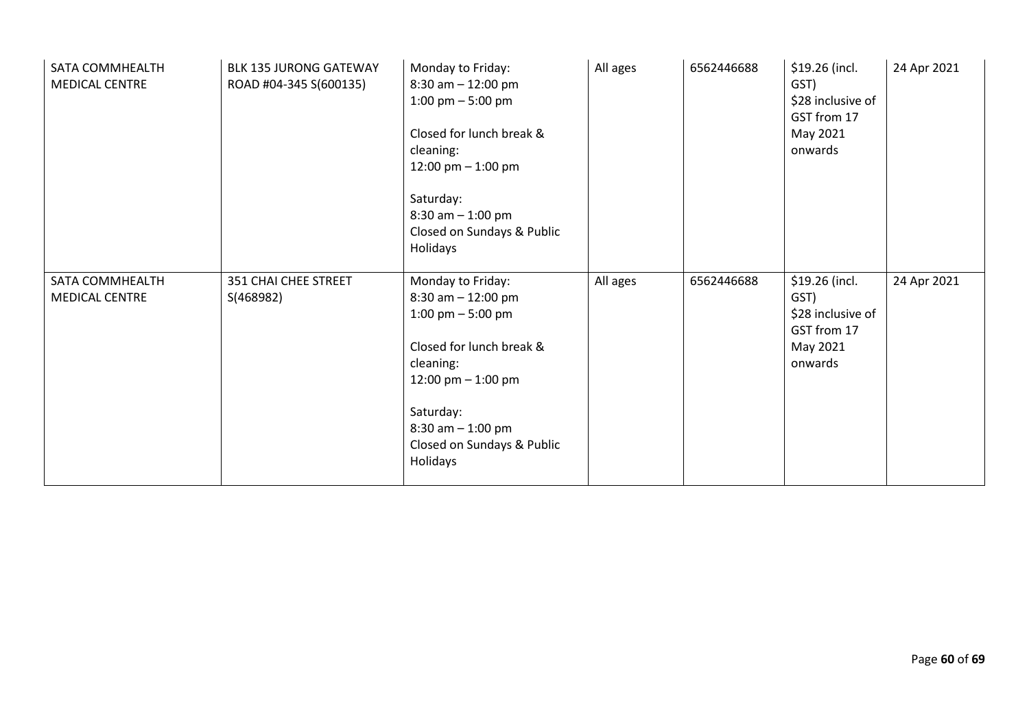| | | | | | | |
|---|---|---|---|---|---|---|
| SATA COMMHEALTH MEDICAL CENTRE | BLK 135 JURONG GATEWAY ROAD #04-345 S(600135) | Monday to Friday:<br>8:30 am – 12:00 pm<br>1:00 pm – 5:00 pm<br><br>Closed for lunch break & cleaning:<br>12:00 pm – 1:00 pm<br><br>Saturday:<br>8:30 am – 1:00 pm<br>Closed on Sundays & Public Holidays | All ages | 6562446688 | $19.26 (incl. GST)<br>$28 inclusive of GST from 17 May 2021 onwards | 24 Apr 2021 |
| SATA COMMHEALTH MEDICAL CENTRE | 351 CHAI CHEE STREET S(468982) | Monday to Friday:<br>8:30 am – 12:00 pm<br>1:00 pm – 5:00 pm<br><br>Closed for lunch break & cleaning:<br>12:00 pm – 1:00 pm<br><br>Saturday:<br>8:30 am – 1:00 pm<br>Closed on Sundays & Public Holidays | All ages | 6562446688 | $19.26 (incl. GST)<br>$28 inclusive of GST from 17 May 2021 onwards | 24 Apr 2021 |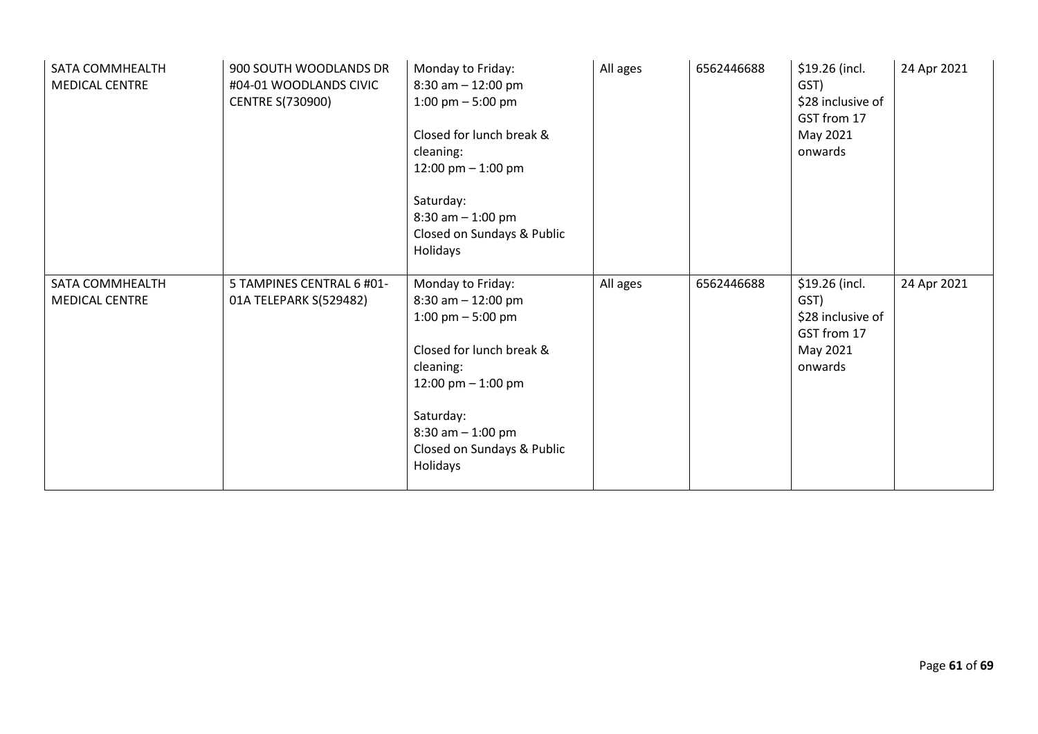| | | | | | | |
|---|---|---|---|---|---|---|
| SATA COMMHEALTH MEDICAL CENTRE | 900 SOUTH WOODLANDS DR #04-01 WOODLANDS CIVIC CENTRE S(730900) | Monday to Friday:<br>8:30 am – 12:00 pm<br>1:00 pm – 5:00 pm<br><br>Closed for lunch break & cleaning:<br>12:00 pm – 1:00 pm<br><br>Saturday:<br>8:30 am – 1:00 pm<br>Closed on Sundays & Public Holidays | All ages | 6562446688 | $19.26 (incl. GST)<br>$28 inclusive of GST from 17 May 2021 onwards | 24 Apr 2021 |
| SATA COMMHEALTH MEDICAL CENTRE | 5 TAMPINES CENTRAL 6 #01-01A TELEPARK S(529482) | Monday to Friday:<br>8:30 am – 12:00 pm<br>1:00 pm – 5:00 pm<br><br>Closed for lunch break & cleaning:<br>12:00 pm – 1:00 pm<br><br>Saturday:<br>8:30 am – 1:00 pm<br>Closed on Sundays & Public Holidays | All ages | 6562446688 | $19.26 (incl. GST)<br>$28 inclusive of GST from 17 May 2021 onwards | 24 Apr 2021 |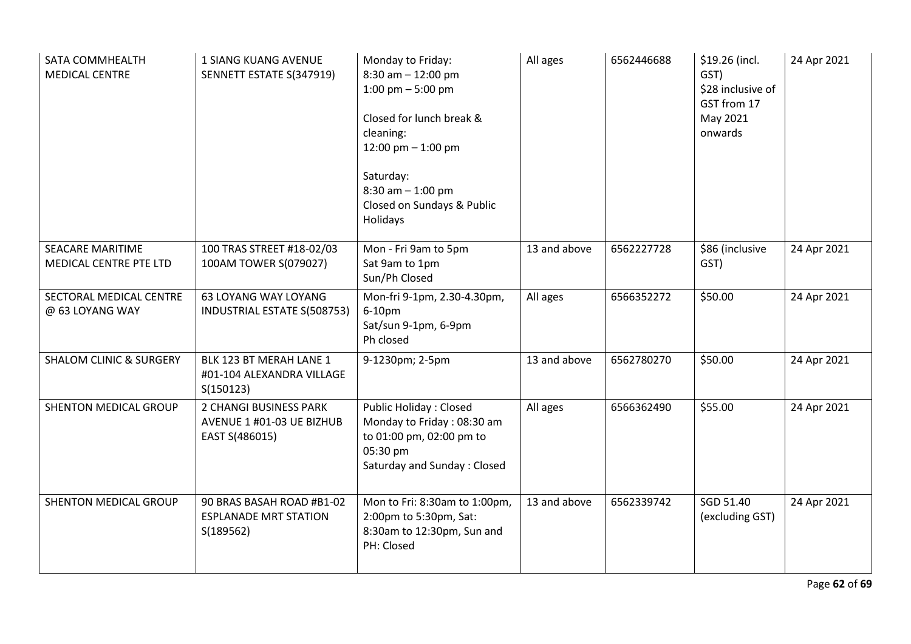| | | | | | | |
|---|---|---|---|---|---|---|
| SATA COMMHEALTH MEDICAL CENTRE | 1 SIANG KUANG AVENUE SENNETT ESTATE S(347919) | Monday to Friday:<br>8:30 am – 12:00 pm<br>1:00 pm – 5:00 pm<br><br>Closed for lunch break & cleaning:<br>12:00 pm – 1:00 pm<br><br>Saturday:<br>8:30 am – 1:00 pm<br>Closed on Sundays & Public Holidays | All ages | 6562446688 | $19.26 (incl. GST)<br>$28 inclusive of GST from 17 May 2021 onwards | 24 Apr 2021 |
| SEACARE MARITIME MEDICAL CENTRE PTE LTD | 100 TRAS STREET #18-02/03 100AM TOWER S(079027) | Mon - Fri 9am to 5pm<br>Sat 9am to 1pm<br>Sun/Ph Closed | 13 and above | 6562227728 | $86 (inclusive GST) | 24 Apr 2021 |
| SECTORAL MEDICAL CENTRE @ 63 LOYANG WAY | 63 LOYANG WAY LOYANG INDUSTRIAL ESTATE S(508753) | Mon-fri 9-1pm, 2.30-4.30pm, 6-10pm<br>Sat/sun 9-1pm, 6-9pm<br>Ph closed | All ages | 6566352272 | $50.00 | 24 Apr 2021 |
| SHALOM CLINIC & SURGERY | BLK 123 BT MERAH LANE 1 #01-104 ALEXANDRA VILLAGE S(150123) | 9-1230pm; 2-5pm | 13 and above | 6562780270 | $50.00 | 24 Apr 2021 |
| SHENTON MEDICAL GROUP | 2 CHANGI BUSINESS PARK AVENUE 1 #01-03 UE BIZHUB EAST S(486015) | Public Holiday : Closed<br>Monday to Friday : 08:30 am to 01:00 pm, 02:00 pm to 05:30 pm<br>Saturday and Sunday : Closed | All ages | 6566362490 | $55.00 | 24 Apr 2021 |
| SHENTON MEDICAL GROUP | 90 BRAS BASAH ROAD #B1-02 ESPLANADE MRT STATION S(189562) | Mon to Fri: 8:30am to 1:00pm, 2:00pm to 5:30pm, Sat: 8:30am to 12:30pm, Sun and PH: Closed | 13 and above | 6562339742 | SGD 51.40 (excluding GST) | 24 Apr 2021 |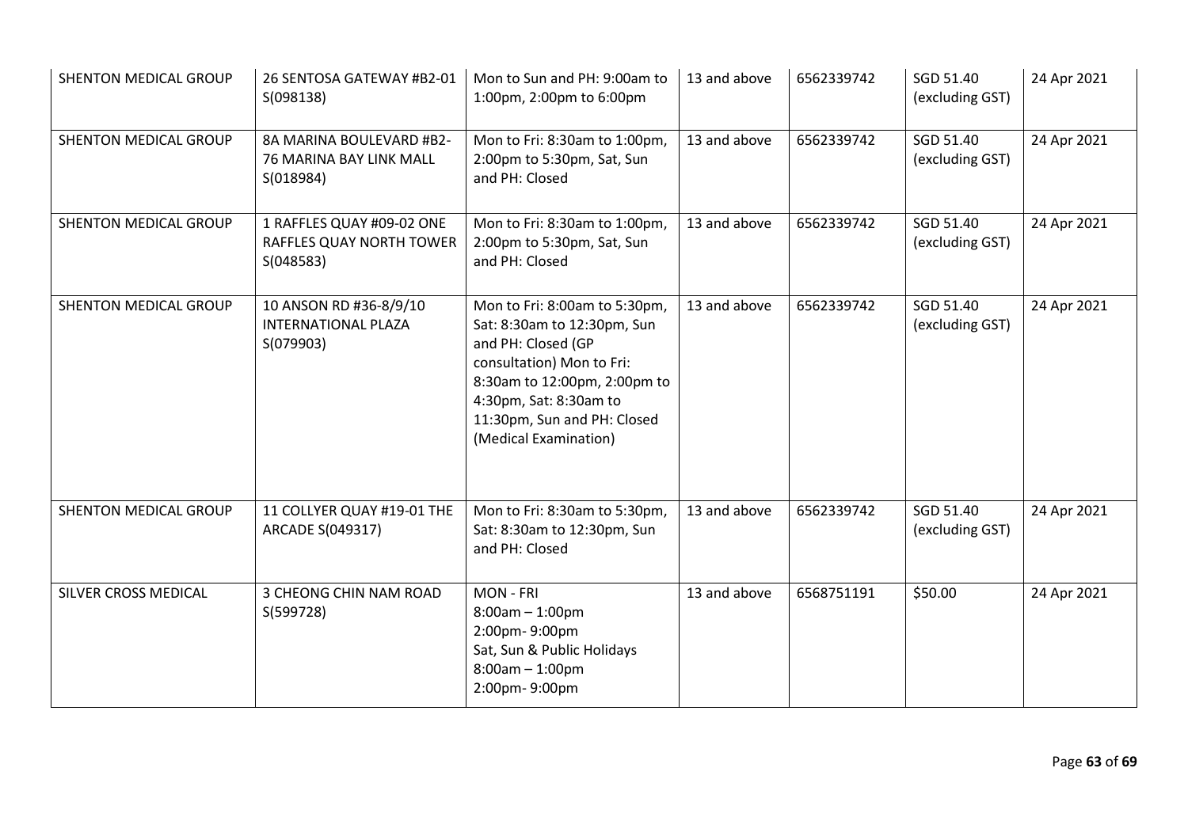| | | | | | | |
|---|---|---|---|---|---|---|
| SHENTON MEDICAL GROUP | 26 SENTOSA GATEWAY #B2-01 S(098138) | Mon to Sun and PH: 9:00am to 1:00pm, 2:00pm to 6:00pm | 13 and above | 6562339742 | SGD 51.40 (excluding GST) | 24 Apr 2021 |
| SHENTON MEDICAL GROUP | 8A MARINA BOULEVARD #B2-76 MARINA BAY LINK MALL S(018984) | Mon to Fri: 8:30am to 1:00pm, 2:00pm to 5:30pm, Sat, Sun and PH: Closed | 13 and above | 6562339742 | SGD 51.40 (excluding GST) | 24 Apr 2021 |
| SHENTON MEDICAL GROUP | 1 RAFFLES QUAY #09-02 ONE RAFFLES QUAY NORTH TOWER S(048583) | Mon to Fri: 8:30am to 1:00pm, 2:00pm to 5:30pm, Sat, Sun and PH: Closed | 13 and above | 6562339742 | SGD 51.40 (excluding GST) | 24 Apr 2021 |
| SHENTON MEDICAL GROUP | 10 ANSON RD #36-8/9/10 INTERNATIONAL PLAZA S(079903) | Mon to Fri: 8:00am to 5:30pm, Sat: 8:30am to 12:30pm, Sun and PH: Closed (GP consultation) Mon to Fri: 8:30am to 12:00pm, 2:00pm to 4:30pm, Sat: 8:30am to 11:30pm, Sun and PH: Closed (Medical Examination) | 13 and above | 6562339742 | SGD 51.40 (excluding GST) | 24 Apr 2021 |
| SHENTON MEDICAL GROUP | 11 COLLYER QUAY #19-01 THE ARCADE S(049317) | Mon to Fri: 8:30am to 5:30pm, Sat: 8:30am to 12:30pm, Sun and PH: Closed | 13 and above | 6562339742 | SGD 51.40 (excluding GST) | 24 Apr 2021 |
| SILVER CROSS MEDICAL | 3 CHEONG CHIN NAM ROAD S(599728) | MON - FRI 8:00am – 1:00pm 2:00pm- 9:00pm Sat, Sun & Public Holidays 8:00am – 1:00pm 2:00pm- 9:00pm | 13 and above | 6568751191 | $50.00 | 24 Apr 2021 |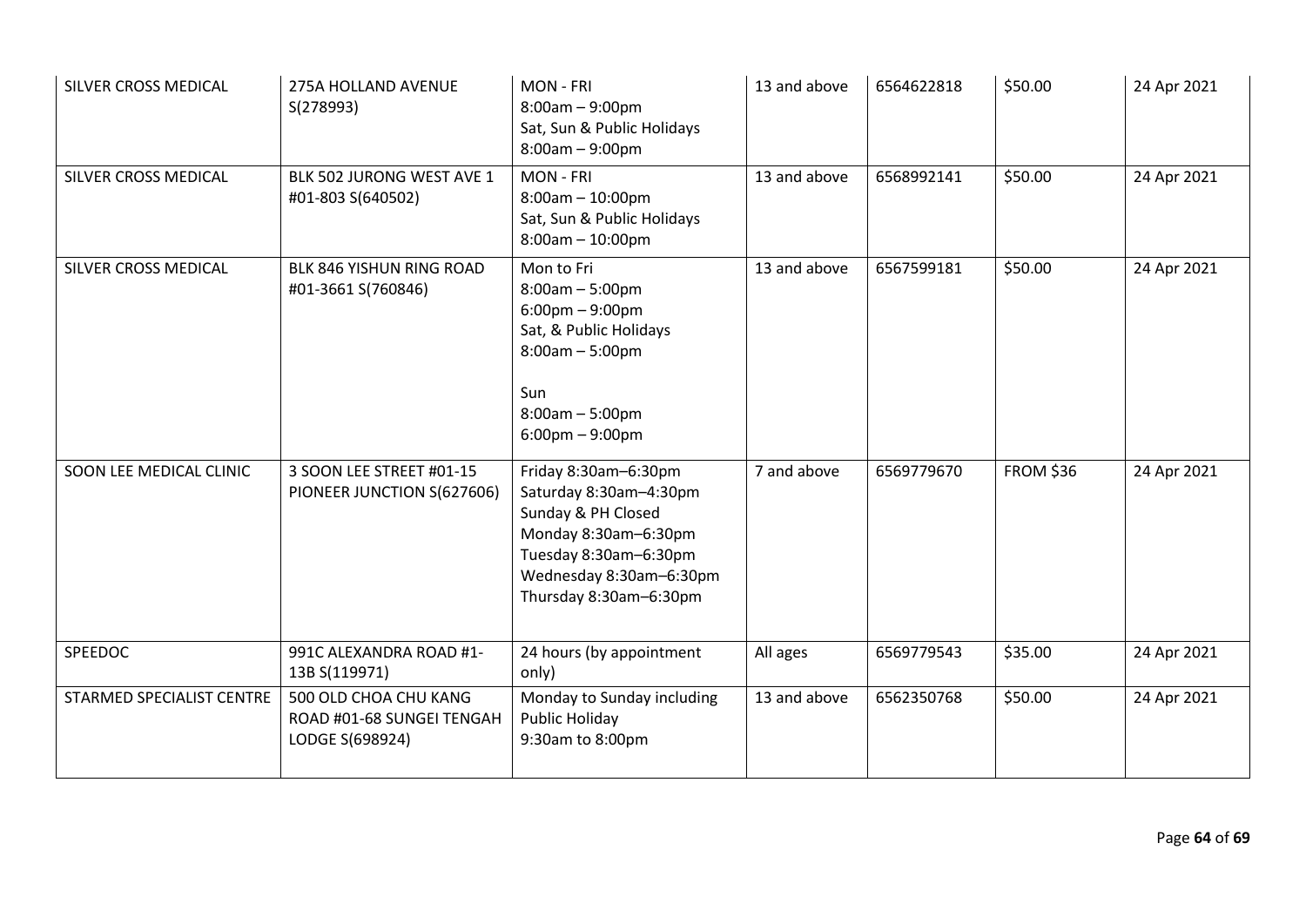| | | | | | | |
|---|---|---|---|---|---|---|
| SILVER CROSS MEDICAL | 275A HOLLAND AVENUE S(278993) | MON - FRI<br>8:00am – 9:00pm<br>Sat, Sun & Public Holidays<br>8:00am – 9:00pm | 13 and above | 6564622818 | $50.00 | 24 Apr 2021 |
| SILVER CROSS MEDICAL | BLK 502 JURONG WEST AVE 1 #01-803 S(640502) | MON - FRI<br>8:00am – 10:00pm<br>Sat, Sun & Public Holidays<br>8:00am – 10:00pm | 13 and above | 6568992141 | $50.00 | 24 Apr 2021 |
| SILVER CROSS MEDICAL | BLK 846 YISHUN RING ROAD #01-3661 S(760846) | Mon to Fri<br>8:00am – 5:00pm<br>6:00pm – 9:00pm<br>Sat, & Public Holidays<br>8:00am – 5:00pm<br><br>Sun<br>8:00am – 5:00pm<br>6:00pm – 9:00pm | 13 and above | 6567599181 | $50.00 | 24 Apr 2021 |
| SOON LEE MEDICAL CLINIC | 3 SOON LEE STREET #01-15 PIONEER JUNCTION S(627606) | Friday 8:30am–6:30pm<br>Saturday 8:30am–4:30pm<br>Sunday & PH Closed<br>Monday 8:30am–6:30pm<br>Tuesday 8:30am–6:30pm<br>Wednesday 8:30am–6:30pm<br>Thursday 8:30am–6:30pm | 7 and above | 6569779670 | FROM $36 | 24 Apr 2021 |
| SPEEDOC | 991C ALEXANDRA ROAD #1-13B S(119971) | 24 hours (by appointment only) | All ages | 6569779543 | $35.00 | 24 Apr 2021 |
| STARMED SPECIALIST CENTRE | 500 OLD CHOA CHU KANG ROAD #01-68 SUNGEI TENGAH LODGE S(698924) | Monday to Sunday including Public Holiday<br>9:30am to 8:00pm | 13 and above | 6562350768 | $50.00 | 24 Apr 2021 |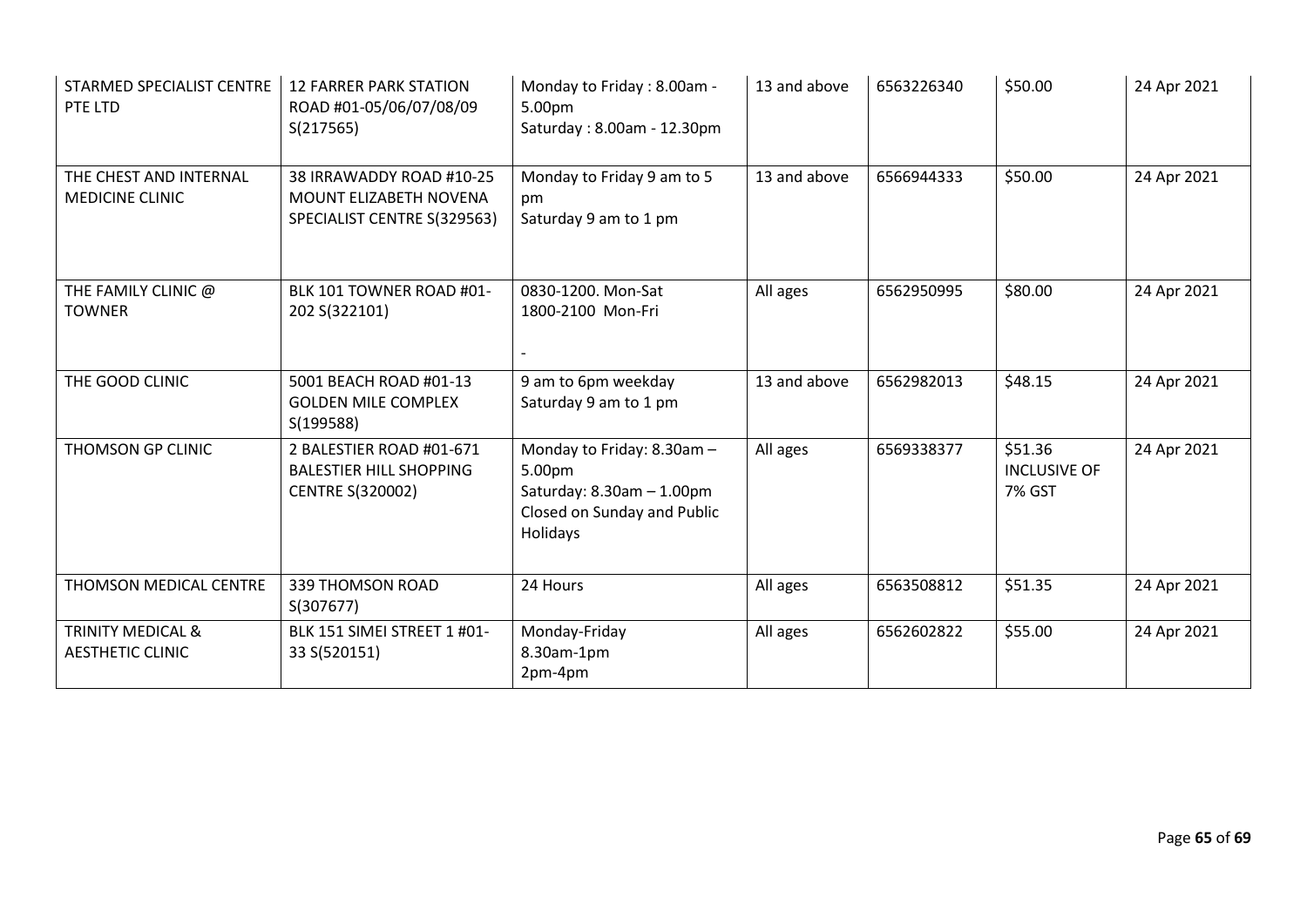| | | | | | | |
|---|---|---|---|---|---|---|
| STARMED SPECIALIST CENTRE PTE LTD | 12 FARRER PARK STATION ROAD #01-05/06/07/08/09 S(217565) | Monday to Friday : 8.00am - 5.00pm<br>Saturday : 8.00am - 12.30pm | 13 and above | 6563226340 | \$50.00 | 24 Apr 2021 |
| THE CHEST AND INTERNAL MEDICINE CLINIC | 38 IRRAWADDY ROAD #10-25 MOUNT ELIZABETH NOVENA SPECIALIST CENTRE S(329563) | Monday to Friday 9 am to 5 pm<br>Saturday 9 am to 1 pm | 13 and above | 6566944333 | \$50.00 | 24 Apr 2021 |
| THE FAMILY CLINIC @ TOWNER | BLK 101 TOWNER ROAD #01-202 S(322101) | 0830-1200. Mon-Sat<br>1800-2100 Mon-Fri<br>- | All ages | 6562950995 | \$80.00 | 24 Apr 2021 |
| THE GOOD CLINIC | 5001 BEACH ROAD #01-13 GOLDEN MILE COMPLEX S(199588) | 9 am to 6pm weekday<br>Saturday 9 am to 1 pm | 13 and above | 6562982013 | \$48.15 | 24 Apr 2021 |
| THOMSON GP CLINIC | 2 BALESTIER ROAD #01-671 BALESTIER HILL SHOPPING CENTRE S(320002) | Monday to Friday: 8.30am – 5.00pm<br>Saturday: 8.30am – 1.00pm<br>Closed on Sunday and Public Holidays | All ages | 6569338377 | \$51.36 INCLUSIVE OF 7% GST | 24 Apr 2021 |
| THOMSON MEDICAL CENTRE | 339 THOMSON ROAD S(307677) | 24 Hours | All ages | 6563508812 | \$51.35 | 24 Apr 2021 |
| TRINITY MEDICAL & AESTHETIC CLINIC | BLK 151 SIMEI STREET 1 #01-33 S(520151) | Monday-Friday<br>8.30am-1pm<br>2pm-4pm | All ages | 6562602822 | \$55.00 | 24 Apr 2021 |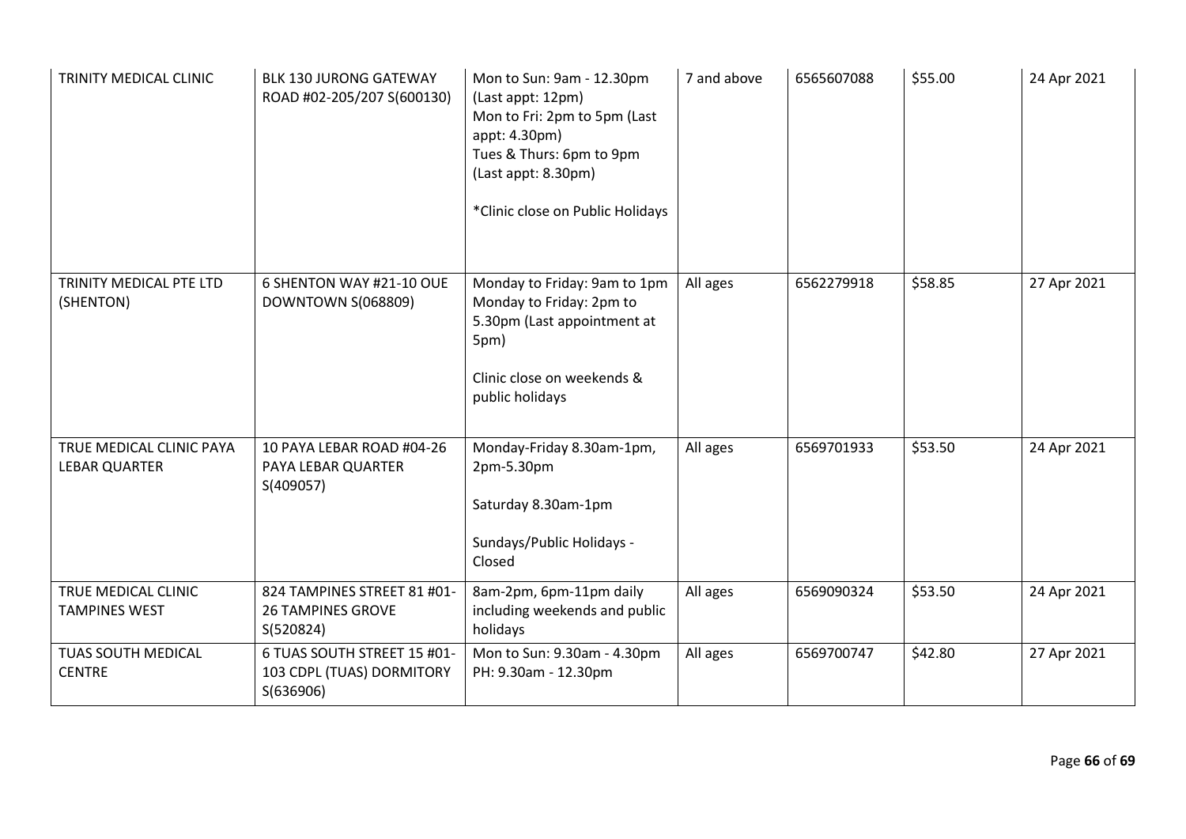| | | | | | | |
|---|---|---|---|---|---|---|
| TRINITY MEDICAL CLINIC | BLK 130 JURONG GATEWAY ROAD #02-205/207 S(600130) | Mon to Sun: 9am - 12.30pm (Last appt: 12pm)<br>Mon to Fri: 2pm to 5pm (Last appt: 4.30pm)<br>Tues & Thurs: 6pm to 9pm (Last appt: 8.30pm)<br><br>*Clinic close on Public Holidays | 7 and above | 6565607088 | \$55.00 | 24 Apr 2021 |
| TRINITY MEDICAL PTE LTD (SHENTON) | 6 SHENTON WAY #21-10 OUE DOWNTOWN S(068809) | Monday to Friday: 9am to 1pm<br>Monday to Friday: 2pm to 5.30pm (Last appointment at 5pm)<br><br>Clinic close on weekends & public holidays | All ages | 6562279918 | \$58.85 | 27 Apr 2021 |
| TRUE MEDICAL CLINIC PAYA LEBAR QUARTER | 10 PAYA LEBAR ROAD #04-26 PAYA LEBAR QUARTER S(409057) | Monday-Friday 8.30am-1pm, 2pm-5.30pm<br><br>Saturday 8.30am-1pm<br><br>Sundays/Public Holidays - Closed | All ages | 6569701933 | \$53.50 | 24 Apr 2021 |
| TRUE MEDICAL CLINIC TAMPINES WEST | 824 TAMPINES STREET 81 #01-26 TAMPINES GROVE S(520824) | 8am-2pm, 6pm-11pm daily including weekends and public holidays | All ages | 6569090324 | \$53.50 | 24 Apr 2021 |
| TUAS SOUTH MEDICAL CENTRE | 6 TUAS SOUTH STREET 15 #01-103 CDPL (TUAS) DORMITORY S(636906) | Mon to Sun: 9.30am - 4.30pm<br>PH: 9.30am - 12.30pm | All ages | 6569700747 | \$42.80 | 27 Apr 2021 |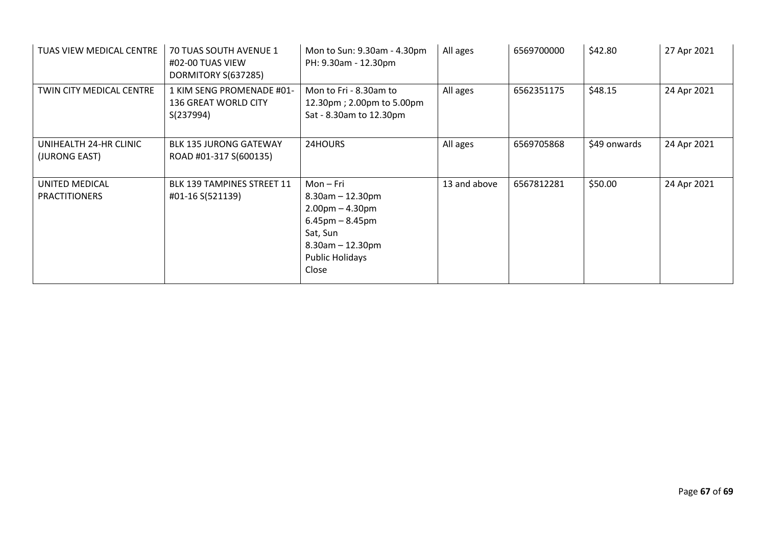| | | | | | | |
|---|---|---|---|---|---|---|
| TUAS VIEW MEDICAL CENTRE | 70 TUAS SOUTH AVENUE 1 #02-00 TUAS VIEW DORMITORY S(637285) | Mon to Sun: 9.30am - 4.30pm PH: 9.30am - 12.30pm | All ages | 6569700000 | $42.80 | 27 Apr 2021 |
| TWIN CITY MEDICAL CENTRE | 1 KIM SENG PROMENADE #01-136 GREAT WORLD CITY S(237994) | Mon to Fri - 8.30am to 12.30pm ; 2.00pm to 5.00pm Sat - 8.30am to 12.30pm | All ages | 6562351175 | $48.15 | 24 Apr 2021 |
| UNIHEALTH 24-HR CLINIC (JURONG EAST) | BLK 135 JURONG GATEWAY ROAD #01-317 S(600135) | 24HOURS | All ages | 6569705868 | $49 onwards | 24 Apr 2021 |
| UNITED MEDICAL PRACTITIONERS | BLK 139 TAMPINES STREET 11 #01-16 S(521139) | Mon – Fri 8.30am – 12.30pm 2.00pm – 4.30pm 6.45pm – 8.45pm Sat, Sun 8.30am – 12.30pm Public Holidays Close | 13 and above | 6567812281 | $50.00 | 24 Apr 2021 |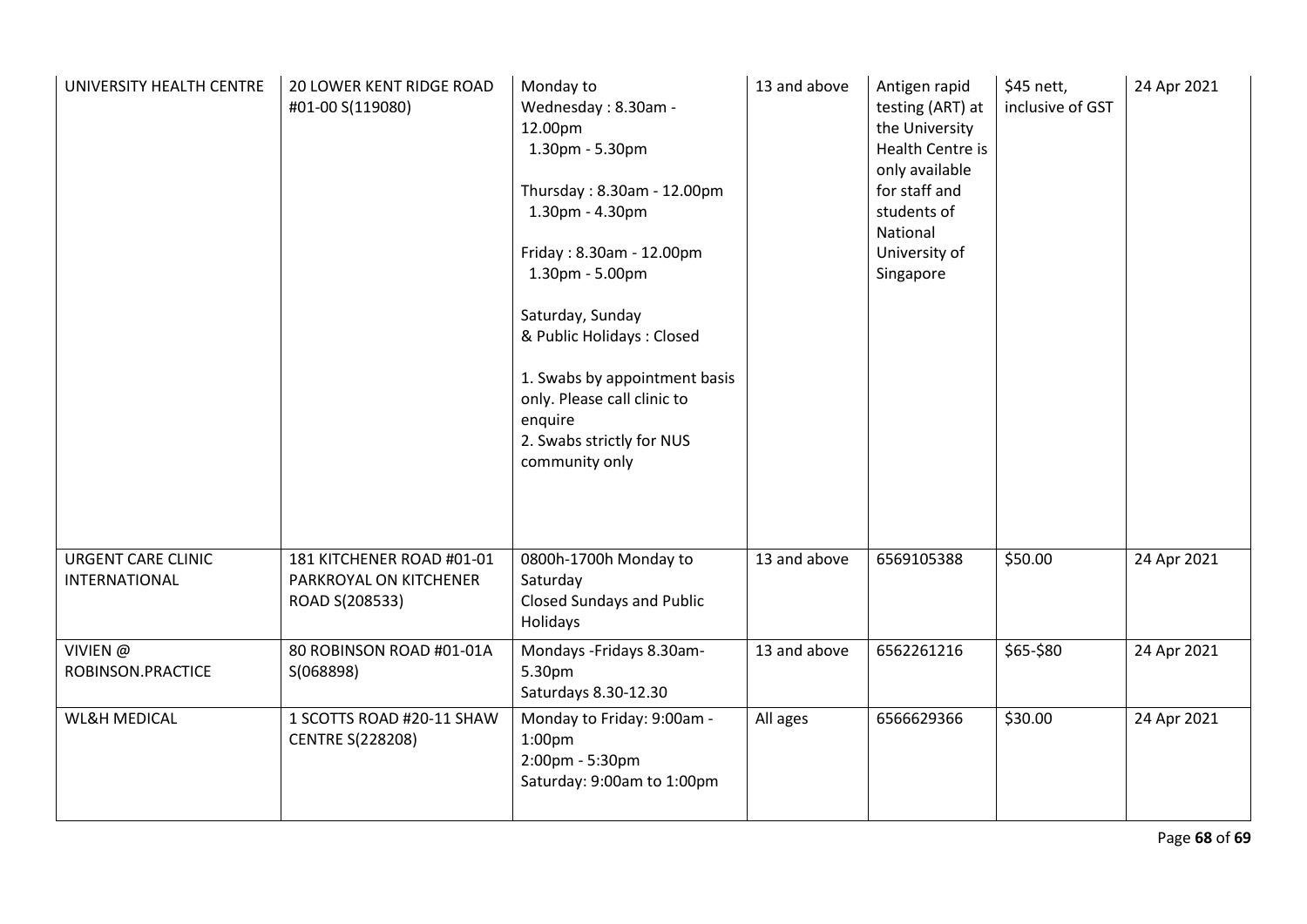| | | | | | | |
|---|---|---|---|---|---|---|
| UNIVERSITY HEALTH CENTRE | 20 LOWER KENT RIDGE ROAD #01-00 S(119080) | Monday to Wednesday : 8.30am - 12.00pm 1.30pm - 5.30pm<br><br>Thursday : 8.30am - 12.00pm 1.30pm - 4.30pm<br><br>Friday : 8.30am - 12.00pm 1.30pm - 5.00pm<br><br>Saturday, Sunday & Public Holidays : Closed<br><br>1. Swabs by appointment basis only. Please call clinic to enquire<br>2. Swabs strictly for NUS community only | 13 and above | Antigen rapid testing (ART) at the University Health Centre is only available for staff and students of National University of Singapore | $45 nett, inclusive of GST | 24 Apr 2021 |
| URGENT CARE CLINIC INTERNATIONAL | 181 KITCHENER ROAD #01-01 PARKROYAL ON KITCHENER ROAD S(208533) | 0800h-1700h Monday to Saturday<br>Closed Sundays and Public Holidays | 13 and above | 6569105388 | $50.00 | 24 Apr 2021 |
| VIVIEN @ ROBINSON.PRACTICE | 80 ROBINSON ROAD #01-01A S(068898) | Mondays -Fridays 8.30am-5.30pm<br>Saturdays 8.30-12.30 | 13 and above | 6562261216 | $65-$80 | 24 Apr 2021 |
| WL&H MEDICAL | 1 SCOTTS ROAD #20-11 SHAW CENTRE S(228208) | Monday to Friday: 9:00am - 1:00pm<br>2:00pm - 5:30pm<br>Saturday: 9:00am to 1:00pm | All ages | 6566629366 | $30.00 | 24 Apr 2021 |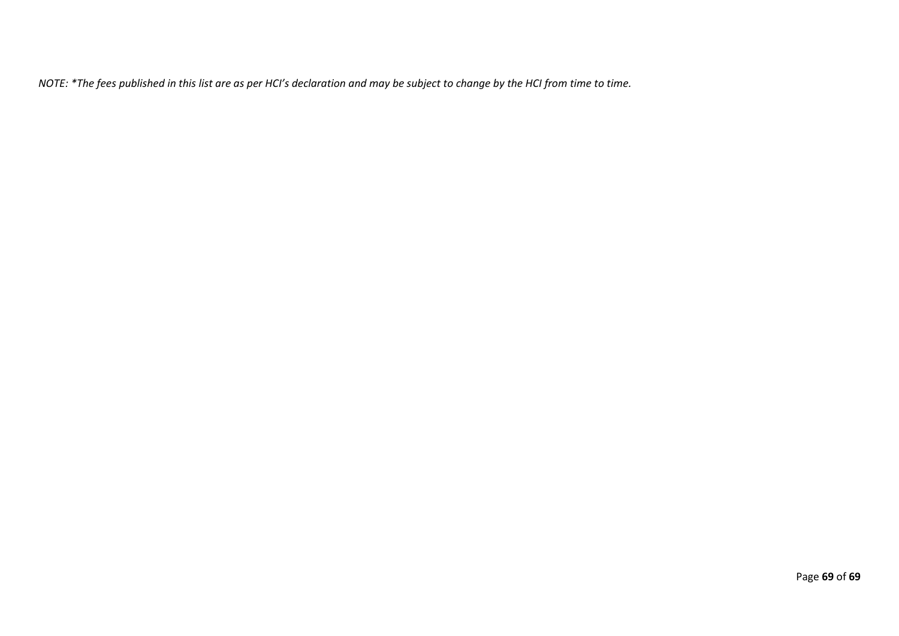*NOTE: *The fees published in this list are as per HCI's declaration and may be subject to change by the HCI from time to time.*